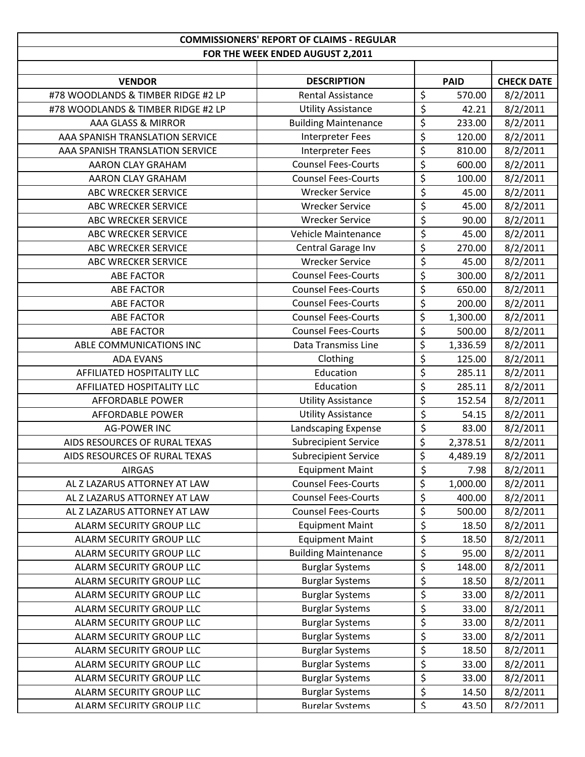# COMMISSIONERS' REPORT OF CLAIMS - REGULAR

## FOR THE WEEK ENDED AUGUST 2,2011

| VENDOR | DESCRIPTION | PAID | CHECK DATE |
|---|---|---|---|
| #78 WOODLANDS & TIMBER RIDGE #2 LP | Rental Assistance | $ 570.00 | 8/2/2011 |
| #78 WOODLANDS & TIMBER RIDGE #2 LP | Utility Assistance | $ 42.21 | 8/2/2011 |
| AAA GLASS & MIRROR | Building Maintenance | $ 233.00 | 8/2/2011 |
| AAA SPANISH TRANSLATION SERVICE | Interpreter Fees | $ 120.00 | 8/2/2011 |
| AAA SPANISH TRANSLATION SERVICE | Interpreter Fees | $ 810.00 | 8/2/2011 |
| AARON CLAY GRAHAM | Counsel Fees-Courts | $ 600.00 | 8/2/2011 |
| AARON CLAY GRAHAM | Counsel Fees-Courts | $ 100.00 | 8/2/2011 |
| ABC WRECKER SERVICE | Wrecker Service | $ 45.00 | 8/2/2011 |
| ABC WRECKER SERVICE | Wrecker Service | $ 45.00 | 8/2/2011 |
| ABC WRECKER SERVICE | Wrecker Service | $ 90.00 | 8/2/2011 |
| ABC WRECKER SERVICE | Vehicle Maintenance | $ 45.00 | 8/2/2011 |
| ABC WRECKER SERVICE | Central Garage Inv | $ 270.00 | 8/2/2011 |
| ABC WRECKER SERVICE | Wrecker Service | $ 45.00 | 8/2/2011 |
| ABE FACTOR | Counsel Fees-Courts | $ 300.00 | 8/2/2011 |
| ABE FACTOR | Counsel Fees-Courts | $ 650.00 | 8/2/2011 |
| ABE FACTOR | Counsel Fees-Courts | $ 200.00 | 8/2/2011 |
| ABE FACTOR | Counsel Fees-Courts | $ 1,300.00 | 8/2/2011 |
| ABE FACTOR | Counsel Fees-Courts | $ 500.00 | 8/2/2011 |
| ABLE COMMUNICATIONS INC | Data Transmiss Line | $ 1,336.59 | 8/2/2011 |
| ADA EVANS | Clothing | $ 125.00 | 8/2/2011 |
| AFFILIATED HOSPITALITY LLC | Education | $ 285.11 | 8/2/2011 |
| AFFILIATED HOSPITALITY LLC | Education | $ 285.11 | 8/2/2011 |
| AFFORDABLE POWER | Utility Assistance | $ 152.54 | 8/2/2011 |
| AFFORDABLE POWER | Utility Assistance | $ 54.15 | 8/2/2011 |
| AG-POWER INC | Landscaping Expense | $ 83.00 | 8/2/2011 |
| AIDS RESOURCES OF RURAL TEXAS | Subrecipient Service | $ 2,378.51 | 8/2/2011 |
| AIDS RESOURCES OF RURAL TEXAS | Subrecipient Service | $ 4,489.19 | 8/2/2011 |
| AIRGAS | Equipment Maint | $ 7.98 | 8/2/2011 |
| AL Z LAZARUS ATTORNEY AT LAW | Counsel Fees-Courts | $ 1,000.00 | 8/2/2011 |
| AL Z LAZARUS ATTORNEY AT LAW | Counsel Fees-Courts | $ 400.00 | 8/2/2011 |
| AL Z LAZARUS ATTORNEY AT LAW | Counsel Fees-Courts | $ 500.00 | 8/2/2011 |
| ALARM SECURITY GROUP LLC | Equipment Maint | $ 18.50 | 8/2/2011 |
| ALARM SECURITY GROUP LLC | Equipment Maint | $ 18.50 | 8/2/2011 |
| ALARM SECURITY GROUP LLC | Building Maintenance | $ 95.00 | 8/2/2011 |
| ALARM SECURITY GROUP LLC | Burglar Systems | $ 148.00 | 8/2/2011 |
| ALARM SECURITY GROUP LLC | Burglar Systems | $ 18.50 | 8/2/2011 |
| ALARM SECURITY GROUP LLC | Burglar Systems | $ 33.00 | 8/2/2011 |
| ALARM SECURITY GROUP LLC | Burglar Systems | $ 33.00 | 8/2/2011 |
| ALARM SECURITY GROUP LLC | Burglar Systems | $ 33.00 | 8/2/2011 |
| ALARM SECURITY GROUP LLC | Burglar Systems | $ 33.00 | 8/2/2011 |
| ALARM SECURITY GROUP LLC | Burglar Systems | $ 18.50 | 8/2/2011 |
| ALARM SECURITY GROUP LLC | Burglar Systems | $ 33.00 | 8/2/2011 |
| ALARM SECURITY GROUP LLC | Burglar Systems | $ 33.00 | 8/2/2011 |
| ALARM SECURITY GROUP LLC | Burglar Systems | $ 14.50 | 8/2/2011 |
| ALARM SECURITY GROUP LLC | Burglar Systems | $ 43.50 | 8/2/2011 |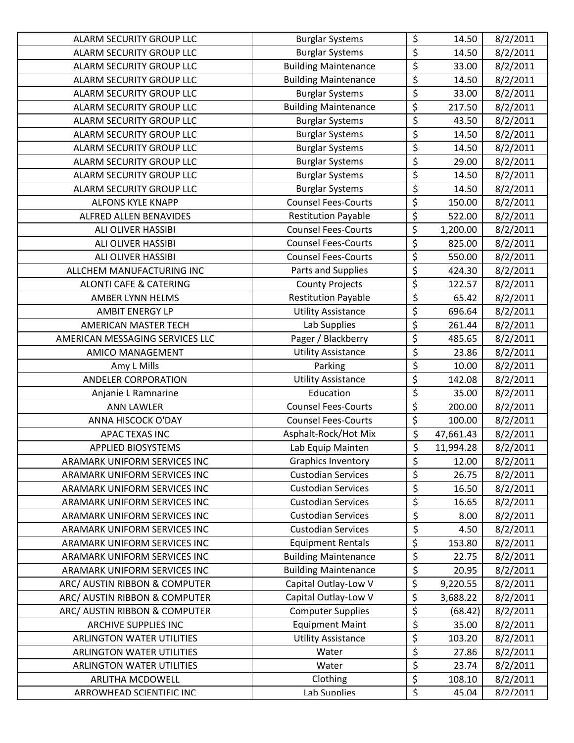| | | | | |
|---|---|---|---|---|
| ALARM SECURITY GROUP LLC | Burglar Systems | $ | 14.50 | 8/2/2011 |
| ALARM SECURITY GROUP LLC | Burglar Systems | $ | 14.50 | 8/2/2011 |
| ALARM SECURITY GROUP LLC | Building Maintenance | $ | 33.00 | 8/2/2011 |
| ALARM SECURITY GROUP LLC | Building Maintenance | $ | 14.50 | 8/2/2011 |
| ALARM SECURITY GROUP LLC | Burglar Systems | $ | 33.00 | 8/2/2011 |
| ALARM SECURITY GROUP LLC | Building Maintenance | $ | 217.50 | 8/2/2011 |
| ALARM SECURITY GROUP LLC | Burglar Systems | $ | 43.50 | 8/2/2011 |
| ALARM SECURITY GROUP LLC | Burglar Systems | $ | 14.50 | 8/2/2011 |
| ALARM SECURITY GROUP LLC | Burglar Systems | $ | 14.50 | 8/2/2011 |
| ALARM SECURITY GROUP LLC | Burglar Systems | $ | 29.00 | 8/2/2011 |
| ALARM SECURITY GROUP LLC | Burglar Systems | $ | 14.50 | 8/2/2011 |
| ALARM SECURITY GROUP LLC | Burglar Systems | $ | 14.50 | 8/2/2011 |
| ALFONS KYLE KNAPP | Counsel Fees-Courts | $ | 150.00 | 8/2/2011 |
| ALFRED ALLEN BENAVIDES | Restitution Payable | $ | 522.00 | 8/2/2011 |
| ALI OLIVER HASSIBI | Counsel Fees-Courts | $ | 1,200.00 | 8/2/2011 |
| ALI OLIVER HASSIBI | Counsel Fees-Courts | $ | 825.00 | 8/2/2011 |
| ALI OLIVER HASSIBI | Counsel Fees-Courts | $ | 550.00 | 8/2/2011 |
| ALLCHEM MANUFACTURING INC | Parts and Supplies | $ | 424.30 | 8/2/2011 |
| ALONTI CAFE & CATERING | County Projects | $ | 122.57 | 8/2/2011 |
| AMBER LYNN HELMS | Restitution Payable | $ | 65.42 | 8/2/2011 |
| AMBIT ENERGY LP | Utility Assistance | $ | 696.64 | 8/2/2011 |
| AMERICAN MASTER TECH | Lab Supplies | $ | 261.44 | 8/2/2011 |
| AMERICAN MESSAGING SERVICES LLC | Pager / Blackberry | $ | 485.65 | 8/2/2011 |
| AMICO MANAGEMENT | Utility Assistance | $ | 23.86 | 8/2/2011 |
| Amy L Mills | Parking | $ | 10.00 | 8/2/2011 |
| ANDELER CORPORATION | Utility Assistance | $ | 142.08 | 8/2/2011 |
| Anjanie L Ramnarine | Education | $ | 35.00 | 8/2/2011 |
| ANN LAWLER | Counsel Fees-Courts | $ | 200.00 | 8/2/2011 |
| ANNA HISCOCK O'DAY | Counsel Fees-Courts | $ | 100.00 | 8/2/2011 |
| APAC TEXAS INC | Asphalt-Rock/Hot Mix | $ | 47,661.43 | 8/2/2011 |
| APPLIED BIOSYSTEMS | Lab Equip Mainten | $ | 11,994.28 | 8/2/2011 |
| ARAMARK UNIFORM SERVICES INC | Graphics Inventory | $ | 12.00 | 8/2/2011 |
| ARAMARK UNIFORM SERVICES INC | Custodian Services | $ | 26.75 | 8/2/2011 |
| ARAMARK UNIFORM SERVICES INC | Custodian Services | $ | 16.50 | 8/2/2011 |
| ARAMARK UNIFORM SERVICES INC | Custodian Services | $ | 16.65 | 8/2/2011 |
| ARAMARK UNIFORM SERVICES INC | Custodian Services | $ | 8.00 | 8/2/2011 |
| ARAMARK UNIFORM SERVICES INC | Custodian Services | $ | 4.50 | 8/2/2011 |
| ARAMARK UNIFORM SERVICES INC | Equipment Rentals | $ | 153.80 | 8/2/2011 |
| ARAMARK UNIFORM SERVICES INC | Building Maintenance | $ | 22.75 | 8/2/2011 |
| ARAMARK UNIFORM SERVICES INC | Building Maintenance | $ | 20.95 | 8/2/2011 |
| ARC/ AUSTIN RIBBON & COMPUTER | Capital Outlay-Low V | $ | 9,220.55 | 8/2/2011 |
| ARC/ AUSTIN RIBBON & COMPUTER | Capital Outlay-Low V | $ | 3,688.22 | 8/2/2011 |
| ARC/ AUSTIN RIBBON & COMPUTER | Computer Supplies | $ | (68.42) | 8/2/2011 |
| ARCHIVE SUPPLIES INC | Equipment Maint | $ | 35.00 | 8/2/2011 |
| ARLINGTON WATER UTILITIES | Utility Assistance | $ | 103.20 | 8/2/2011 |
| ARLINGTON WATER UTILITIES | Water | $ | 27.86 | 8/2/2011 |
| ARLINGTON WATER UTILITIES | Water | $ | 23.74 | 8/2/2011 |
| ARLITHA MCDOWELL | Clothing | $ | 108.10 | 8/2/2011 |
| ARROWHEAD SCIENTIFIC INC | Lab Supplies | $ | 45.04 | 8/2/2011 |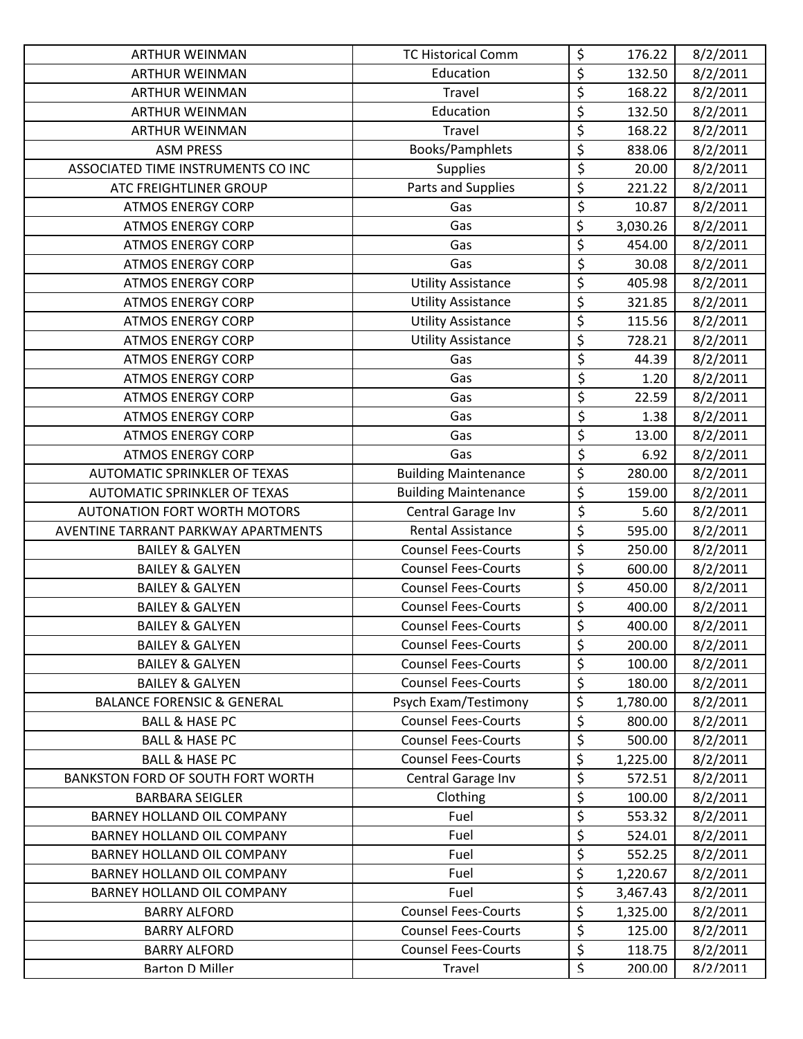| | | | | |
|---|---|---|---|---|
| ARTHUR WEINMAN | TC Historical Comm | $ | 176.22 | 8/2/2011 |
| ARTHUR WEINMAN | Education | $ | 132.50 | 8/2/2011 |
| ARTHUR WEINMAN | Travel | $ | 168.22 | 8/2/2011 |
| ARTHUR WEINMAN | Education | $ | 132.50 | 8/2/2011 |
| ARTHUR WEINMAN | Travel | $ | 168.22 | 8/2/2011 |
| ASM PRESS | Books/Pamphlets | $ | 838.06 | 8/2/2011 |
| ASSOCIATED TIME INSTRUMENTS CO INC | Supplies | $ | 20.00 | 8/2/2011 |
| ATC FREIGHTLINER GROUP | Parts and Supplies | $ | 221.22 | 8/2/2011 |
| ATMOS ENERGY CORP | Gas | $ | 10.87 | 8/2/2011 |
| ATMOS ENERGY CORP | Gas | $ | 3,030.26 | 8/2/2011 |
| ATMOS ENERGY CORP | Gas | $ | 454.00 | 8/2/2011 |
| ATMOS ENERGY CORP | Gas | $ | 30.08 | 8/2/2011 |
| ATMOS ENERGY CORP | Utility Assistance | $ | 405.98 | 8/2/2011 |
| ATMOS ENERGY CORP | Utility Assistance | $ | 321.85 | 8/2/2011 |
| ATMOS ENERGY CORP | Utility Assistance | $ | 115.56 | 8/2/2011 |
| ATMOS ENERGY CORP | Utility Assistance | $ | 728.21 | 8/2/2011 |
| ATMOS ENERGY CORP | Gas | $ | 44.39 | 8/2/2011 |
| ATMOS ENERGY CORP | Gas | $ | 1.20 | 8/2/2011 |
| ATMOS ENERGY CORP | Gas | $ | 22.59 | 8/2/2011 |
| ATMOS ENERGY CORP | Gas | $ | 1.38 | 8/2/2011 |
| ATMOS ENERGY CORP | Gas | $ | 13.00 | 8/2/2011 |
| ATMOS ENERGY CORP | Gas | $ | 6.92 | 8/2/2011 |
| AUTOMATIC SPRINKLER OF TEXAS | Building Maintenance | $ | 280.00 | 8/2/2011 |
| AUTOMATIC SPRINKLER OF TEXAS | Building Maintenance | $ | 159.00 | 8/2/2011 |
| AUTONATION FORT WORTH MOTORS | Central Garage Inv | $ | 5.60 | 8/2/2011 |
| AVENTINE TARRANT PARKWAY APARTMENTS | Rental Assistance | $ | 595.00 | 8/2/2011 |
| BAILEY & GALYEN | Counsel Fees-Courts | $ | 250.00 | 8/2/2011 |
| BAILEY & GALYEN | Counsel Fees-Courts | $ | 600.00 | 8/2/2011 |
| BAILEY & GALYEN | Counsel Fees-Courts | $ | 450.00 | 8/2/2011 |
| BAILEY & GALYEN | Counsel Fees-Courts | $ | 400.00 | 8/2/2011 |
| BAILEY & GALYEN | Counsel Fees-Courts | $ | 400.00 | 8/2/2011 |
| BAILEY & GALYEN | Counsel Fees-Courts | $ | 200.00 | 8/2/2011 |
| BAILEY & GALYEN | Counsel Fees-Courts | $ | 100.00 | 8/2/2011 |
| BAILEY & GALYEN | Counsel Fees-Courts | $ | 180.00 | 8/2/2011 |
| BALANCE FORENSIC & GENERAL | Psych Exam/Testimony | $ | 1,780.00 | 8/2/2011 |
| BALL & HASE PC | Counsel Fees-Courts | $ | 800.00 | 8/2/2011 |
| BALL & HASE PC | Counsel Fees-Courts | $ | 500.00 | 8/2/2011 |
| BALL & HASE PC | Counsel Fees-Courts | $ | 1,225.00 | 8/2/2011 |
| BANKSTON FORD OF SOUTH FORT WORTH | Central Garage Inv | $ | 572.51 | 8/2/2011 |
| BARBARA SEIGLER | Clothing | $ | 100.00 | 8/2/2011 |
| BARNEY HOLLAND OIL COMPANY | Fuel | $ | 553.32 | 8/2/2011 |
| BARNEY HOLLAND OIL COMPANY | Fuel | $ | 524.01 | 8/2/2011 |
| BARNEY HOLLAND OIL COMPANY | Fuel | $ | 552.25 | 8/2/2011 |
| BARNEY HOLLAND OIL COMPANY | Fuel | $ | 1,220.67 | 8/2/2011 |
| BARNEY HOLLAND OIL COMPANY | Fuel | $ | 3,467.43 | 8/2/2011 |
| BARRY ALFORD | Counsel Fees-Courts | $ | 1,325.00 | 8/2/2011 |
| BARRY ALFORD | Counsel Fees-Courts | $ | 125.00 | 8/2/2011 |
| BARRY ALFORD | Counsel Fees-Courts | $ | 118.75 | 8/2/2011 |
| Barton D Miller | Travel | $ | 200.00 | 8/2/2011 |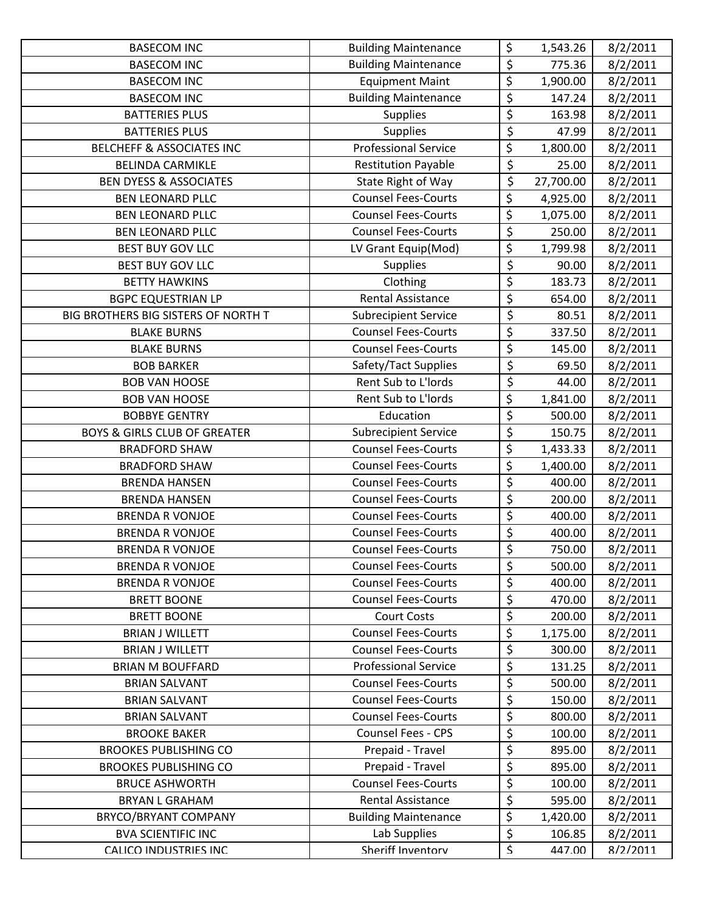| | | | | |
|---|---|---|---|---|
| BASECOM INC | Building Maintenance | $ | 1,543.26 | 8/2/2011 |
| BASECOM INC | Building Maintenance | $ | 775.36 | 8/2/2011 |
| BASECOM INC | Equipment Maint | $ | 1,900.00 | 8/2/2011 |
| BASECOM INC | Building Maintenance | $ | 147.24 | 8/2/2011 |
| BATTERIES PLUS | Supplies | $ | 163.98 | 8/2/2011 |
| BATTERIES PLUS | Supplies | $ | 47.99 | 8/2/2011 |
| BELCHEFF & ASSOCIATES INC | Professional Service | $ | 1,800.00 | 8/2/2011 |
| BELINDA CARMIKLE | Restitution Payable | $ | 25.00 | 8/2/2011 |
| BEN DYESS & ASSOCIATES | State Right of Way | $ | 27,700.00 | 8/2/2011 |
| BEN LEONARD PLLC | Counsel Fees-Courts | $ | 4,925.00 | 8/2/2011 |
| BEN LEONARD PLLC | Counsel Fees-Courts | $ | 1,075.00 | 8/2/2011 |
| BEN LEONARD PLLC | Counsel Fees-Courts | $ | 250.00 | 8/2/2011 |
| BEST BUY GOV LLC | LV Grant Equip(Mod) | $ | 1,799.98 | 8/2/2011 |
| BEST BUY GOV LLC | Supplies | $ | 90.00 | 8/2/2011 |
| BETTY HAWKINS | Clothing | $ | 183.73 | 8/2/2011 |
| BGPC EQUESTRIAN LP | Rental Assistance | $ | 654.00 | 8/2/2011 |
| BIG BROTHERS BIG SISTERS OF NORTH T | Subrecipient Service | $ | 80.51 | 8/2/2011 |
| BLAKE BURNS | Counsel Fees-Courts | $ | 337.50 | 8/2/2011 |
| BLAKE BURNS | Counsel Fees-Courts | $ | 145.00 | 8/2/2011 |
| BOB BARKER | Safety/Tact Supplies | $ | 69.50 | 8/2/2011 |
| BOB VAN HOOSE | Rent Sub to L'lords | $ | 44.00 | 8/2/2011 |
| BOB VAN HOOSE | Rent Sub to L'lords | $ | 1,841.00 | 8/2/2011 |
| BOBBYE GENTRY | Education | $ | 500.00 | 8/2/2011 |
| BOYS & GIRLS CLUB OF GREATER | Subrecipient Service | $ | 150.75 | 8/2/2011 |
| BRADFORD SHAW | Counsel Fees-Courts | $ | 1,433.33 | 8/2/2011 |
| BRADFORD SHAW | Counsel Fees-Courts | $ | 1,400.00 | 8/2/2011 |
| BRENDA HANSEN | Counsel Fees-Courts | $ | 400.00 | 8/2/2011 |
| BRENDA HANSEN | Counsel Fees-Courts | $ | 200.00 | 8/2/2011 |
| BRENDA R VONJOE | Counsel Fees-Courts | $ | 400.00 | 8/2/2011 |
| BRENDA R VONJOE | Counsel Fees-Courts | $ | 400.00 | 8/2/2011 |
| BRENDA R VONJOE | Counsel Fees-Courts | $ | 750.00 | 8/2/2011 |
| BRENDA R VONJOE | Counsel Fees-Courts | $ | 500.00 | 8/2/2011 |
| BRENDA R VONJOE | Counsel Fees-Courts | $ | 400.00 | 8/2/2011 |
| BRETT BOONE | Counsel Fees-Courts | $ | 470.00 | 8/2/2011 |
| BRETT BOONE | Court Costs | $ | 200.00 | 8/2/2011 |
| BRIAN J WILLETT | Counsel Fees-Courts | $ | 1,175.00 | 8/2/2011 |
| BRIAN J WILLETT | Counsel Fees-Courts | $ | 300.00 | 8/2/2011 |
| BRIAN M BOUFFARD | Professional Service | $ | 131.25 | 8/2/2011 |
| BRIAN SALVANT | Counsel Fees-Courts | $ | 500.00 | 8/2/2011 |
| BRIAN SALVANT | Counsel Fees-Courts | $ | 150.00 | 8/2/2011 |
| BRIAN SALVANT | Counsel Fees-Courts | $ | 800.00 | 8/2/2011 |
| BROOKE BAKER | Counsel Fees - CPS | $ | 100.00 | 8/2/2011 |
| BROOKES PUBLISHING CO | Prepaid - Travel | $ | 895.00 | 8/2/2011 |
| BROOKES PUBLISHING CO | Prepaid - Travel | $ | 895.00 | 8/2/2011 |
| BRUCE ASHWORTH | Counsel Fees-Courts | $ | 100.00 | 8/2/2011 |
| BRYAN L GRAHAM | Rental Assistance | $ | 595.00 | 8/2/2011 |
| BRYCO/BRYANT COMPANY | Building Maintenance | $ | 1,420.00 | 8/2/2011 |
| BVA SCIENTIFIC INC | Lab Supplies | $ | 106.85 | 8/2/2011 |
| CALICO INDUSTRIES INC | Sheriff Inventory | $ | 447.00 | 8/2/2011 |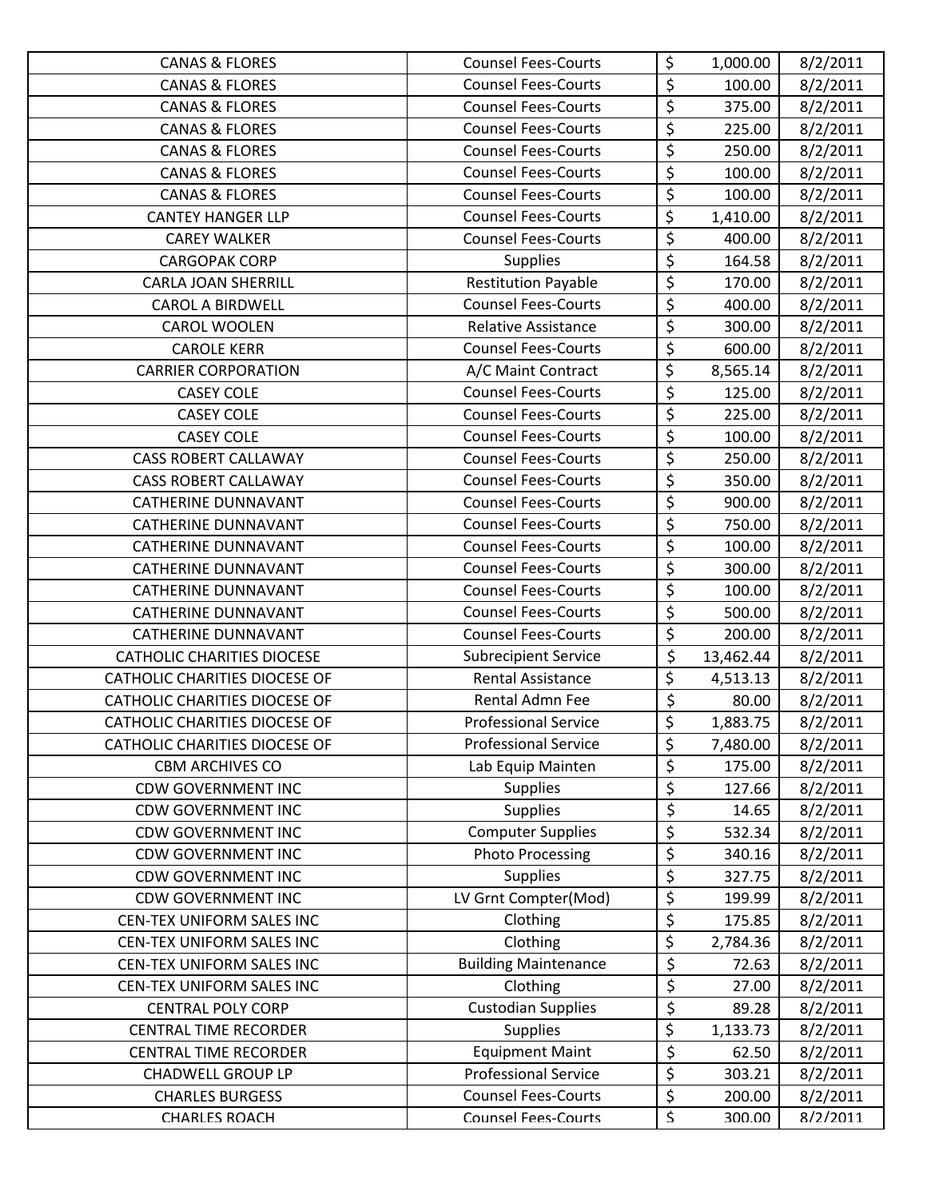| | | | | |
|---|---|---|---|---|
| CANAS & FLORES | Counsel Fees-Courts | $ | 1,000.00 | 8/2/2011 |
| CANAS & FLORES | Counsel Fees-Courts | $ | 100.00 | 8/2/2011 |
| CANAS & FLORES | Counsel Fees-Courts | $ | 375.00 | 8/2/2011 |
| CANAS & FLORES | Counsel Fees-Courts | $ | 225.00 | 8/2/2011 |
| CANAS & FLORES | Counsel Fees-Courts | $ | 250.00 | 8/2/2011 |
| CANAS & FLORES | Counsel Fees-Courts | $ | 100.00 | 8/2/2011 |
| CANAS & FLORES | Counsel Fees-Courts | $ | 100.00 | 8/2/2011 |
| CANTEY HANGER LLP | Counsel Fees-Courts | $ | 1,410.00 | 8/2/2011 |
| CAREY WALKER | Counsel Fees-Courts | $ | 400.00 | 8/2/2011 |
| CARGOPAK CORP | Supplies | $ | 164.58 | 8/2/2011 |
| CARLA JOAN SHERRILL | Restitution Payable | $ | 170.00 | 8/2/2011 |
| CAROL A BIRDWELL | Counsel Fees-Courts | $ | 400.00 | 8/2/2011 |
| CAROL WOOLEN | Relative Assistance | $ | 300.00 | 8/2/2011 |
| CAROLE KERR | Counsel Fees-Courts | $ | 600.00 | 8/2/2011 |
| CARRIER CORPORATION | A/C Maint Contract | $ | 8,565.14 | 8/2/2011 |
| CASEY COLE | Counsel Fees-Courts | $ | 125.00 | 8/2/2011 |
| CASEY COLE | Counsel Fees-Courts | $ | 225.00 | 8/2/2011 |
| CASEY COLE | Counsel Fees-Courts | $ | 100.00 | 8/2/2011 |
| CASS ROBERT CALLAWAY | Counsel Fees-Courts | $ | 250.00 | 8/2/2011 |
| CASS ROBERT CALLAWAY | Counsel Fees-Courts | $ | 350.00 | 8/2/2011 |
| CATHERINE DUNNAVANT | Counsel Fees-Courts | $ | 900.00 | 8/2/2011 |
| CATHERINE DUNNAVANT | Counsel Fees-Courts | $ | 750.00 | 8/2/2011 |
| CATHERINE DUNNAVANT | Counsel Fees-Courts | $ | 100.00 | 8/2/2011 |
| CATHERINE DUNNAVANT | Counsel Fees-Courts | $ | 300.00 | 8/2/2011 |
| CATHERINE DUNNAVANT | Counsel Fees-Courts | $ | 100.00 | 8/2/2011 |
| CATHERINE DUNNAVANT | Counsel Fees-Courts | $ | 500.00 | 8/2/2011 |
| CATHERINE DUNNAVANT | Counsel Fees-Courts | $ | 200.00 | 8/2/2011 |
| CATHOLIC CHARITIES DIOCESE | Subrecipient Service | $ | 13,462.44 | 8/2/2011 |
| CATHOLIC CHARITIES DIOCESE OF | Rental Assistance | $ | 4,513.13 | 8/2/2011 |
| CATHOLIC CHARITIES DIOCESE OF | Rental Admn Fee | $ | 80.00 | 8/2/2011 |
| CATHOLIC CHARITIES DIOCESE OF | Professional Service | $ | 1,883.75 | 8/2/2011 |
| CATHOLIC CHARITIES DIOCESE OF | Professional Service | $ | 7,480.00 | 8/2/2011 |
| CBM ARCHIVES CO | Lab Equip Mainten | $ | 175.00 | 8/2/2011 |
| CDW GOVERNMENT INC | Supplies | $ | 127.66 | 8/2/2011 |
| CDW GOVERNMENT INC | Supplies | $ | 14.65 | 8/2/2011 |
| CDW GOVERNMENT INC | Computer Supplies | $ | 532.34 | 8/2/2011 |
| CDW GOVERNMENT INC | Photo Processing | $ | 340.16 | 8/2/2011 |
| CDW GOVERNMENT INC | Supplies | $ | 327.75 | 8/2/2011 |
| CDW GOVERNMENT INC | LV Grnt Compter(Mod) | $ | 199.99 | 8/2/2011 |
| CEN-TEX UNIFORM SALES INC | Clothing | $ | 175.85 | 8/2/2011 |
| CEN-TEX UNIFORM SALES INC | Clothing | $ | 2,784.36 | 8/2/2011 |
| CEN-TEX UNIFORM SALES INC | Building Maintenance | $ | 72.63 | 8/2/2011 |
| CEN-TEX UNIFORM SALES INC | Clothing | $ | 27.00 | 8/2/2011 |
| CENTRAL POLY CORP | Custodian Supplies | $ | 89.28 | 8/2/2011 |
| CENTRAL TIME RECORDER | Supplies | $ | 1,133.73 | 8/2/2011 |
| CENTRAL TIME RECORDER | Equipment Maint | $ | 62.50 | 8/2/2011 |
| CHADWELL GROUP LP | Professional Service | $ | 303.21 | 8/2/2011 |
| CHARLES BURGESS | Counsel Fees-Courts | $ | 200.00 | 8/2/2011 |
| CHARLES ROACH | Counsel Fees-Courts | $ | 300.00 | 8/2/2011 |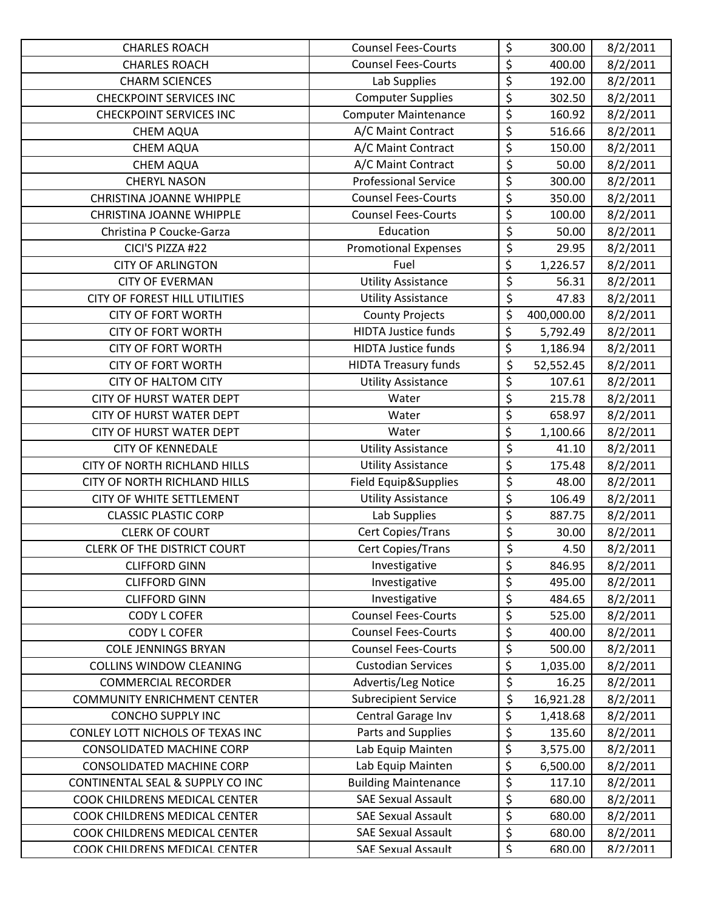| | | | | |
|---|---|---|---|---|
| CHARLES ROACH | Counsel Fees-Courts | $ | 300.00 | 8/2/2011 |
| CHARLES ROACH | Counsel Fees-Courts | $ | 400.00 | 8/2/2011 |
| CHARM SCIENCES | Lab Supplies | $ | 192.00 | 8/2/2011 |
| CHECKPOINT SERVICES INC | Computer Supplies | $ | 302.50 | 8/2/2011 |
| CHECKPOINT SERVICES INC | Computer Maintenance | $ | 160.92 | 8/2/2011 |
| CHEM AQUA | A/C Maint Contract | $ | 516.66 | 8/2/2011 |
| CHEM AQUA | A/C Maint Contract | $ | 150.00 | 8/2/2011 |
| CHEM AQUA | A/C Maint Contract | $ | 50.00 | 8/2/2011 |
| CHERYL NASON | Professional Service | $ | 300.00 | 8/2/2011 |
| CHRISTINA JOANNE WHIPPLE | Counsel Fees-Courts | $ | 350.00 | 8/2/2011 |
| CHRISTINA JOANNE WHIPPLE | Counsel Fees-Courts | $ | 100.00 | 8/2/2011 |
| Christina P Coucke-Garza | Education | $ | 50.00 | 8/2/2011 |
| CICI'S PIZZA #22 | Promotional Expenses | $ | 29.95 | 8/2/2011 |
| CITY OF ARLINGTON | Fuel | $ | 1,226.57 | 8/2/2011 |
| CITY OF EVERMAN | Utility Assistance | $ | 56.31 | 8/2/2011 |
| CITY OF FOREST HILL UTILITIES | Utility Assistance | $ | 47.83 | 8/2/2011 |
| CITY OF FORT WORTH | County Projects | $ | 400,000.00 | 8/2/2011 |
| CITY OF FORT WORTH | HIDTA Justice funds | $ | 5,792.49 | 8/2/2011 |
| CITY OF FORT WORTH | HIDTA Justice funds | $ | 1,186.94 | 8/2/2011 |
| CITY OF FORT WORTH | HIDTA Treasury funds | $ | 52,552.45 | 8/2/2011 |
| CITY OF HALTOM CITY | Utility Assistance | $ | 107.61 | 8/2/2011 |
| CITY OF HURST WATER DEPT | Water | $ | 215.78 | 8/2/2011 |
| CITY OF HURST WATER DEPT | Water | $ | 658.97 | 8/2/2011 |
| CITY OF HURST WATER DEPT | Water | $ | 1,100.66 | 8/2/2011 |
| CITY OF KENNEDALE | Utility Assistance | $ | 41.10 | 8/2/2011 |
| CITY OF NORTH RICHLAND HILLS | Utility Assistance | $ | 175.48 | 8/2/2011 |
| CITY OF NORTH RICHLAND HILLS | Field Equip&Supplies | $ | 48.00 | 8/2/2011 |
| CITY OF WHITE SETTLEMENT | Utility Assistance | $ | 106.49 | 8/2/2011 |
| CLASSIC PLASTIC CORP | Lab Supplies | $ | 887.75 | 8/2/2011 |
| CLERK OF COURT | Cert Copies/Trans | $ | 30.00 | 8/2/2011 |
| CLERK OF THE DISTRICT COURT | Cert Copies/Trans | $ | 4.50 | 8/2/2011 |
| CLIFFORD GINN | Investigative | $ | 846.95 | 8/2/2011 |
| CLIFFORD GINN | Investigative | $ | 495.00 | 8/2/2011 |
| CLIFFORD GINN | Investigative | $ | 484.65 | 8/2/2011 |
| CODY L COFER | Counsel Fees-Courts | $ | 525.00 | 8/2/2011 |
| CODY L COFER | Counsel Fees-Courts | $ | 400.00 | 8/2/2011 |
| COLE JENNINGS BRYAN | Counsel Fees-Courts | $ | 500.00 | 8/2/2011 |
| COLLINS WINDOW CLEANING | Custodian Services | $ | 1,035.00 | 8/2/2011 |
| COMMERCIAL RECORDER | Advertis/Leg Notice | $ | 16.25 | 8/2/2011 |
| COMMUNITY ENRICHMENT CENTER | Subrecipient Service | $ | 16,921.28 | 8/2/2011 |
| CONCHO SUPPLY INC | Central Garage Inv | $ | 1,418.68 | 8/2/2011 |
| CONLEY LOTT NICHOLS OF TEXAS INC | Parts and Supplies | $ | 135.60 | 8/2/2011 |
| CONSOLIDATED MACHINE CORP | Lab Equip Mainten | $ | 3,575.00 | 8/2/2011 |
| CONSOLIDATED MACHINE CORP | Lab Equip Mainten | $ | 6,500.00 | 8/2/2011 |
| CONTINENTAL SEAL & SUPPLY CO INC | Building Maintenance | $ | 117.10 | 8/2/2011 |
| COOK CHILDRENS MEDICAL CENTER | SAE Sexual Assault | $ | 680.00 | 8/2/2011 |
| COOK CHILDRENS MEDICAL CENTER | SAE Sexual Assault | $ | 680.00 | 8/2/2011 |
| COOK CHILDRENS MEDICAL CENTER | SAE Sexual Assault | $ | 680.00 | 8/2/2011 |
| COOK CHILDRENS MEDICAL CENTER | SAE Sexual Assault | $ | 680.00 | 8/2/2011 |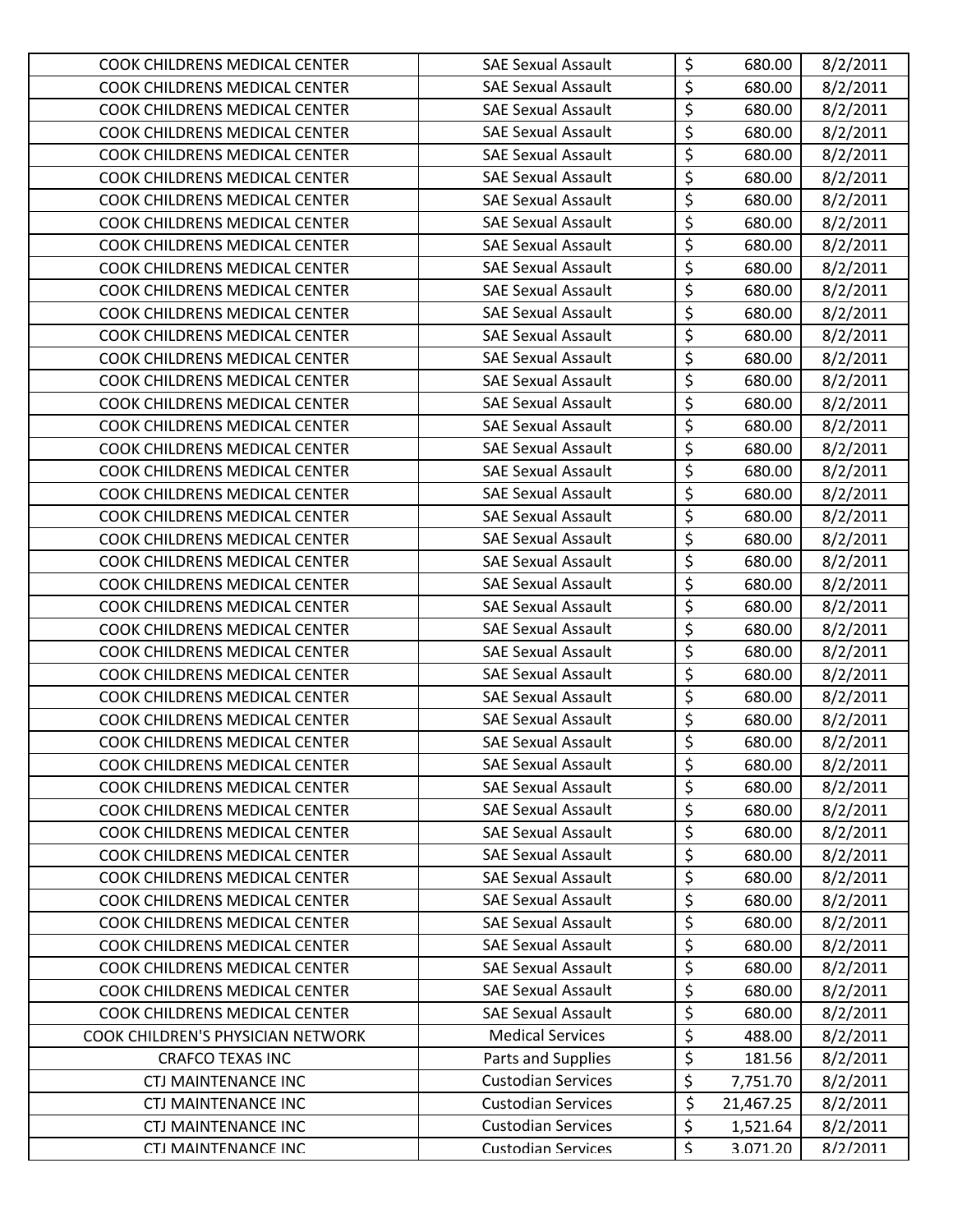| COOK CHILDRENS MEDICAL CENTER | SAE Sexual Assault | $ | 680.00 | 8/2/2011 |
|---|---|---|---|---|
| COOK CHILDRENS MEDICAL CENTER | SAE Sexual Assault | $ | 680.00 | 8/2/2011 |
| COOK CHILDRENS MEDICAL CENTER | SAE Sexual Assault | $ | 680.00 | 8/2/2011 |
| COOK CHILDRENS MEDICAL CENTER | SAE Sexual Assault | $ | 680.00 | 8/2/2011 |
| COOK CHILDRENS MEDICAL CENTER | SAE Sexual Assault | $ | 680.00 | 8/2/2011 |
| COOK CHILDRENS MEDICAL CENTER | SAE Sexual Assault | $ | 680.00 | 8/2/2011 |
| COOK CHILDRENS MEDICAL CENTER | SAE Sexual Assault | $ | 680.00 | 8/2/2011 |
| COOK CHILDRENS MEDICAL CENTER | SAE Sexual Assault | $ | 680.00 | 8/2/2011 |
| COOK CHILDRENS MEDICAL CENTER | SAE Sexual Assault | $ | 680.00 | 8/2/2011 |
| COOK CHILDRENS MEDICAL CENTER | SAE Sexual Assault | $ | 680.00 | 8/2/2011 |
| COOK CHILDRENS MEDICAL CENTER | SAE Sexual Assault | $ | 680.00 | 8/2/2011 |
| COOK CHILDRENS MEDICAL CENTER | SAE Sexual Assault | $ | 680.00 | 8/2/2011 |
| COOK CHILDRENS MEDICAL CENTER | SAE Sexual Assault | $ | 680.00 | 8/2/2011 |
| COOK CHILDRENS MEDICAL CENTER | SAE Sexual Assault | $ | 680.00 | 8/2/2011 |
| COOK CHILDRENS MEDICAL CENTER | SAE Sexual Assault | $ | 680.00 | 8/2/2011 |
| COOK CHILDRENS MEDICAL CENTER | SAE Sexual Assault | $ | 680.00 | 8/2/2011 |
| COOK CHILDRENS MEDICAL CENTER | SAE Sexual Assault | $ | 680.00 | 8/2/2011 |
| COOK CHILDRENS MEDICAL CENTER | SAE Sexual Assault | $ | 680.00 | 8/2/2011 |
| COOK CHILDRENS MEDICAL CENTER | SAE Sexual Assault | $ | 680.00 | 8/2/2011 |
| COOK CHILDRENS MEDICAL CENTER | SAE Sexual Assault | $ | 680.00 | 8/2/2011 |
| COOK CHILDRENS MEDICAL CENTER | SAE Sexual Assault | $ | 680.00 | 8/2/2011 |
| COOK CHILDRENS MEDICAL CENTER | SAE Sexual Assault | $ | 680.00 | 8/2/2011 |
| COOK CHILDRENS MEDICAL CENTER | SAE Sexual Assault | $ | 680.00 | 8/2/2011 |
| COOK CHILDRENS MEDICAL CENTER | SAE Sexual Assault | $ | 680.00 | 8/2/2011 |
| COOK CHILDRENS MEDICAL CENTER | SAE Sexual Assault | $ | 680.00 | 8/2/2011 |
| COOK CHILDRENS MEDICAL CENTER | SAE Sexual Assault | $ | 680.00 | 8/2/2011 |
| COOK CHILDRENS MEDICAL CENTER | SAE Sexual Assault | $ | 680.00 | 8/2/2011 |
| COOK CHILDRENS MEDICAL CENTER | SAE Sexual Assault | $ | 680.00 | 8/2/2011 |
| COOK CHILDRENS MEDICAL CENTER | SAE Sexual Assault | $ | 680.00 | 8/2/2011 |
| COOK CHILDRENS MEDICAL CENTER | SAE Sexual Assault | $ | 680.00 | 8/2/2011 |
| COOK CHILDRENS MEDICAL CENTER | SAE Sexual Assault | $ | 680.00 | 8/2/2011 |
| COOK CHILDRENS MEDICAL CENTER | SAE Sexual Assault | $ | 680.00 | 8/2/2011 |
| COOK CHILDRENS MEDICAL CENTER | SAE Sexual Assault | $ | 680.00 | 8/2/2011 |
| COOK CHILDRENS MEDICAL CENTER | SAE Sexual Assault | $ | 680.00 | 8/2/2011 |
| COOK CHILDRENS MEDICAL CENTER | SAE Sexual Assault | $ | 680.00 | 8/2/2011 |
| COOK CHILDRENS MEDICAL CENTER | SAE Sexual Assault | $ | 680.00 | 8/2/2011 |
| COOK CHILDRENS MEDICAL CENTER | SAE Sexual Assault | $ | 680.00 | 8/2/2011 |
| COOK CHILDRENS MEDICAL CENTER | SAE Sexual Assault | $ | 680.00 | 8/2/2011 |
| COOK CHILDRENS MEDICAL CENTER | SAE Sexual Assault | $ | 680.00 | 8/2/2011 |
| COOK CHILDRENS MEDICAL CENTER | SAE Sexual Assault | $ | 680.00 | 8/2/2011 |
| COOK CHILDRENS MEDICAL CENTER | SAE Sexual Assault | $ | 680.00 | 8/2/2011 |
| COOK CHILDRENS MEDICAL CENTER | SAE Sexual Assault | $ | 680.00 | 8/2/2011 |
| COOK CHILDRENS MEDICAL CENTER | SAE Sexual Assault | $ | 680.00 | 8/2/2011 |
| COOK CHILDREN'S PHYSICIAN NETWORK | Medical Services | $ | 488.00 | 8/2/2011 |
| CRAFCO TEXAS INC | Parts and Supplies | $ | 181.56 | 8/2/2011 |
| CTJ MAINTENANCE INC | Custodian Services | $ | 7,751.70 | 8/2/2011 |
| CTJ MAINTENANCE INC | Custodian Services | $ | 21,467.25 | 8/2/2011 |
| CTJ MAINTENANCE INC | Custodian Services | $ | 1,521.64 | 8/2/2011 |
| CTJ MAINTENANCE INC | Custodian Services | $ | 3,071.20 | 8/2/2011 |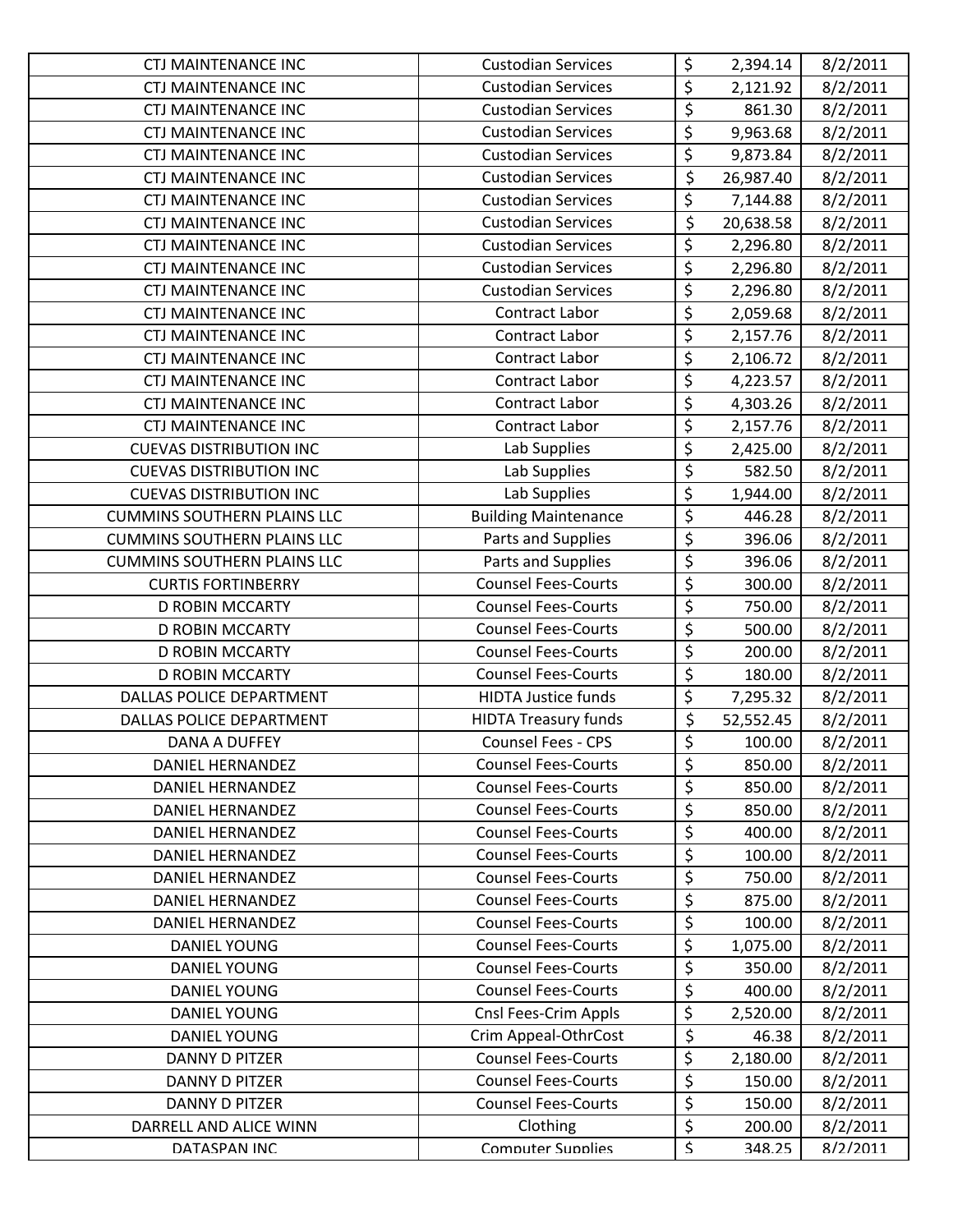| | | | | |
|---|---|---|---|---|
| CTJ MAINTENANCE INC | Custodian Services | $ | 2,394.14 | 8/2/2011 |
| CTJ MAINTENANCE INC | Custodian Services | $ | 2,121.92 | 8/2/2011 |
| CTJ MAINTENANCE INC | Custodian Services | $ | 861.30 | 8/2/2011 |
| CTJ MAINTENANCE INC | Custodian Services | $ | 9,963.68 | 8/2/2011 |
| CTJ MAINTENANCE INC | Custodian Services | $ | 9,873.84 | 8/2/2011 |
| CTJ MAINTENANCE INC | Custodian Services | $ | 26,987.40 | 8/2/2011 |
| CTJ MAINTENANCE INC | Custodian Services | $ | 7,144.88 | 8/2/2011 |
| CTJ MAINTENANCE INC | Custodian Services | $ | 20,638.58 | 8/2/2011 |
| CTJ MAINTENANCE INC | Custodian Services | $ | 2,296.80 | 8/2/2011 |
| CTJ MAINTENANCE INC | Custodian Services | $ | 2,296.80 | 8/2/2011 |
| CTJ MAINTENANCE INC | Custodian Services | $ | 2,296.80 | 8/2/2011 |
| CTJ MAINTENANCE INC | Contract Labor | $ | 2,059.68 | 8/2/2011 |
| CTJ MAINTENANCE INC | Contract Labor | $ | 2,157.76 | 8/2/2011 |
| CTJ MAINTENANCE INC | Contract Labor | $ | 2,106.72 | 8/2/2011 |
| CTJ MAINTENANCE INC | Contract Labor | $ | 4,223.57 | 8/2/2011 |
| CTJ MAINTENANCE INC | Contract Labor | $ | 4,303.26 | 8/2/2011 |
| CTJ MAINTENANCE INC | Contract Labor | $ | 2,157.76 | 8/2/2011 |
| CUEVAS DISTRIBUTION INC | Lab Supplies | $ | 2,425.00 | 8/2/2011 |
| CUEVAS DISTRIBUTION INC | Lab Supplies | $ | 582.50 | 8/2/2011 |
| CUEVAS DISTRIBUTION INC | Lab Supplies | $ | 1,944.00 | 8/2/2011 |
| CUMMINS SOUTHERN PLAINS LLC | Building Maintenance | $ | 446.28 | 8/2/2011 |
| CUMMINS SOUTHERN PLAINS LLC | Parts and Supplies | $ | 396.06 | 8/2/2011 |
| CUMMINS SOUTHERN PLAINS LLC | Parts and Supplies | $ | 396.06 | 8/2/2011 |
| CURTIS FORTINBERRY | Counsel Fees-Courts | $ | 300.00 | 8/2/2011 |
| D ROBIN MCCARTY | Counsel Fees-Courts | $ | 750.00 | 8/2/2011 |
| D ROBIN MCCARTY | Counsel Fees-Courts | $ | 500.00 | 8/2/2011 |
| D ROBIN MCCARTY | Counsel Fees-Courts | $ | 200.00 | 8/2/2011 |
| D ROBIN MCCARTY | Counsel Fees-Courts | $ | 180.00 | 8/2/2011 |
| DALLAS POLICE DEPARTMENT | HIDTA Justice funds | $ | 7,295.32 | 8/2/2011 |
| DALLAS POLICE DEPARTMENT | HIDTA Treasury funds | $ | 52,552.45 | 8/2/2011 |
| DANA A DUFFEY | Counsel Fees - CPS | $ | 100.00 | 8/2/2011 |
| DANIEL HERNANDEZ | Counsel Fees-Courts | $ | 850.00 | 8/2/2011 |
| DANIEL HERNANDEZ | Counsel Fees-Courts | $ | 850.00 | 8/2/2011 |
| DANIEL HERNANDEZ | Counsel Fees-Courts | $ | 850.00 | 8/2/2011 |
| DANIEL HERNANDEZ | Counsel Fees-Courts | $ | 400.00 | 8/2/2011 |
| DANIEL HERNANDEZ | Counsel Fees-Courts | $ | 100.00 | 8/2/2011 |
| DANIEL HERNANDEZ | Counsel Fees-Courts | $ | 750.00 | 8/2/2011 |
| DANIEL HERNANDEZ | Counsel Fees-Courts | $ | 875.00 | 8/2/2011 |
| DANIEL HERNANDEZ | Counsel Fees-Courts | $ | 100.00 | 8/2/2011 |
| DANIEL YOUNG | Counsel Fees-Courts | $ | 1,075.00 | 8/2/2011 |
| DANIEL YOUNG | Counsel Fees-Courts | $ | 350.00 | 8/2/2011 |
| DANIEL YOUNG | Counsel Fees-Courts | $ | 400.00 | 8/2/2011 |
| DANIEL YOUNG | Cnsl Fees-Crim Appls | $ | 2,520.00 | 8/2/2011 |
| DANIEL YOUNG | Crim Appeal-OthrCost | $ | 46.38 | 8/2/2011 |
| DANNY D PITZER | Counsel Fees-Courts | $ | 2,180.00 | 8/2/2011 |
| DANNY D PITZER | Counsel Fees-Courts | $ | 150.00 | 8/2/2011 |
| DANNY D PITZER | Counsel Fees-Courts | $ | 150.00 | 8/2/2011 |
| DARRELL AND ALICE WINN | Clothing | $ | 200.00 | 8/2/2011 |
| DATASPAN INC | Computer Supplies | $ | 348.25 | 8/2/2011 |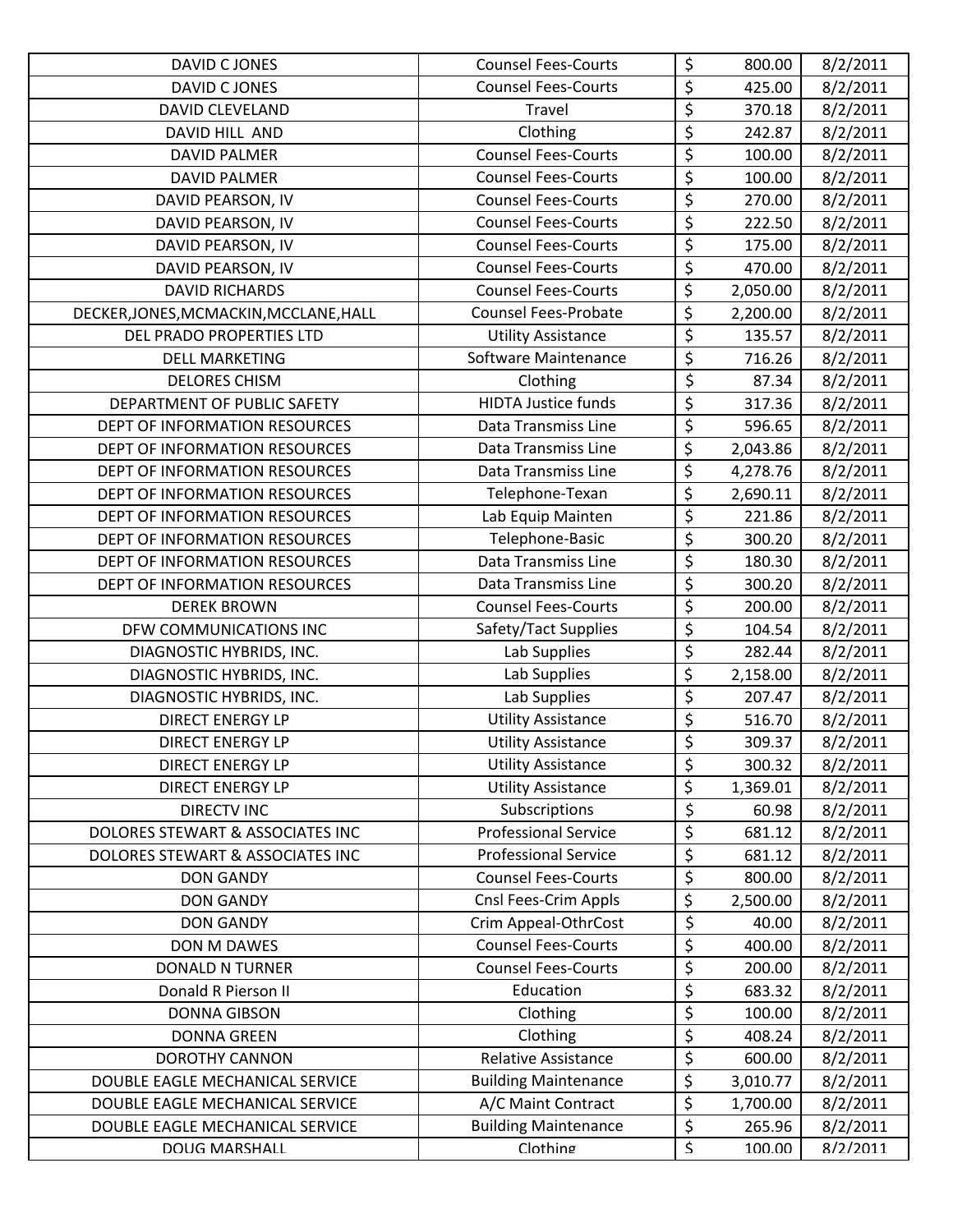| | | | | |
|---|---|---|---|---|
| DAVID C JONES | Counsel Fees-Courts | $ | 800.00 | 8/2/2011 |
| DAVID C JONES | Counsel Fees-Courts | $ | 425.00 | 8/2/2011 |
| DAVID CLEVELAND | Travel | $ | 370.18 | 8/2/2011 |
| DAVID HILL AND | Clothing | $ | 242.87 | 8/2/2011 |
| DAVID PALMER | Counsel Fees-Courts | $ | 100.00 | 8/2/2011 |
| DAVID PALMER | Counsel Fees-Courts | $ | 100.00 | 8/2/2011 |
| DAVID PEARSON, IV | Counsel Fees-Courts | $ | 270.00 | 8/2/2011 |
| DAVID PEARSON, IV | Counsel Fees-Courts | $ | 222.50 | 8/2/2011 |
| DAVID PEARSON, IV | Counsel Fees-Courts | $ | 175.00 | 8/2/2011 |
| DAVID PEARSON, IV | Counsel Fees-Courts | $ | 470.00 | 8/2/2011 |
| DAVID RICHARDS | Counsel Fees-Courts | $ | 2,050.00 | 8/2/2011 |
| DECKER,JONES,MCMACKIN,MCCLANE,HALL | Counsel Fees-Probate | $ | 2,200.00 | 8/2/2011 |
| DEL PRADO PROPERTIES LTD | Utility Assistance | $ | 135.57 | 8/2/2011 |
| DELL MARKETING | Software Maintenance | $ | 716.26 | 8/2/2011 |
| DELORES CHISM | Clothing | $ | 87.34 | 8/2/2011 |
| DEPARTMENT OF PUBLIC SAFETY | HIDTA Justice funds | $ | 317.36 | 8/2/2011 |
| DEPT OF INFORMATION RESOURCES | Data Transmiss Line | $ | 596.65 | 8/2/2011 |
| DEPT OF INFORMATION RESOURCES | Data Transmiss Line | $ | 2,043.86 | 8/2/2011 |
| DEPT OF INFORMATION RESOURCES | Data Transmiss Line | $ | 4,278.76 | 8/2/2011 |
| DEPT OF INFORMATION RESOURCES | Telephone-Texan | $ | 2,690.11 | 8/2/2011 |
| DEPT OF INFORMATION RESOURCES | Lab Equip Mainten | $ | 221.86 | 8/2/2011 |
| DEPT OF INFORMATION RESOURCES | Telephone-Basic | $ | 300.20 | 8/2/2011 |
| DEPT OF INFORMATION RESOURCES | Data Transmiss Line | $ | 180.30 | 8/2/2011 |
| DEPT OF INFORMATION RESOURCES | Data Transmiss Line | $ | 300.20 | 8/2/2011 |
| DEREK BROWN | Counsel Fees-Courts | $ | 200.00 | 8/2/2011 |
| DFW COMMUNICATIONS INC | Safety/Tact Supplies | $ | 104.54 | 8/2/2011 |
| DIAGNOSTIC HYBRIDS, INC. | Lab Supplies | $ | 282.44 | 8/2/2011 |
| DIAGNOSTIC HYBRIDS, INC. | Lab Supplies | $ | 2,158.00 | 8/2/2011 |
| DIAGNOSTIC HYBRIDS, INC. | Lab Supplies | $ | 207.47 | 8/2/2011 |
| DIRECT ENERGY LP | Utility Assistance | $ | 516.70 | 8/2/2011 |
| DIRECT ENERGY LP | Utility Assistance | $ | 309.37 | 8/2/2011 |
| DIRECT ENERGY LP | Utility Assistance | $ | 300.32 | 8/2/2011 |
| DIRECT ENERGY LP | Utility Assistance | $ | 1,369.01 | 8/2/2011 |
| DIRECTV INC | Subscriptions | $ | 60.98 | 8/2/2011 |
| DOLORES STEWART & ASSOCIATES INC | Professional Service | $ | 681.12 | 8/2/2011 |
| DOLORES STEWART & ASSOCIATES INC | Professional Service | $ | 681.12 | 8/2/2011 |
| DON GANDY | Counsel Fees-Courts | $ | 800.00 | 8/2/2011 |
| DON GANDY | Cnsl Fees-Crim Appls | $ | 2,500.00 | 8/2/2011 |
| DON GANDY | Crim Appeal-OthrCost | $ | 40.00 | 8/2/2011 |
| DON M DAWES | Counsel Fees-Courts | $ | 400.00 | 8/2/2011 |
| DONALD N TURNER | Counsel Fees-Courts | $ | 200.00 | 8/2/2011 |
| Donald R Pierson II | Education | $ | 683.32 | 8/2/2011 |
| DONNA GIBSON | Clothing | $ | 100.00 | 8/2/2011 |
| DONNA GREEN | Clothing | $ | 408.24 | 8/2/2011 |
| DOROTHY CANNON | Relative Assistance | $ | 600.00 | 8/2/2011 |
| DOUBLE EAGLE MECHANICAL SERVICE | Building Maintenance | $ | 3,010.77 | 8/2/2011 |
| DOUBLE EAGLE MECHANICAL SERVICE | A/C Maint Contract | $ | 1,700.00 | 8/2/2011 |
| DOUBLE EAGLE MECHANICAL SERVICE | Building Maintenance | $ | 265.96 | 8/2/2011 |
| DOUG MARSHALL | Clothing | $ | 100.00 | 8/2/2011 |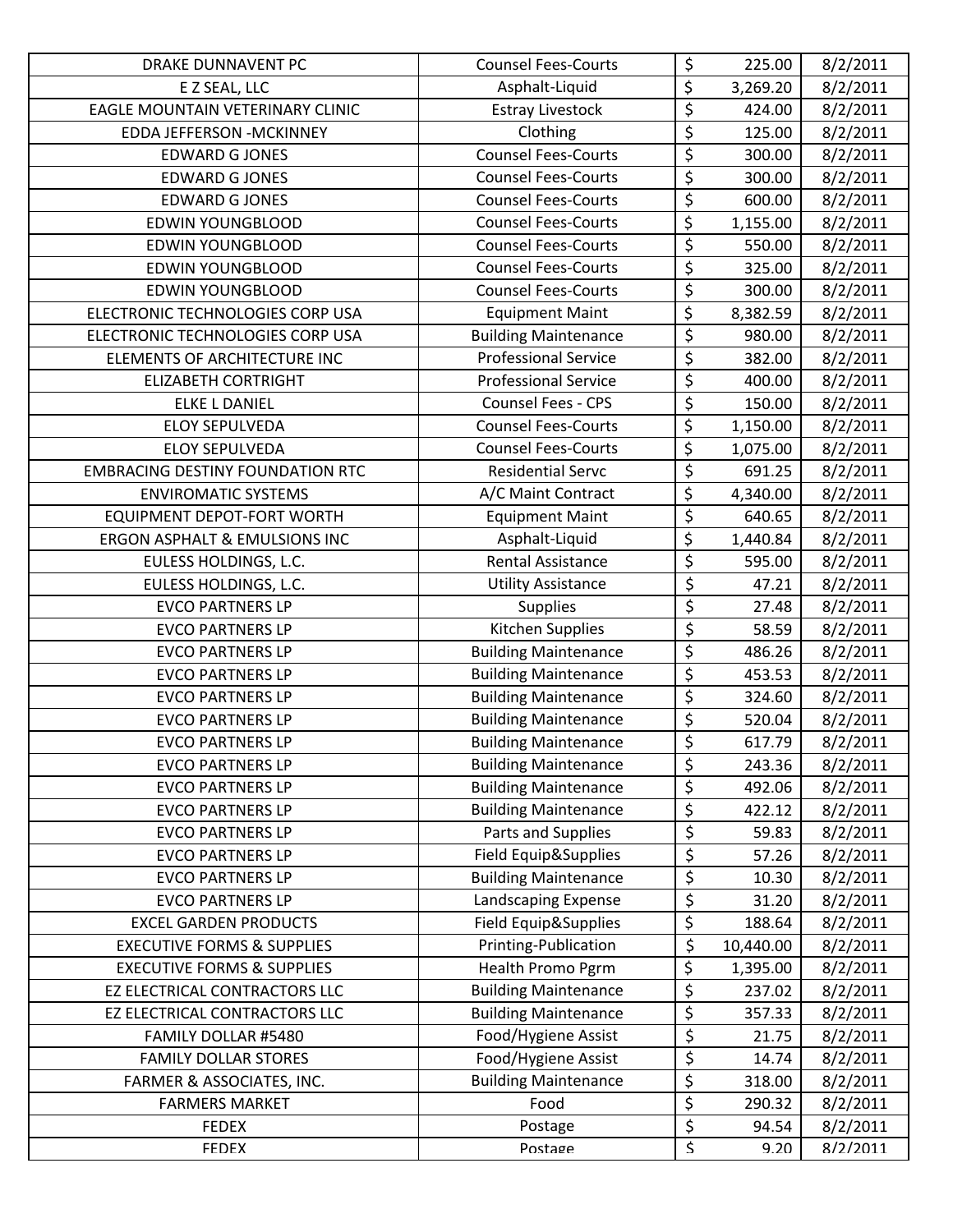| | | | | |
|---|---|---|---|---|
| DRAKE DUNNAVENT PC | Counsel Fees-Courts | $ | 225.00 | 8/2/2011 |
| E Z SEAL, LLC | Asphalt-Liquid | $ | 3,269.20 | 8/2/2011 |
| EAGLE MOUNTAIN VETERINARY CLINIC | Estray Livestock | $ | 424.00 | 8/2/2011 |
| EDDA JEFFERSON -MCKINNEY | Clothing | $ | 125.00 | 8/2/2011 |
| EDWARD G JONES | Counsel Fees-Courts | $ | 300.00 | 8/2/2011 |
| EDWARD G JONES | Counsel Fees-Courts | $ | 300.00 | 8/2/2011 |
| EDWARD G JONES | Counsel Fees-Courts | $ | 600.00 | 8/2/2011 |
| EDWIN YOUNGBLOOD | Counsel Fees-Courts | $ | 1,155.00 | 8/2/2011 |
| EDWIN YOUNGBLOOD | Counsel Fees-Courts | $ | 550.00 | 8/2/2011 |
| EDWIN YOUNGBLOOD | Counsel Fees-Courts | $ | 325.00 | 8/2/2011 |
| EDWIN YOUNGBLOOD | Counsel Fees-Courts | $ | 300.00 | 8/2/2011 |
| ELECTRONIC TECHNOLOGIES CORP USA | Equipment Maint | $ | 8,382.59 | 8/2/2011 |
| ELECTRONIC TECHNOLOGIES CORP USA | Building Maintenance | $ | 980.00 | 8/2/2011 |
| ELEMENTS OF ARCHITECTURE INC | Professional Service | $ | 382.00 | 8/2/2011 |
| ELIZABETH CORTRIGHT | Professional Service | $ | 400.00 | 8/2/2011 |
| ELKE L DANIEL | Counsel Fees - CPS | $ | 150.00 | 8/2/2011 |
| ELOY SEPULVEDA | Counsel Fees-Courts | $ | 1,150.00 | 8/2/2011 |
| ELOY SEPULVEDA | Counsel Fees-Courts | $ | 1,075.00 | 8/2/2011 |
| EMBRACING DESTINY FOUNDATION RTC | Residential Servc | $ | 691.25 | 8/2/2011 |
| ENVIROMATIC SYSTEMS | A/C Maint Contract | $ | 4,340.00 | 8/2/2011 |
| EQUIPMENT DEPOT-FORT WORTH | Equipment Maint | $ | 640.65 | 8/2/2011 |
| ERGON ASPHALT & EMULSIONS INC | Asphalt-Liquid | $ | 1,440.84 | 8/2/2011 |
| EULESS HOLDINGS, L.C. | Rental Assistance | $ | 595.00 | 8/2/2011 |
| EULESS HOLDINGS, L.C. | Utility Assistance | $ | 47.21 | 8/2/2011 |
| EVCO PARTNERS LP | Supplies | $ | 27.48 | 8/2/2011 |
| EVCO PARTNERS LP | Kitchen Supplies | $ | 58.59 | 8/2/2011 |
| EVCO PARTNERS LP | Building Maintenance | $ | 486.26 | 8/2/2011 |
| EVCO PARTNERS LP | Building Maintenance | $ | 453.53 | 8/2/2011 |
| EVCO PARTNERS LP | Building Maintenance | $ | 324.60 | 8/2/2011 |
| EVCO PARTNERS LP | Building Maintenance | $ | 520.04 | 8/2/2011 |
| EVCO PARTNERS LP | Building Maintenance | $ | 617.79 | 8/2/2011 |
| EVCO PARTNERS LP | Building Maintenance | $ | 243.36 | 8/2/2011 |
| EVCO PARTNERS LP | Building Maintenance | $ | 492.06 | 8/2/2011 |
| EVCO PARTNERS LP | Building Maintenance | $ | 422.12 | 8/2/2011 |
| EVCO PARTNERS LP | Parts and Supplies | $ | 59.83 | 8/2/2011 |
| EVCO PARTNERS LP | Field Equip&Supplies | $ | 57.26 | 8/2/2011 |
| EVCO PARTNERS LP | Building Maintenance | $ | 10.30 | 8/2/2011 |
| EVCO PARTNERS LP | Landscaping Expense | $ | 31.20 | 8/2/2011 |
| EXCEL GARDEN PRODUCTS | Field Equip&Supplies | $ | 188.64 | 8/2/2011 |
| EXECUTIVE FORMS & SUPPLIES | Printing-Publication | $ | 10,440.00 | 8/2/2011 |
| EXECUTIVE FORMS & SUPPLIES | Health Promo Pgrm | $ | 1,395.00 | 8/2/2011 |
| EZ ELECTRICAL CONTRACTORS LLC | Building Maintenance | $ | 237.02 | 8/2/2011 |
| EZ ELECTRICAL CONTRACTORS LLC | Building Maintenance | $ | 357.33 | 8/2/2011 |
| FAMILY DOLLAR #5480 | Food/Hygiene Assist | $ | 21.75 | 8/2/2011 |
| FAMILY DOLLAR STORES | Food/Hygiene Assist | $ | 14.74 | 8/2/2011 |
| FARMER & ASSOCIATES, INC. | Building Maintenance | $ | 318.00 | 8/2/2011 |
| FARMERS MARKET | Food | $ | 290.32 | 8/2/2011 |
| FEDEX | Postage | $ | 94.54 | 8/2/2011 |
| FEDEX | Postage | $ | 9.20 | 8/2/2011 |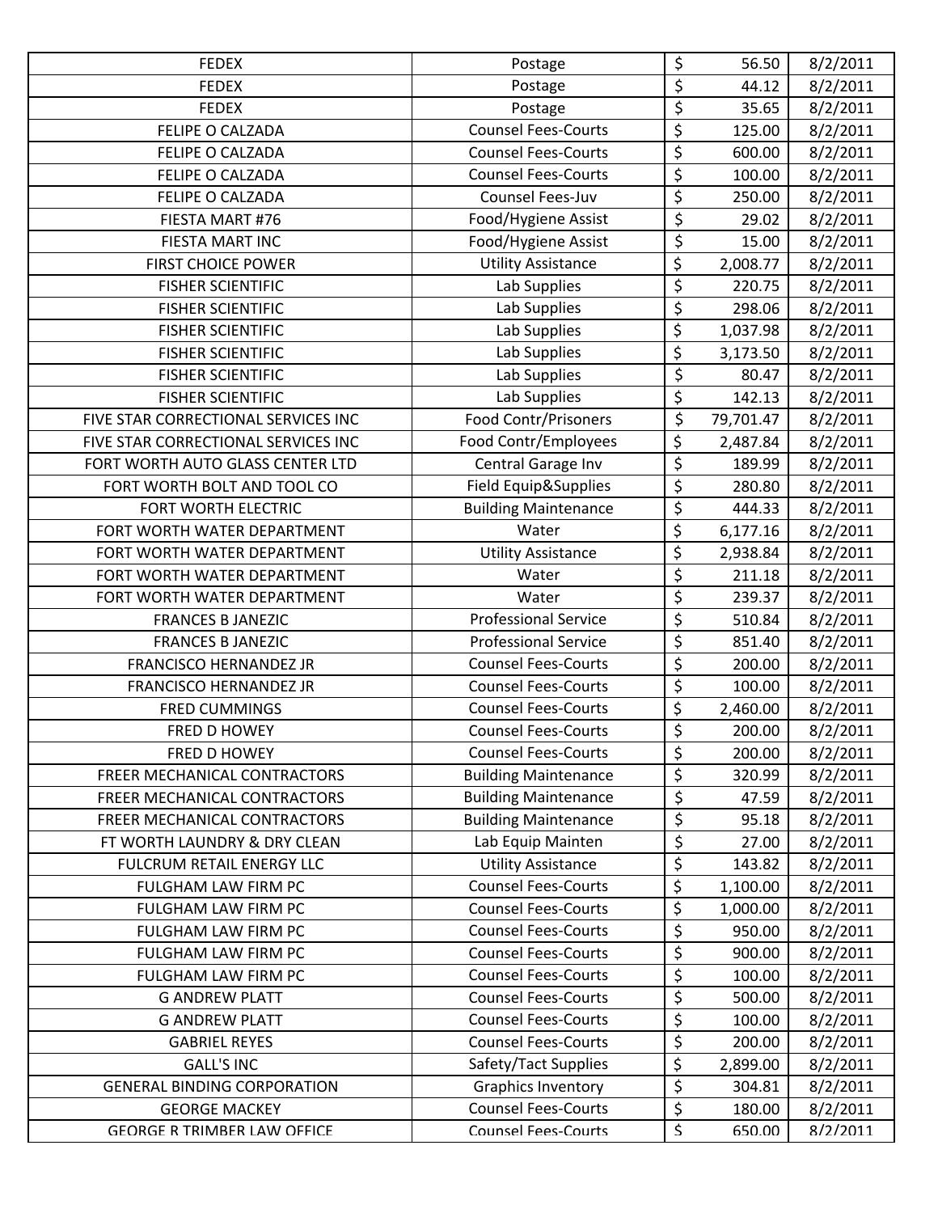| | | | | |
|---|---|---|---|---|
| FEDEX | Postage | $ | 56.50 | 8/2/2011 |
| FEDEX | Postage | $ | 44.12 | 8/2/2011 |
| FEDEX | Postage | $ | 35.65 | 8/2/2011 |
| FELIPE O CALZADA | Counsel Fees-Courts | $ | 125.00 | 8/2/2011 |
| FELIPE O CALZADA | Counsel Fees-Courts | $ | 600.00 | 8/2/2011 |
| FELIPE O CALZADA | Counsel Fees-Courts | $ | 100.00 | 8/2/2011 |
| FELIPE O CALZADA | Counsel Fees-Juv | $ | 250.00 | 8/2/2011 |
| FIESTA MART #76 | Food/Hygiene Assist | $ | 29.02 | 8/2/2011 |
| FIESTA MART INC | Food/Hygiene Assist | $ | 15.00 | 8/2/2011 |
| FIRST CHOICE POWER | Utility Assistance | $ | 2,008.77 | 8/2/2011 |
| FISHER SCIENTIFIC | Lab Supplies | $ | 220.75 | 8/2/2011 |
| FISHER SCIENTIFIC | Lab Supplies | $ | 298.06 | 8/2/2011 |
| FISHER SCIENTIFIC | Lab Supplies | $ | 1,037.98 | 8/2/2011 |
| FISHER SCIENTIFIC | Lab Supplies | $ | 3,173.50 | 8/2/2011 |
| FISHER SCIENTIFIC | Lab Supplies | $ | 80.47 | 8/2/2011 |
| FISHER SCIENTIFIC | Lab Supplies | $ | 142.13 | 8/2/2011 |
| FIVE STAR CORRECTIONAL SERVICES INC | Food Contr/Prisoners | $ | 79,701.47 | 8/2/2011 |
| FIVE STAR CORRECTIONAL SERVICES INC | Food Contr/Employees | $ | 2,487.84 | 8/2/2011 |
| FORT WORTH AUTO GLASS CENTER LTD | Central Garage Inv | $ | 189.99 | 8/2/2011 |
| FORT WORTH BOLT AND TOOL CO | Field Equip&Supplies | $ | 280.80 | 8/2/2011 |
| FORT WORTH ELECTRIC | Building Maintenance | $ | 444.33 | 8/2/2011 |
| FORT WORTH WATER DEPARTMENT | Water | $ | 6,177.16 | 8/2/2011 |
| FORT WORTH WATER DEPARTMENT | Utility Assistance | $ | 2,938.84 | 8/2/2011 |
| FORT WORTH WATER DEPARTMENT | Water | $ | 211.18 | 8/2/2011 |
| FORT WORTH WATER DEPARTMENT | Water | $ | 239.37 | 8/2/2011 |
| FRANCES B JANEZIC | Professional Service | $ | 510.84 | 8/2/2011 |
| FRANCES B JANEZIC | Professional Service | $ | 851.40 | 8/2/2011 |
| FRANCISCO HERNANDEZ JR | Counsel Fees-Courts | $ | 200.00 | 8/2/2011 |
| FRANCISCO HERNANDEZ JR | Counsel Fees-Courts | $ | 100.00 | 8/2/2011 |
| FRED CUMMINGS | Counsel Fees-Courts | $ | 2,460.00 | 8/2/2011 |
| FRED D HOWEY | Counsel Fees-Courts | $ | 200.00 | 8/2/2011 |
| FRED D HOWEY | Counsel Fees-Courts | $ | 200.00 | 8/2/2011 |
| FREER MECHANICAL CONTRACTORS | Building Maintenance | $ | 320.99 | 8/2/2011 |
| FREER MECHANICAL CONTRACTORS | Building Maintenance | $ | 47.59 | 8/2/2011 |
| FREER MECHANICAL CONTRACTORS | Building Maintenance | $ | 95.18 | 8/2/2011 |
| FT WORTH LAUNDRY & DRY CLEAN | Lab Equip Mainten | $ | 27.00 | 8/2/2011 |
| FULCRUM RETAIL ENERGY LLC | Utility Assistance | $ | 143.82 | 8/2/2011 |
| FULGHAM LAW FIRM PC | Counsel Fees-Courts | $ | 1,100.00 | 8/2/2011 |
| FULGHAM LAW FIRM PC | Counsel Fees-Courts | $ | 1,000.00 | 8/2/2011 |
| FULGHAM LAW FIRM PC | Counsel Fees-Courts | $ | 950.00 | 8/2/2011 |
| FULGHAM LAW FIRM PC | Counsel Fees-Courts | $ | 900.00 | 8/2/2011 |
| FULGHAM LAW FIRM PC | Counsel Fees-Courts | $ | 100.00 | 8/2/2011 |
| G ANDREW PLATT | Counsel Fees-Courts | $ | 500.00 | 8/2/2011 |
| G ANDREW PLATT | Counsel Fees-Courts | $ | 100.00 | 8/2/2011 |
| GABRIEL REYES | Counsel Fees-Courts | $ | 200.00 | 8/2/2011 |
| GALL'S INC | Safety/Tact Supplies | $ | 2,899.00 | 8/2/2011 |
| GENERAL BINDING CORPORATION | Graphics Inventory | $ | 304.81 | 8/2/2011 |
| GEORGE MACKEY | Counsel Fees-Courts | $ | 180.00 | 8/2/2011 |
| GEORGE R TRIMBER LAW OFFICE | Counsel Fees-Courts | $ | 650.00 | 8/2/2011 |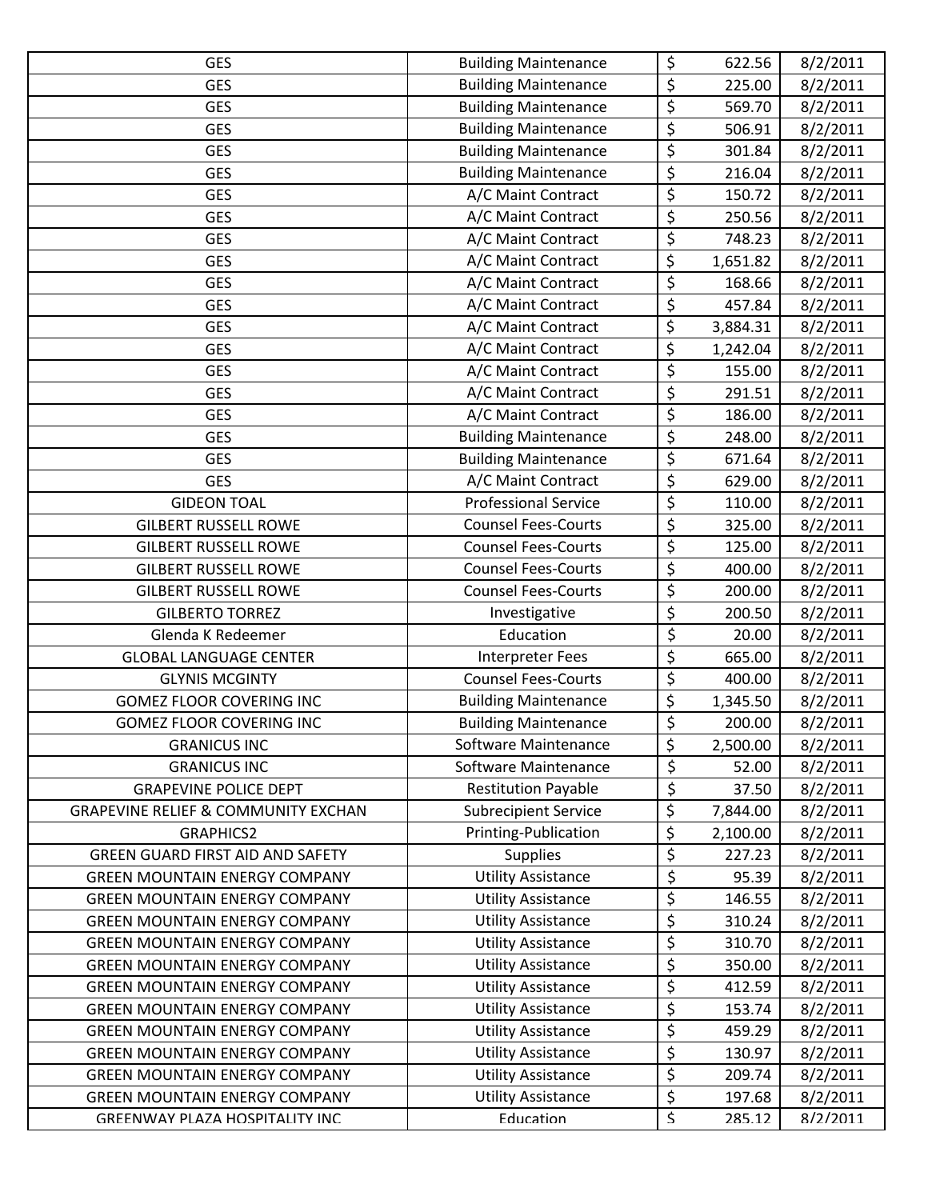| GES | Building Maintenance | $ | 622.56 | 8/2/2011 |
|---|---|---|---|---|
| GES | Building Maintenance | $ | 225.00 | 8/2/2011 |
| GES | Building Maintenance | $ | 569.70 | 8/2/2011 |
| GES | Building Maintenance | $ | 506.91 | 8/2/2011 |
| GES | Building Maintenance | $ | 301.84 | 8/2/2011 |
| GES | Building Maintenance | $ | 216.04 | 8/2/2011 |
| GES | A/C Maint Contract | $ | 150.72 | 8/2/2011 |
| GES | A/C Maint Contract | $ | 250.56 | 8/2/2011 |
| GES | A/C Maint Contract | $ | 748.23 | 8/2/2011 |
| GES | A/C Maint Contract | $ | 1,651.82 | 8/2/2011 |
| GES | A/C Maint Contract | $ | 168.66 | 8/2/2011 |
| GES | A/C Maint Contract | $ | 457.84 | 8/2/2011 |
| GES | A/C Maint Contract | $ | 3,884.31 | 8/2/2011 |
| GES | A/C Maint Contract | $ | 1,242.04 | 8/2/2011 |
| GES | A/C Maint Contract | $ | 155.00 | 8/2/2011 |
| GES | A/C Maint Contract | $ | 291.51 | 8/2/2011 |
| GES | A/C Maint Contract | $ | 186.00 | 8/2/2011 |
| GES | Building Maintenance | $ | 248.00 | 8/2/2011 |
| GES | Building Maintenance | $ | 671.64 | 8/2/2011 |
| GES | A/C Maint Contract | $ | 629.00 | 8/2/2011 |
| GIDEON TOAL | Professional Service | $ | 110.00 | 8/2/2011 |
| GILBERT RUSSELL ROWE | Counsel Fees-Courts | $ | 325.00 | 8/2/2011 |
| GILBERT RUSSELL ROWE | Counsel Fees-Courts | $ | 125.00 | 8/2/2011 |
| GILBERT RUSSELL ROWE | Counsel Fees-Courts | $ | 400.00 | 8/2/2011 |
| GILBERT RUSSELL ROWE | Counsel Fees-Courts | $ | 200.00 | 8/2/2011 |
| GILBERTO TORREZ | Investigative | $ | 200.50 | 8/2/2011 |
| Glenda K Redeemer | Education | $ | 20.00 | 8/2/2011 |
| GLOBAL LANGUAGE CENTER | Interpreter Fees | $ | 665.00 | 8/2/2011 |
| GLYNIS MCGINTY | Counsel Fees-Courts | $ | 400.00 | 8/2/2011 |
| GOMEZ FLOOR COVERING INC | Building Maintenance | $ | 1,345.50 | 8/2/2011 |
| GOMEZ FLOOR COVERING INC | Building Maintenance | $ | 200.00 | 8/2/2011 |
| GRANICUS INC | Software Maintenance | $ | 2,500.00 | 8/2/2011 |
| GRANICUS INC | Software Maintenance | $ | 52.00 | 8/2/2011 |
| GRAPEVINE POLICE DEPT | Restitution Payable | $ | 37.50 | 8/2/2011 |
| GRAPEVINE RELIEF & COMMUNITY EXCHAN | Subrecipient Service | $ | 7,844.00 | 8/2/2011 |
| GRAPHICS2 | Printing-Publication | $ | 2,100.00 | 8/2/2011 |
| GREEN GUARD FIRST AID AND SAFETY | Supplies | $ | 227.23 | 8/2/2011 |
| GREEN MOUNTAIN ENERGY COMPANY | Utility Assistance | $ | 95.39 | 8/2/2011 |
| GREEN MOUNTAIN ENERGY COMPANY | Utility Assistance | $ | 146.55 | 8/2/2011 |
| GREEN MOUNTAIN ENERGY COMPANY | Utility Assistance | $ | 310.24 | 8/2/2011 |
| GREEN MOUNTAIN ENERGY COMPANY | Utility Assistance | $ | 310.70 | 8/2/2011 |
| GREEN MOUNTAIN ENERGY COMPANY | Utility Assistance | $ | 350.00 | 8/2/2011 |
| GREEN MOUNTAIN ENERGY COMPANY | Utility Assistance | $ | 412.59 | 8/2/2011 |
| GREEN MOUNTAIN ENERGY COMPANY | Utility Assistance | $ | 153.74 | 8/2/2011 |
| GREEN MOUNTAIN ENERGY COMPANY | Utility Assistance | $ | 459.29 | 8/2/2011 |
| GREEN MOUNTAIN ENERGY COMPANY | Utility Assistance | $ | 130.97 | 8/2/2011 |
| GREEN MOUNTAIN ENERGY COMPANY | Utility Assistance | $ | 209.74 | 8/2/2011 |
| GREEN MOUNTAIN ENERGY COMPANY | Utility Assistance | $ | 197.68 | 8/2/2011 |
| GREENWAY PLAZA HOSPITALITY INC | Education | $ | 285.12 | 8/2/2011 |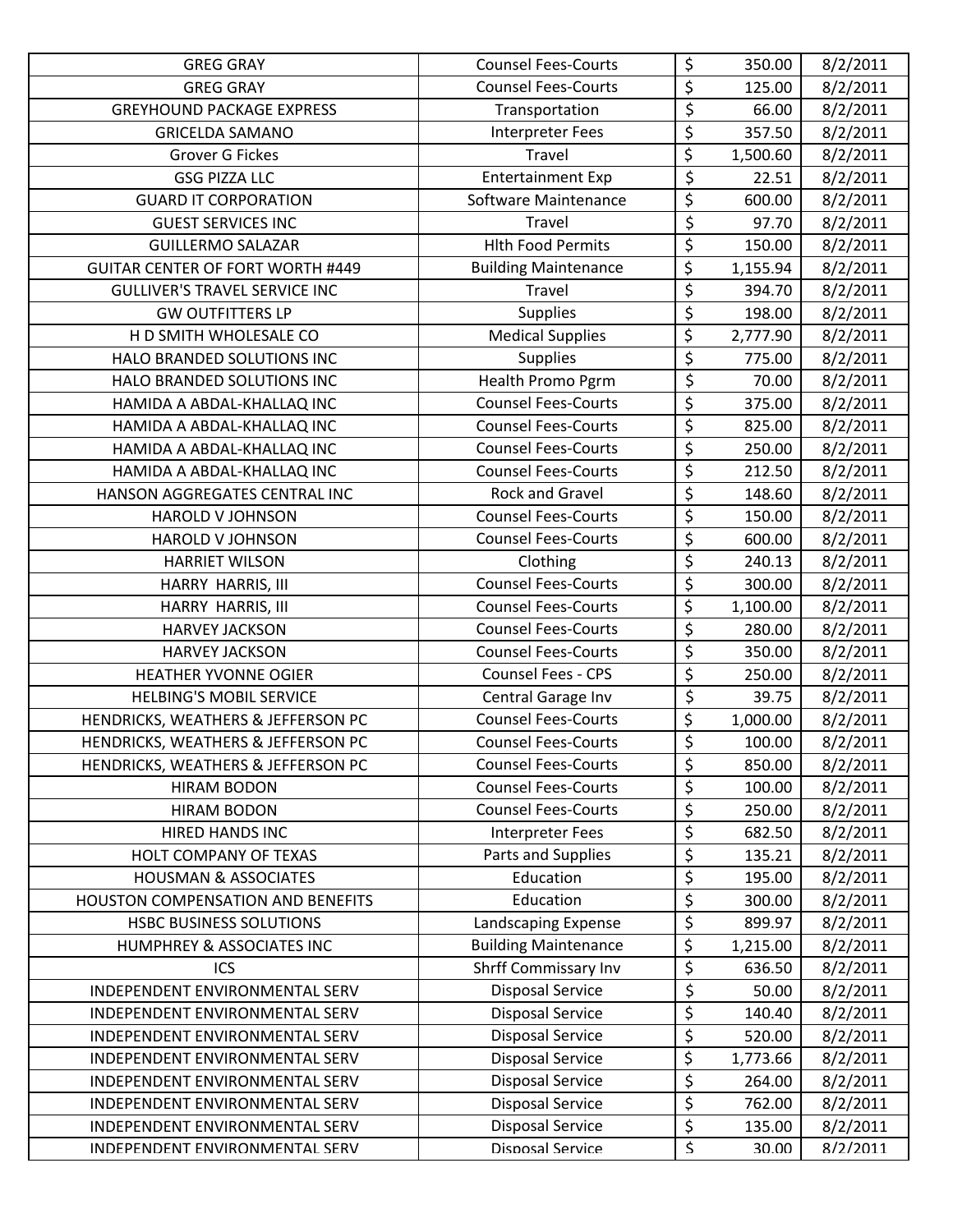| | | | | |
|---|---|---|---|---|
| GREG GRAY | Counsel Fees-Courts | $ | 350.00 | 8/2/2011 |
| GREG GRAY | Counsel Fees-Courts | $ | 125.00 | 8/2/2011 |
| GREYHOUND PACKAGE EXPRESS | Transportation | $ | 66.00 | 8/2/2011 |
| GRICELDA SAMANO | Interpreter Fees | $ | 357.50 | 8/2/2011 |
| Grover G Fickes | Travel | $ | 1,500.60 | 8/2/2011 |
| GSG PIZZA LLC | Entertainment Exp | $ | 22.51 | 8/2/2011 |
| GUARD IT CORPORATION | Software Maintenance | $ | 600.00 | 8/2/2011 |
| GUEST SERVICES INC | Travel | $ | 97.70 | 8/2/2011 |
| GUILLERMO SALAZAR | Hlth Food Permits | $ | 150.00 | 8/2/2011 |
| GUITAR CENTER OF FORT WORTH #449 | Building Maintenance | $ | 1,155.94 | 8/2/2011 |
| GULLIVER'S TRAVEL SERVICE INC | Travel | $ | 394.70 | 8/2/2011 |
| GW OUTFITTERS LP | Supplies | $ | 198.00 | 8/2/2011 |
| H D SMITH WHOLESALE CO | Medical Supplies | $ | 2,777.90 | 8/2/2011 |
| HALO BRANDED SOLUTIONS INC | Supplies | $ | 775.00 | 8/2/2011 |
| HALO BRANDED SOLUTIONS INC | Health Promo Pgrm | $ | 70.00 | 8/2/2011 |
| HAMIDA A ABDAL-KHALLAQ INC | Counsel Fees-Courts | $ | 375.00 | 8/2/2011 |
| HAMIDA A ABDAL-KHALLAQ INC | Counsel Fees-Courts | $ | 825.00 | 8/2/2011 |
| HAMIDA A ABDAL-KHALLAQ INC | Counsel Fees-Courts | $ | 250.00 | 8/2/2011 |
| HAMIDA A ABDAL-KHALLAQ INC | Counsel Fees-Courts | $ | 212.50 | 8/2/2011 |
| HANSON AGGREGATES CENTRAL INC | Rock and Gravel | $ | 148.60 | 8/2/2011 |
| HAROLD V JOHNSON | Counsel Fees-Courts | $ | 150.00 | 8/2/2011 |
| HAROLD V JOHNSON | Counsel Fees-Courts | $ | 600.00 | 8/2/2011 |
| HARRIET WILSON | Clothing | $ | 240.13 | 8/2/2011 |
| HARRY HARRIS, III | Counsel Fees-Courts | $ | 300.00 | 8/2/2011 |
| HARRY HARRIS, III | Counsel Fees-Courts | $ | 1,100.00 | 8/2/2011 |
| HARVEY JACKSON | Counsel Fees-Courts | $ | 280.00 | 8/2/2011 |
| HARVEY JACKSON | Counsel Fees-Courts | $ | 350.00 | 8/2/2011 |
| HEATHER YVONNE OGIER | Counsel Fees - CPS | $ | 250.00 | 8/2/2011 |
| HELBING'S MOBIL SERVICE | Central Garage Inv | $ | 39.75 | 8/2/2011 |
| HENDRICKS, WEATHERS & JEFFERSON PC | Counsel Fees-Courts | $ | 1,000.00 | 8/2/2011 |
| HENDRICKS, WEATHERS & JEFFERSON PC | Counsel Fees-Courts | $ | 100.00 | 8/2/2011 |
| HENDRICKS, WEATHERS & JEFFERSON PC | Counsel Fees-Courts | $ | 850.00 | 8/2/2011 |
| HIRAM BODON | Counsel Fees-Courts | $ | 100.00 | 8/2/2011 |
| HIRAM BODON | Counsel Fees-Courts | $ | 250.00 | 8/2/2011 |
| HIRED HANDS INC | Interpreter Fees | $ | 682.50 | 8/2/2011 |
| HOLT COMPANY OF TEXAS | Parts and Supplies | $ | 135.21 | 8/2/2011 |
| HOUSMAN & ASSOCIATES | Education | $ | 195.00 | 8/2/2011 |
| HOUSTON COMPENSATION AND BENEFITS | Education | $ | 300.00 | 8/2/2011 |
| HSBC BUSINESS SOLUTIONS | Landscaping Expense | $ | 899.97 | 8/2/2011 |
| HUMPHREY & ASSOCIATES INC | Building Maintenance | $ | 1,215.00 | 8/2/2011 |
| ICS | Shrff Commissary Inv | $ | 636.50 | 8/2/2011 |
| INDEPENDENT ENVIRONMENTAL SERV | Disposal Service | $ | 50.00 | 8/2/2011 |
| INDEPENDENT ENVIRONMENTAL SERV | Disposal Service | $ | 140.40 | 8/2/2011 |
| INDEPENDENT ENVIRONMENTAL SERV | Disposal Service | $ | 520.00 | 8/2/2011 |
| INDEPENDENT ENVIRONMENTAL SERV | Disposal Service | $ | 1,773.66 | 8/2/2011 |
| INDEPENDENT ENVIRONMENTAL SERV | Disposal Service | $ | 264.00 | 8/2/2011 |
| INDEPENDENT ENVIRONMENTAL SERV | Disposal Service | $ | 762.00 | 8/2/2011 |
| INDEPENDENT ENVIRONMENTAL SERV | Disposal Service | $ | 135.00 | 8/2/2011 |
| INDEPENDENT ENVIRONMENTAL SERV | Disposal Service | $ | 30.00 | 8/2/2011 |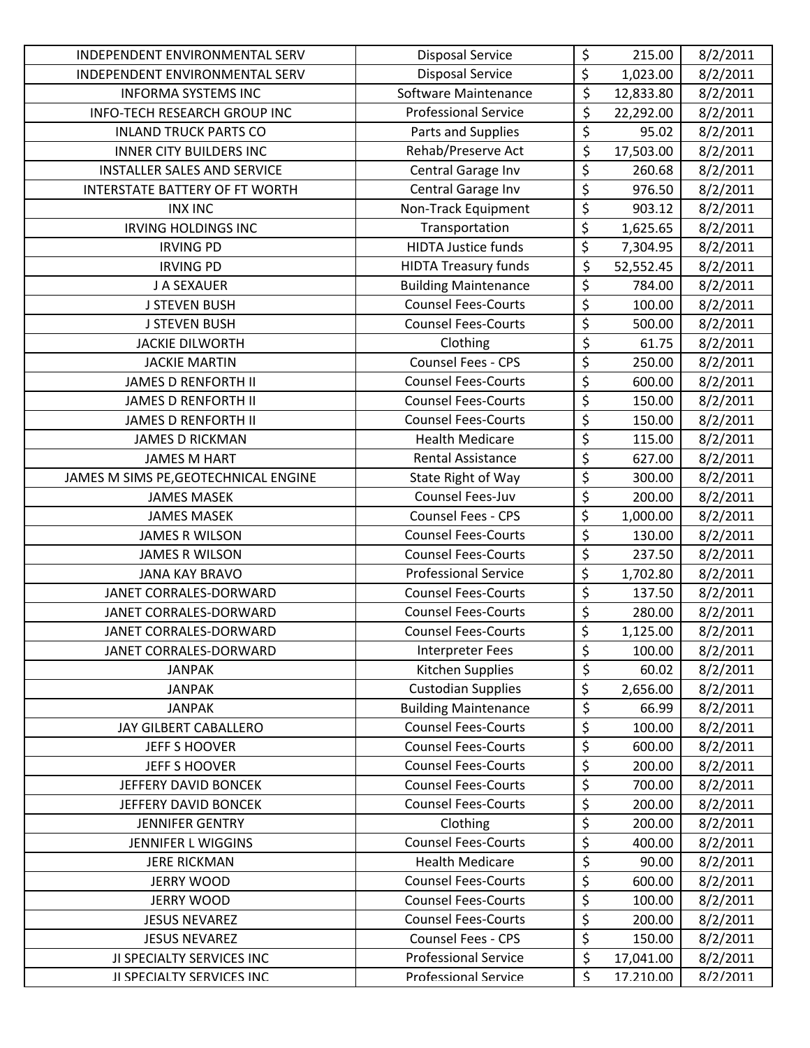| | | | | |
|---|---|---|---|---|
| INDEPENDENT ENVIRONMENTAL SERV | Disposal Service | $ | 215.00 | 8/2/2011 |
| INDEPENDENT ENVIRONMENTAL SERV | Disposal Service | $ | 1,023.00 | 8/2/2011 |
| INFORMA SYSTEMS INC | Software Maintenance | $ | 12,833.80 | 8/2/2011 |
| INFO-TECH RESEARCH GROUP INC | Professional Service | $ | 22,292.00 | 8/2/2011 |
| INLAND TRUCK PARTS CO | Parts and Supplies | $ | 95.02 | 8/2/2011 |
| INNER CITY BUILDERS INC | Rehab/Preserve Act | $ | 17,503.00 | 8/2/2011 |
| INSTALLER SALES AND SERVICE | Central Garage Inv | $ | 260.68 | 8/2/2011 |
| INTERSTATE BATTERY OF FT WORTH | Central Garage Inv | $ | 976.50 | 8/2/2011 |
| INX INC | Non-Track Equipment | $ | 903.12 | 8/2/2011 |
| IRVING HOLDINGS INC | Transportation | $ | 1,625.65 | 8/2/2011 |
| IRVING PD | HIDTA Justice funds | $ | 7,304.95 | 8/2/2011 |
| IRVING PD | HIDTA Treasury funds | $ | 52,552.45 | 8/2/2011 |
| J A SEXAUER | Building Maintenance | $ | 784.00 | 8/2/2011 |
| J STEVEN BUSH | Counsel Fees-Courts | $ | 100.00 | 8/2/2011 |
| J STEVEN BUSH | Counsel Fees-Courts | $ | 500.00 | 8/2/2011 |
| JACKIE DILWORTH | Clothing | $ | 61.75 | 8/2/2011 |
| JACKIE MARTIN | Counsel Fees - CPS | $ | 250.00 | 8/2/2011 |
| JAMES D RENFORTH II | Counsel Fees-Courts | $ | 600.00 | 8/2/2011 |
| JAMES D RENFORTH II | Counsel Fees-Courts | $ | 150.00 | 8/2/2011 |
| JAMES D RENFORTH II | Counsel Fees-Courts | $ | 150.00 | 8/2/2011 |
| JAMES D RICKMAN | Health Medicare | $ | 115.00 | 8/2/2011 |
| JAMES M HART | Rental Assistance | $ | 627.00 | 8/2/2011 |
| JAMES M SIMS PE,GEOTECHNICAL ENGINE | State Right of Way | $ | 300.00 | 8/2/2011 |
| JAMES MASEK | Counsel Fees-Juv | $ | 200.00 | 8/2/2011 |
| JAMES MASEK | Counsel Fees - CPS | $ | 1,000.00 | 8/2/2011 |
| JAMES R WILSON | Counsel Fees-Courts | $ | 130.00 | 8/2/2011 |
| JAMES R WILSON | Counsel Fees-Courts | $ | 237.50 | 8/2/2011 |
| JANA KAY BRAVO | Professional Service | $ | 1,702.80 | 8/2/2011 |
| JANET CORRALES-DORWARD | Counsel Fees-Courts | $ | 137.50 | 8/2/2011 |
| JANET CORRALES-DORWARD | Counsel Fees-Courts | $ | 280.00 | 8/2/2011 |
| JANET CORRALES-DORWARD | Counsel Fees-Courts | $ | 1,125.00 | 8/2/2011 |
| JANET CORRALES-DORWARD | Interpreter Fees | $ | 100.00 | 8/2/2011 |
| JANPAK | Kitchen Supplies | $ | 60.02 | 8/2/2011 |
| JANPAK | Custodian Supplies | $ | 2,656.00 | 8/2/2011 |
| JANPAK | Building Maintenance | $ | 66.99 | 8/2/2011 |
| JAY GILBERT CABALLERO | Counsel Fees-Courts | $ | 100.00 | 8/2/2011 |
| JEFF S HOOVER | Counsel Fees-Courts | $ | 600.00 | 8/2/2011 |
| JEFF S HOOVER | Counsel Fees-Courts | $ | 200.00 | 8/2/2011 |
| JEFFERY DAVID BONCEK | Counsel Fees-Courts | $ | 700.00 | 8/2/2011 |
| JEFFERY DAVID BONCEK | Counsel Fees-Courts | $ | 200.00 | 8/2/2011 |
| JENNIFER GENTRY | Clothing | $ | 200.00 | 8/2/2011 |
| JENNIFER L WIGGINS | Counsel Fees-Courts | $ | 400.00 | 8/2/2011 |
| JERE RICKMAN | Health Medicare | $ | 90.00 | 8/2/2011 |
| JERRY WOOD | Counsel Fees-Courts | $ | 600.00 | 8/2/2011 |
| JERRY WOOD | Counsel Fees-Courts | $ | 100.00 | 8/2/2011 |
| JESUS NEVAREZ | Counsel Fees-Courts | $ | 200.00 | 8/2/2011 |
| JESUS NEVAREZ | Counsel Fees - CPS | $ | 150.00 | 8/2/2011 |
| JI SPECIALTY SERVICES INC | Professional Service | $ | 17,041.00 | 8/2/2011 |
| JI SPECIALTY SERVICES INC | Professional Service | $ | 17,210.00 | 8/2/2011 |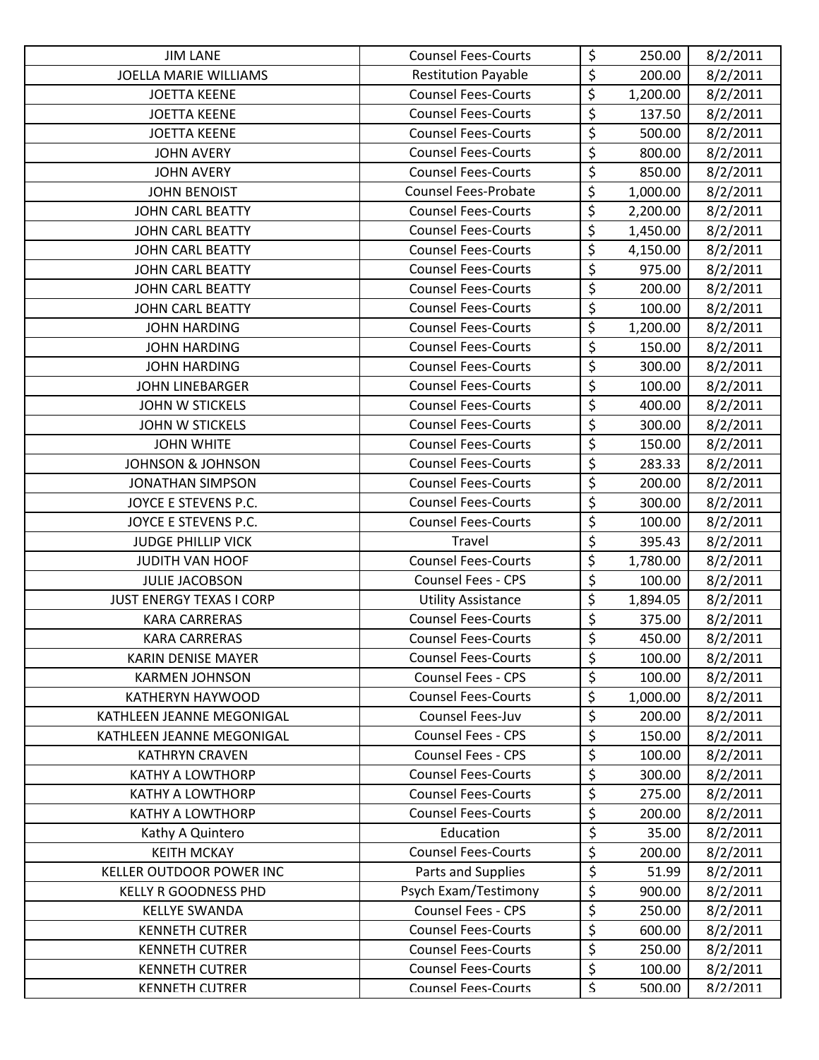| JIM LANE | Counsel Fees-Courts | $ | 250.00 | 8/2/2011 |
|---|---|---|---|---|
| JOELLA MARIE WILLIAMS | Restitution Payable | $ | 200.00 | 8/2/2011 |
| JOETTA KEENE | Counsel Fees-Courts | $ | 1,200.00 | 8/2/2011 |
| JOETTA KEENE | Counsel Fees-Courts | $ | 137.50 | 8/2/2011 |
| JOETTA KEENE | Counsel Fees-Courts | $ | 500.00 | 8/2/2011 |
| JOHN AVERY | Counsel Fees-Courts | $ | 800.00 | 8/2/2011 |
| JOHN AVERY | Counsel Fees-Courts | $ | 850.00 | 8/2/2011 |
| JOHN BENOIST | Counsel Fees-Probate | $ | 1,000.00 | 8/2/2011 |
| JOHN CARL BEATTY | Counsel Fees-Courts | $ | 2,200.00 | 8/2/2011 |
| JOHN CARL BEATTY | Counsel Fees-Courts | $ | 1,450.00 | 8/2/2011 |
| JOHN CARL BEATTY | Counsel Fees-Courts | $ | 4,150.00 | 8/2/2011 |
| JOHN CARL BEATTY | Counsel Fees-Courts | $ | 975.00 | 8/2/2011 |
| JOHN CARL BEATTY | Counsel Fees-Courts | $ | 200.00 | 8/2/2011 |
| JOHN CARL BEATTY | Counsel Fees-Courts | $ | 100.00 | 8/2/2011 |
| JOHN HARDING | Counsel Fees-Courts | $ | 1,200.00 | 8/2/2011 |
| JOHN HARDING | Counsel Fees-Courts | $ | 150.00 | 8/2/2011 |
| JOHN HARDING | Counsel Fees-Courts | $ | 300.00 | 8/2/2011 |
| JOHN LINEBARGER | Counsel Fees-Courts | $ | 100.00 | 8/2/2011 |
| JOHN W STICKELS | Counsel Fees-Courts | $ | 400.00 | 8/2/2011 |
| JOHN W STICKELS | Counsel Fees-Courts | $ | 300.00 | 8/2/2011 |
| JOHN WHITE | Counsel Fees-Courts | $ | 150.00 | 8/2/2011 |
| JOHNSON & JOHNSON | Counsel Fees-Courts | $ | 283.33 | 8/2/2011 |
| JONATHAN SIMPSON | Counsel Fees-Courts | $ | 200.00 | 8/2/2011 |
| JOYCE E STEVENS P.C. | Counsel Fees-Courts | $ | 300.00 | 8/2/2011 |
| JOYCE E STEVENS P.C. | Counsel Fees-Courts | $ | 100.00 | 8/2/2011 |
| JUDGE PHILLIP VICK | Travel | $ | 395.43 | 8/2/2011 |
| JUDITH VAN HOOF | Counsel Fees-Courts | $ | 1,780.00 | 8/2/2011 |
| JULIE JACOBSON | Counsel Fees - CPS | $ | 100.00 | 8/2/2011 |
| JUST ENERGY TEXAS I CORP | Utility Assistance | $ | 1,894.05 | 8/2/2011 |
| KARA CARRERAS | Counsel Fees-Courts | $ | 375.00 | 8/2/2011 |
| KARA CARRERAS | Counsel Fees-Courts | $ | 450.00 | 8/2/2011 |
| KARIN DENISE MAYER | Counsel Fees-Courts | $ | 100.00 | 8/2/2011 |
| KARMEN JOHNSON | Counsel Fees - CPS | $ | 100.00 | 8/2/2011 |
| KATHERYN HAYWOOD | Counsel Fees-Courts | $ | 1,000.00 | 8/2/2011 |
| KATHLEEN JEANNE MEGONIGAL | Counsel Fees-Juv | $ | 200.00 | 8/2/2011 |
| KATHLEEN JEANNE MEGONIGAL | Counsel Fees - CPS | $ | 150.00 | 8/2/2011 |
| KATHRYN CRAVEN | Counsel Fees - CPS | $ | 100.00 | 8/2/2011 |
| KATHY A LOWTHORP | Counsel Fees-Courts | $ | 300.00 | 8/2/2011 |
| KATHY A LOWTHORP | Counsel Fees-Courts | $ | 275.00 | 8/2/2011 |
| KATHY A LOWTHORP | Counsel Fees-Courts | $ | 200.00 | 8/2/2011 |
| Kathy A Quintero | Education | $ | 35.00 | 8/2/2011 |
| KEITH MCKAY | Counsel Fees-Courts | $ | 200.00 | 8/2/2011 |
| KELLER OUTDOOR POWER INC | Parts and Supplies | $ | 51.99 | 8/2/2011 |
| KELLY R GOODNESS PHD | Psych Exam/Testimony | $ | 900.00 | 8/2/2011 |
| KELLYE SWANDA | Counsel Fees - CPS | $ | 250.00 | 8/2/2011 |
| KENNETH CUTRER | Counsel Fees-Courts | $ | 600.00 | 8/2/2011 |
| KENNETH CUTRER | Counsel Fees-Courts | $ | 250.00 | 8/2/2011 |
| KENNETH CUTRER | Counsel Fees-Courts | $ | 100.00 | 8/2/2011 |
| KENNETH CUTRER | Counsel Fees-Courts | $ | 500.00 | 8/2/2011 |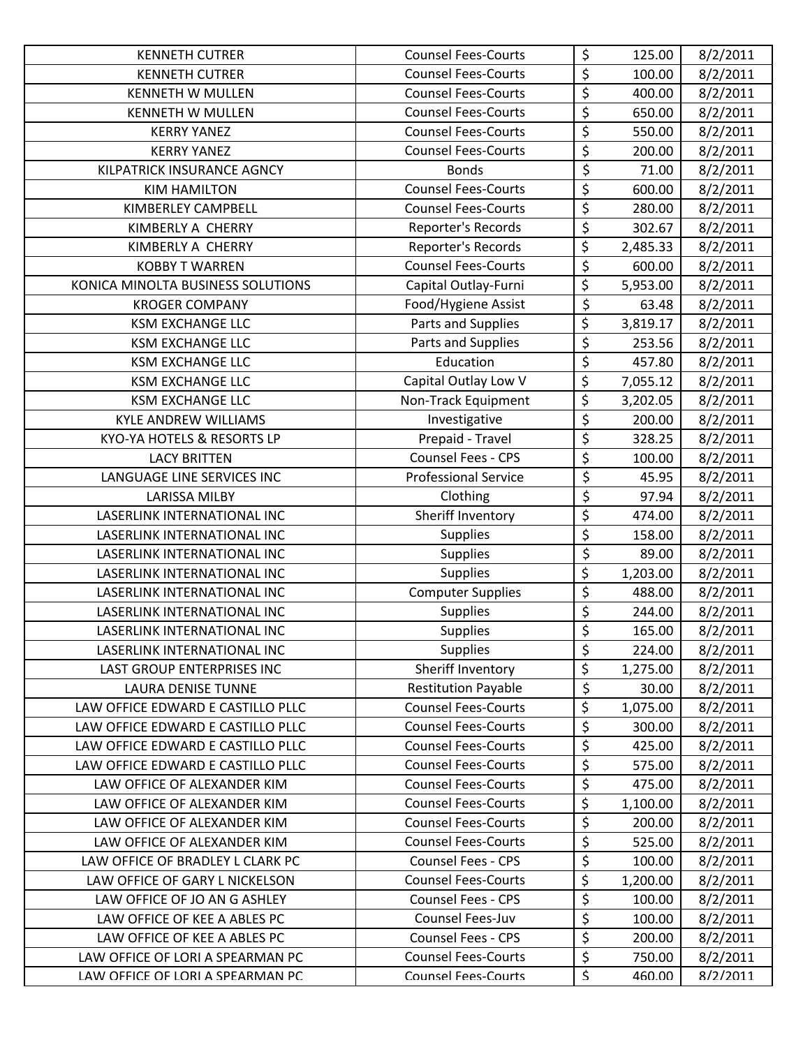| KENNETH CUTRER | Counsel Fees-Courts | $ | 125.00 | 8/2/2011 |
|---|---|---|---|---|
| KENNETH CUTRER | Counsel Fees-Courts | $ | 100.00 | 8/2/2011 |
| KENNETH W MULLEN | Counsel Fees-Courts | $ | 400.00 | 8/2/2011 |
| KENNETH W MULLEN | Counsel Fees-Courts | $ | 650.00 | 8/2/2011 |
| KERRY YANEZ | Counsel Fees-Courts | $ | 550.00 | 8/2/2011 |
| KERRY YANEZ | Counsel Fees-Courts | $ | 200.00 | 8/2/2011 |
| KILPATRICK INSURANCE AGNCY | Bonds | $ | 71.00 | 8/2/2011 |
| KIM HAMILTON | Counsel Fees-Courts | $ | 600.00 | 8/2/2011 |
| KIMBERLEY CAMPBELL | Counsel Fees-Courts | $ | 280.00 | 8/2/2011 |
| KIMBERLY A CHERRY | Reporter's Records | $ | 302.67 | 8/2/2011 |
| KIMBERLY A CHERRY | Reporter's Records | $ | 2,485.33 | 8/2/2011 |
| KOBBY T WARREN | Counsel Fees-Courts | $ | 600.00 | 8/2/2011 |
| KONICA MINOLTA BUSINESS SOLUTIONS | Capital Outlay-Furni | $ | 5,953.00 | 8/2/2011 |
| KROGER COMPANY | Food/Hygiene Assist | $ | 63.48 | 8/2/2011 |
| KSM EXCHANGE LLC | Parts and Supplies | $ | 3,819.17 | 8/2/2011 |
| KSM EXCHANGE LLC | Parts and Supplies | $ | 253.56 | 8/2/2011 |
| KSM EXCHANGE LLC | Education | $ | 457.80 | 8/2/2011 |
| KSM EXCHANGE LLC | Capital Outlay Low V | $ | 7,055.12 | 8/2/2011 |
| KSM EXCHANGE LLC | Non-Track Equipment | $ | 3,202.05 | 8/2/2011 |
| KYLE ANDREW WILLIAMS | Investigative | $ | 200.00 | 8/2/2011 |
| KYO-YA HOTELS & RESORTS LP | Prepaid - Travel | $ | 328.25 | 8/2/2011 |
| LACY BRITTEN | Counsel Fees - CPS | $ | 100.00 | 8/2/2011 |
| LANGUAGE LINE SERVICES INC | Professional Service | $ | 45.95 | 8/2/2011 |
| LARISSA MILBY | Clothing | $ | 97.94 | 8/2/2011 |
| LASERLINK INTERNATIONAL INC | Sheriff Inventory | $ | 474.00 | 8/2/2011 |
| LASERLINK INTERNATIONAL INC | Supplies | $ | 158.00 | 8/2/2011 |
| LASERLINK INTERNATIONAL INC | Supplies | $ | 89.00 | 8/2/2011 |
| LASERLINK INTERNATIONAL INC | Supplies | $ | 1,203.00 | 8/2/2011 |
| LASERLINK INTERNATIONAL INC | Computer Supplies | $ | 488.00 | 8/2/2011 |
| LASERLINK INTERNATIONAL INC | Supplies | $ | 244.00 | 8/2/2011 |
| LASERLINK INTERNATIONAL INC | Supplies | $ | 165.00 | 8/2/2011 |
| LASERLINK INTERNATIONAL INC | Supplies | $ | 224.00 | 8/2/2011 |
| LAST GROUP ENTERPRISES INC | Sheriff Inventory | $ | 1,275.00 | 8/2/2011 |
| LAURA DENISE TUNNE | Restitution Payable | $ | 30.00 | 8/2/2011 |
| LAW OFFICE EDWARD E CASTILLO PLLC | Counsel Fees-Courts | $ | 1,075.00 | 8/2/2011 |
| LAW OFFICE EDWARD E CASTILLO PLLC | Counsel Fees-Courts | $ | 300.00 | 8/2/2011 |
| LAW OFFICE EDWARD E CASTILLO PLLC | Counsel Fees-Courts | $ | 425.00 | 8/2/2011 |
| LAW OFFICE EDWARD E CASTILLO PLLC | Counsel Fees-Courts | $ | 575.00 | 8/2/2011 |
| LAW OFFICE OF ALEXANDER KIM | Counsel Fees-Courts | $ | 475.00 | 8/2/2011 |
| LAW OFFICE OF ALEXANDER KIM | Counsel Fees-Courts | $ | 1,100.00 | 8/2/2011 |
| LAW OFFICE OF ALEXANDER KIM | Counsel Fees-Courts | $ | 200.00 | 8/2/2011 |
| LAW OFFICE OF ALEXANDER KIM | Counsel Fees-Courts | $ | 525.00 | 8/2/2011 |
| LAW OFFICE OF BRADLEY L CLARK PC | Counsel Fees - CPS | $ | 100.00 | 8/2/2011 |
| LAW OFFICE OF GARY L NICKELSON | Counsel Fees-Courts | $ | 1,200.00 | 8/2/2011 |
| LAW OFFICE OF JO AN G ASHLEY | Counsel Fees - CPS | $ | 100.00 | 8/2/2011 |
| LAW OFFICE OF KEE A ABLES PC | Counsel Fees-Juv | $ | 100.00 | 8/2/2011 |
| LAW OFFICE OF KEE A ABLES PC | Counsel Fees - CPS | $ | 200.00 | 8/2/2011 |
| LAW OFFICE OF LORI A SPEARMAN PC | Counsel Fees-Courts | $ | 750.00 | 8/2/2011 |
| LAW OFFICE OF LORI A SPEARMAN PC | Counsel Fees-Courts | $ | 460.00 | 8/2/2011 |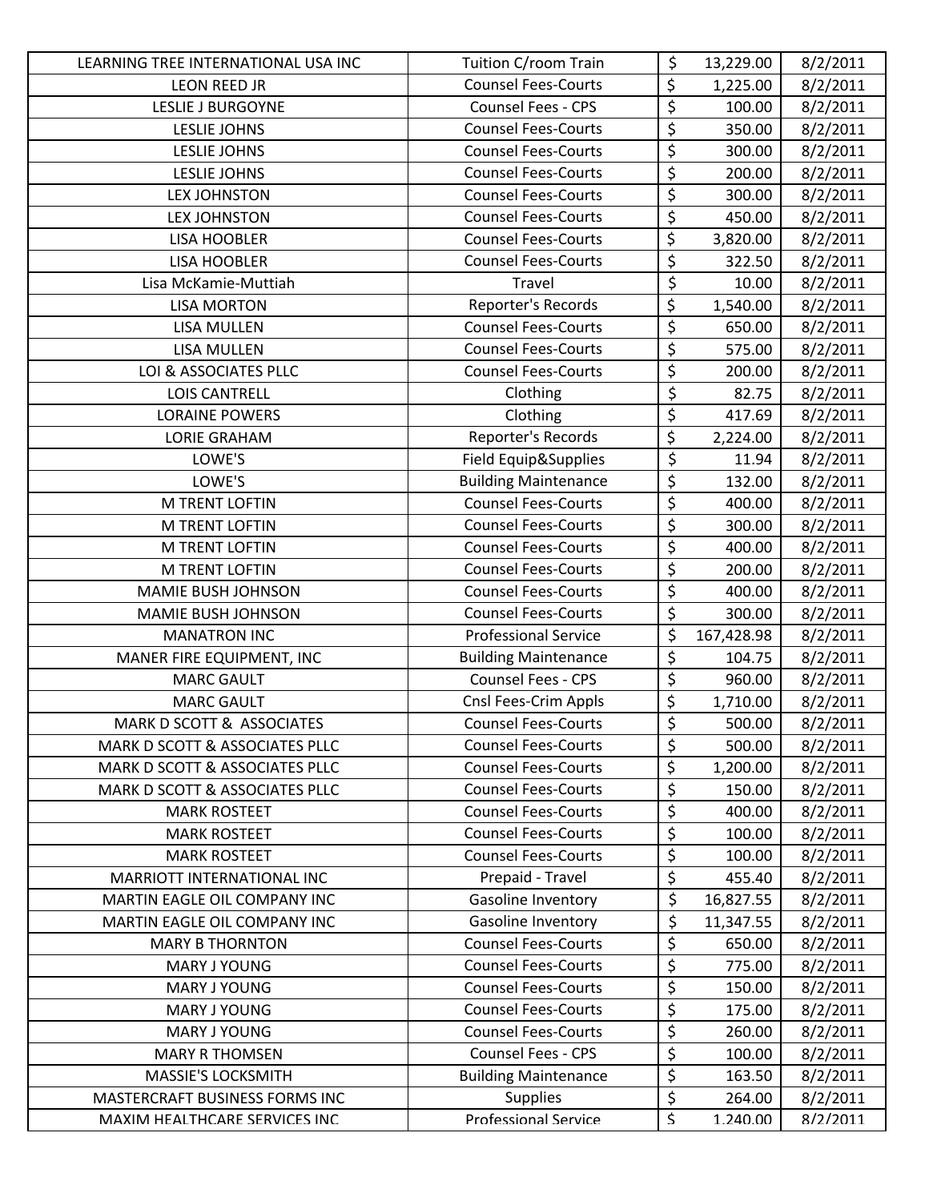| LEARNING TREE INTERNATIONAL USA INC | Tuition C/room Train | $ | 13,229.00 | 8/2/2011 |
|---|---|---|---|---|
| LEON REED JR | Counsel Fees-Courts | $ | 1,225.00 | 8/2/2011 |
| LESLIE J BURGOYNE | Counsel Fees - CPS | $ | 100.00 | 8/2/2011 |
| LESLIE JOHNS | Counsel Fees-Courts | $ | 350.00 | 8/2/2011 |
| LESLIE JOHNS | Counsel Fees-Courts | $ | 300.00 | 8/2/2011 |
| LESLIE JOHNS | Counsel Fees-Courts | $ | 200.00 | 8/2/2011 |
| LEX JOHNSTON | Counsel Fees-Courts | $ | 300.00 | 8/2/2011 |
| LEX JOHNSTON | Counsel Fees-Courts | $ | 450.00 | 8/2/2011 |
| LISA HOOBLER | Counsel Fees-Courts | $ | 3,820.00 | 8/2/2011 |
| LISA HOOBLER | Counsel Fees-Courts | $ | 322.50 | 8/2/2011 |
| Lisa McKamie-Muttiah | Travel | $ | 10.00 | 8/2/2011 |
| LISA MORTON | Reporter's Records | $ | 1,540.00 | 8/2/2011 |
| LISA MULLEN | Counsel Fees-Courts | $ | 650.00 | 8/2/2011 |
| LISA MULLEN | Counsel Fees-Courts | $ | 575.00 | 8/2/2011 |
| LOI & ASSOCIATES PLLC | Counsel Fees-Courts | $ | 200.00 | 8/2/2011 |
| LOIS CANTRELL | Clothing | $ | 82.75 | 8/2/2011 |
| LORAINE POWERS | Clothing | $ | 417.69 | 8/2/2011 |
| LORIE GRAHAM | Reporter's Records | $ | 2,224.00 | 8/2/2011 |
| LOWE'S | Field Equip&Supplies | $ | 11.94 | 8/2/2011 |
| LOWE'S | Building Maintenance | $ | 132.00 | 8/2/2011 |
| M TRENT LOFTIN | Counsel Fees-Courts | $ | 400.00 | 8/2/2011 |
| M TRENT LOFTIN | Counsel Fees-Courts | $ | 300.00 | 8/2/2011 |
| M TRENT LOFTIN | Counsel Fees-Courts | $ | 400.00 | 8/2/2011 |
| M TRENT LOFTIN | Counsel Fees-Courts | $ | 200.00 | 8/2/2011 |
| MAMIE BUSH JOHNSON | Counsel Fees-Courts | $ | 400.00 | 8/2/2011 |
| MAMIE BUSH JOHNSON | Counsel Fees-Courts | $ | 300.00 | 8/2/2011 |
| MANATRON INC | Professional Service | $ | 167,428.98 | 8/2/2011 |
| MANER FIRE EQUIPMENT, INC | Building Maintenance | $ | 104.75 | 8/2/2011 |
| MARC GAULT | Counsel Fees - CPS | $ | 960.00 | 8/2/2011 |
| MARC GAULT | Cnsl Fees-Crim Appls | $ | 1,710.00 | 8/2/2011 |
| MARK D SCOTT & ASSOCIATES | Counsel Fees-Courts | $ | 500.00 | 8/2/2011 |
| MARK D SCOTT & ASSOCIATES PLLC | Counsel Fees-Courts | $ | 500.00 | 8/2/2011 |
| MARK D SCOTT & ASSOCIATES PLLC | Counsel Fees-Courts | $ | 1,200.00 | 8/2/2011 |
| MARK D SCOTT & ASSOCIATES PLLC | Counsel Fees-Courts | $ | 150.00 | 8/2/2011 |
| MARK ROSTEET | Counsel Fees-Courts | $ | 400.00 | 8/2/2011 |
| MARK ROSTEET | Counsel Fees-Courts | $ | 100.00 | 8/2/2011 |
| MARK ROSTEET | Counsel Fees-Courts | $ | 100.00 | 8/2/2011 |
| MARRIOTT INTERNATIONAL INC | Prepaid - Travel | $ | 455.40 | 8/2/2011 |
| MARTIN EAGLE OIL COMPANY INC | Gasoline Inventory | $ | 16,827.55 | 8/2/2011 |
| MARTIN EAGLE OIL COMPANY INC | Gasoline Inventory | $ | 11,347.55 | 8/2/2011 |
| MARY B THORNTON | Counsel Fees-Courts | $ | 650.00 | 8/2/2011 |
| MARY J YOUNG | Counsel Fees-Courts | $ | 775.00 | 8/2/2011 |
| MARY J YOUNG | Counsel Fees-Courts | $ | 150.00 | 8/2/2011 |
| MARY J YOUNG | Counsel Fees-Courts | $ | 175.00 | 8/2/2011 |
| MARY J YOUNG | Counsel Fees-Courts | $ | 260.00 | 8/2/2011 |
| MARY R THOMSEN | Counsel Fees - CPS | $ | 100.00 | 8/2/2011 |
| MASSIE'S LOCKSMITH | Building Maintenance | $ | 163.50 | 8/2/2011 |
| MASTERCRAFT BUSINESS FORMS INC | Supplies | $ | 264.00 | 8/2/2011 |
| MAXIM HEALTHCARE SERVICES INC | Professional Service | $ | 1,240.00 | 8/2/2011 |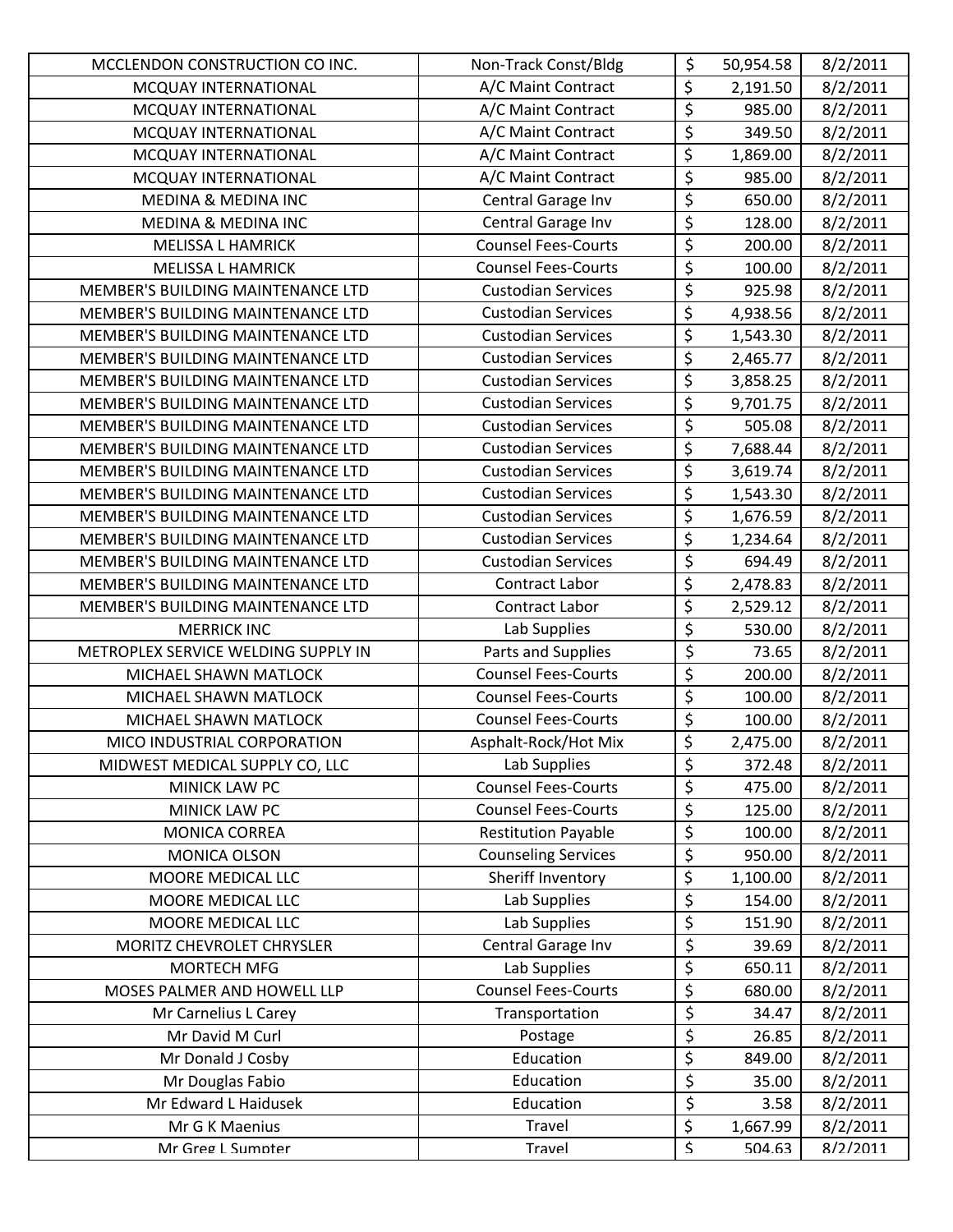| | | | | |
|---|---|---|---|---|
| MCCLENDON CONSTRUCTION CO INC. | Non-Track Const/Bldg | $ | 50,954.58 | 8/2/2011 |
| MCQUAY INTERNATIONAL | A/C Maint Contract | $ | 2,191.50 | 8/2/2011 |
| MCQUAY INTERNATIONAL | A/C Maint Contract | $ | 985.00 | 8/2/2011 |
| MCQUAY INTERNATIONAL | A/C Maint Contract | $ | 349.50 | 8/2/2011 |
| MCQUAY INTERNATIONAL | A/C Maint Contract | $ | 1,869.00 | 8/2/2011 |
| MCQUAY INTERNATIONAL | A/C Maint Contract | $ | 985.00 | 8/2/2011 |
| MEDINA & MEDINA INC | Central Garage Inv | $ | 650.00 | 8/2/2011 |
| MEDINA & MEDINA INC | Central Garage Inv | $ | 128.00 | 8/2/2011 |
| MELISSA L HAMRICK | Counsel Fees-Courts | $ | 200.00 | 8/2/2011 |
| MELISSA L HAMRICK | Counsel Fees-Courts | $ | 100.00 | 8/2/2011 |
| MEMBER'S BUILDING MAINTENANCE LTD | Custodian Services | $ | 925.98 | 8/2/2011 |
| MEMBER'S BUILDING MAINTENANCE LTD | Custodian Services | $ | 4,938.56 | 8/2/2011 |
| MEMBER'S BUILDING MAINTENANCE LTD | Custodian Services | $ | 1,543.30 | 8/2/2011 |
| MEMBER'S BUILDING MAINTENANCE LTD | Custodian Services | $ | 2,465.77 | 8/2/2011 |
| MEMBER'S BUILDING MAINTENANCE LTD | Custodian Services | $ | 3,858.25 | 8/2/2011 |
| MEMBER'S BUILDING MAINTENANCE LTD | Custodian Services | $ | 9,701.75 | 8/2/2011 |
| MEMBER'S BUILDING MAINTENANCE LTD | Custodian Services | $ | 505.08 | 8/2/2011 |
| MEMBER'S BUILDING MAINTENANCE LTD | Custodian Services | $ | 7,688.44 | 8/2/2011 |
| MEMBER'S BUILDING MAINTENANCE LTD | Custodian Services | $ | 3,619.74 | 8/2/2011 |
| MEMBER'S BUILDING MAINTENANCE LTD | Custodian Services | $ | 1,543.30 | 8/2/2011 |
| MEMBER'S BUILDING MAINTENANCE LTD | Custodian Services | $ | 1,676.59 | 8/2/2011 |
| MEMBER'S BUILDING MAINTENANCE LTD | Custodian Services | $ | 1,234.64 | 8/2/2011 |
| MEMBER'S BUILDING MAINTENANCE LTD | Custodian Services | $ | 694.49 | 8/2/2011 |
| MEMBER'S BUILDING MAINTENANCE LTD | Contract Labor | $ | 2,478.83 | 8/2/2011 |
| MEMBER'S BUILDING MAINTENANCE LTD | Contract Labor | $ | 2,529.12 | 8/2/2011 |
| MERRICK INC | Lab Supplies | $ | 530.00 | 8/2/2011 |
| METROPLEX SERVICE WELDING SUPPLY IN | Parts and Supplies | $ | 73.65 | 8/2/2011 |
| MICHAEL SHAWN MATLOCK | Counsel Fees-Courts | $ | 200.00 | 8/2/2011 |
| MICHAEL SHAWN MATLOCK | Counsel Fees-Courts | $ | 100.00 | 8/2/2011 |
| MICHAEL SHAWN MATLOCK | Counsel Fees-Courts | $ | 100.00 | 8/2/2011 |
| MICO INDUSTRIAL CORPORATION | Asphalt-Rock/Hot Mix | $ | 2,475.00 | 8/2/2011 |
| MIDWEST MEDICAL SUPPLY CO, LLC | Lab Supplies | $ | 372.48 | 8/2/2011 |
| MINICK LAW PC | Counsel Fees-Courts | $ | 475.00 | 8/2/2011 |
| MINICK LAW PC | Counsel Fees-Courts | $ | 125.00 | 8/2/2011 |
| MONICA CORREA | Restitution Payable | $ | 100.00 | 8/2/2011 |
| MONICA OLSON | Counseling Services | $ | 950.00 | 8/2/2011 |
| MOORE MEDICAL LLC | Sheriff Inventory | $ | 1,100.00 | 8/2/2011 |
| MOORE MEDICAL LLC | Lab Supplies | $ | 154.00 | 8/2/2011 |
| MOORE MEDICAL LLC | Lab Supplies | $ | 151.90 | 8/2/2011 |
| MORITZ CHEVROLET CHRYSLER | Central Garage Inv | $ | 39.69 | 8/2/2011 |
| MORTECH MFG | Lab Supplies | $ | 650.11 | 8/2/2011 |
| MOSES PALMER AND HOWELL LLP | Counsel Fees-Courts | $ | 680.00 | 8/2/2011 |
| Mr Carnelius L Carey | Transportation | $ | 34.47 | 8/2/2011 |
| Mr David M Curl | Postage | $ | 26.85 | 8/2/2011 |
| Mr Donald J Cosby | Education | $ | 849.00 | 8/2/2011 |
| Mr Douglas Fabio | Education | $ | 35.00 | 8/2/2011 |
| Mr Edward L Haidusek | Education | $ | 3.58 | 8/2/2011 |
| Mr G K Maenius | Travel | $ | 1,667.99 | 8/2/2011 |
| Mr Greg L Sumpter | Travel | $ | 504.63 | 8/2/2011 |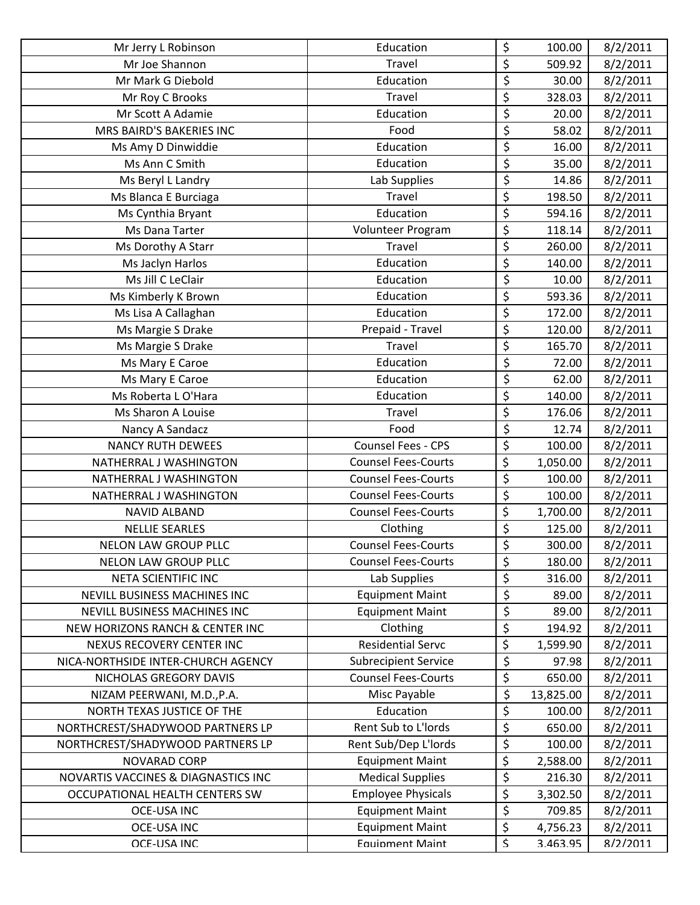| | | | | |
|---|---|---|---|---|
| Mr Jerry L Robinson | Education | $ | 100.00 | 8/2/2011 |
| Mr Joe Shannon | Travel | $ | 509.92 | 8/2/2011 |
| Mr Mark G Diebold | Education | $ | 30.00 | 8/2/2011 |
| Mr Roy C Brooks | Travel | $ | 328.03 | 8/2/2011 |
| Mr Scott A Adamie | Education | $ | 20.00 | 8/2/2011 |
| MRS BAIRD'S BAKERIES INC | Food | $ | 58.02 | 8/2/2011 |
| Ms Amy D Dinwiddie | Education | $ | 16.00 | 8/2/2011 |
| Ms Ann C Smith | Education | $ | 35.00 | 8/2/2011 |
| Ms Beryl L Landry | Lab Supplies | $ | 14.86 | 8/2/2011 |
| Ms Blanca E Burciaga | Travel | $ | 198.50 | 8/2/2011 |
| Ms Cynthia Bryant | Education | $ | 594.16 | 8/2/2011 |
| Ms Dana Tarter | Volunteer Program | $ | 118.14 | 8/2/2011 |
| Ms Dorothy A Starr | Travel | $ | 260.00 | 8/2/2011 |
| Ms Jaclyn Harlos | Education | $ | 140.00 | 8/2/2011 |
| Ms Jill C LeClair | Education | $ | 10.00 | 8/2/2011 |
| Ms Kimberly K Brown | Education | $ | 593.36 | 8/2/2011 |
| Ms Lisa A Callaghan | Education | $ | 172.00 | 8/2/2011 |
| Ms Margie S Drake | Prepaid - Travel | $ | 120.00 | 8/2/2011 |
| Ms Margie S Drake | Travel | $ | 165.70 | 8/2/2011 |
| Ms Mary E Caroe | Education | $ | 72.00 | 8/2/2011 |
| Ms Mary E Caroe | Education | $ | 62.00 | 8/2/2011 |
| Ms Roberta L O'Hara | Education | $ | 140.00 | 8/2/2011 |
| Ms Sharon A Louise | Travel | $ | 176.06 | 8/2/2011 |
| Nancy A Sandacz | Food | $ | 12.74 | 8/2/2011 |
| NANCY RUTH DEWEES | Counsel Fees - CPS | $ | 100.00 | 8/2/2011 |
| NATHERRAL J WASHINGTON | Counsel Fees-Courts | $ | 1,050.00 | 8/2/2011 |
| NATHERRAL J WASHINGTON | Counsel Fees-Courts | $ | 100.00 | 8/2/2011 |
| NATHERRAL J WASHINGTON | Counsel Fees-Courts | $ | 100.00 | 8/2/2011 |
| NAVID ALBAND | Counsel Fees-Courts | $ | 1,700.00 | 8/2/2011 |
| NELLIE SEARLES | Clothing | $ | 125.00 | 8/2/2011 |
| NELON LAW GROUP PLLC | Counsel Fees-Courts | $ | 300.00 | 8/2/2011 |
| NELON LAW GROUP PLLC | Counsel Fees-Courts | $ | 180.00 | 8/2/2011 |
| NETA SCIENTIFIC INC | Lab Supplies | $ | 316.00 | 8/2/2011 |
| NEVILL BUSINESS MACHINES INC | Equipment Maint | $ | 89.00 | 8/2/2011 |
| NEVILL BUSINESS MACHINES INC | Equipment Maint | $ | 89.00 | 8/2/2011 |
| NEW HORIZONS RANCH & CENTER INC | Clothing | $ | 194.92 | 8/2/2011 |
| NEXUS RECOVERY CENTER INC | Residential Servc | $ | 1,599.90 | 8/2/2011 |
| NICA-NORTHSIDE INTER-CHURCH AGENCY | Subrecipient Service | $ | 97.98 | 8/2/2011 |
| NICHOLAS GREGORY DAVIS | Counsel Fees-Courts | $ | 650.00 | 8/2/2011 |
| NIZAM PEERWANI, M.D.,P.A. | Misc Payable | $ | 13,825.00 | 8/2/2011 |
| NORTH TEXAS JUSTICE OF THE | Education | $ | 100.00 | 8/2/2011 |
| NORTHCREST/SHADYWOOD PARTNERS LP | Rent Sub to L'lords | $ | 650.00 | 8/2/2011 |
| NORTHCREST/SHADYWOOD PARTNERS LP | Rent Sub/Dep L'lords | $ | 100.00 | 8/2/2011 |
| NOVARAD CORP | Equipment Maint | $ | 2,588.00 | 8/2/2011 |
| NOVARTIS VACCINES & DIAGNASTICS INC | Medical Supplies | $ | 216.30 | 8/2/2011 |
| OCCUPATIONAL HEALTH CENTERS SW | Employee Physicals | $ | 3,302.50 | 8/2/2011 |
| OCE-USA INC | Equipment Maint | $ | 709.85 | 8/2/2011 |
| OCE-USA INC | Equipment Maint | $ | 4,756.23 | 8/2/2011 |
| OCE-USA INC | Equipment Maint | $ | 3,463.95 | 8/2/2011 |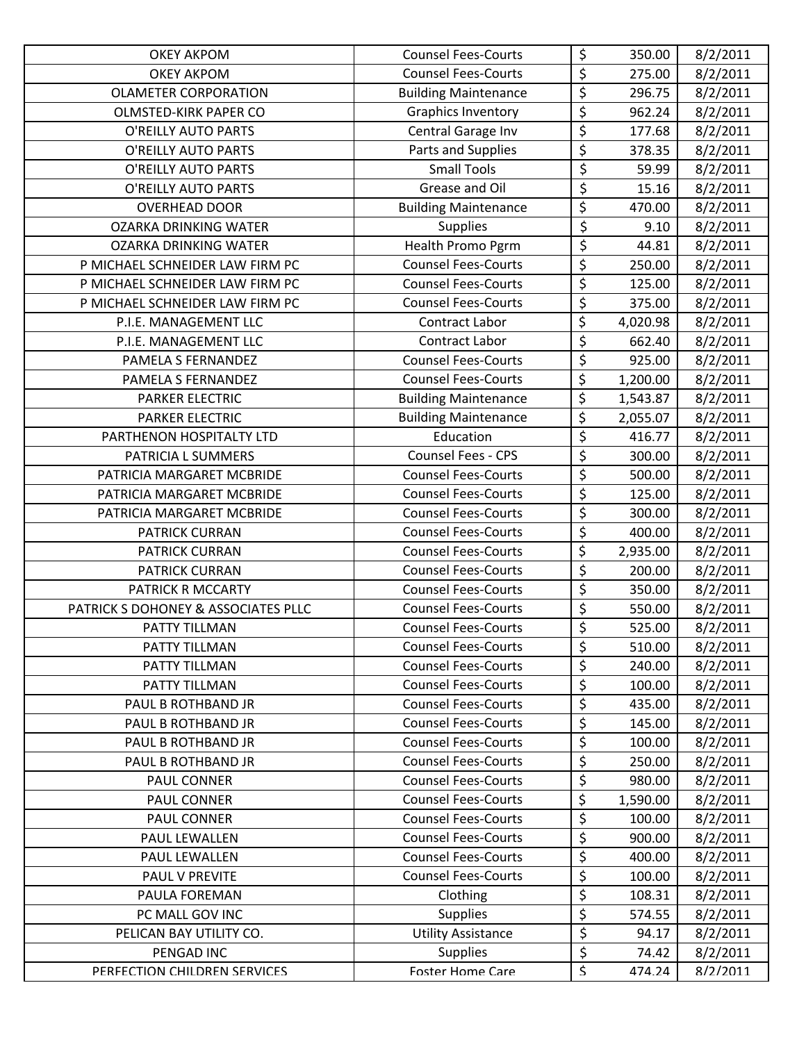| | | | | |
|---|---|---|---|---|
| OKEY AKPOM | Counsel Fees-Courts | $ | 350.00 | 8/2/2011 |
| OKEY AKPOM | Counsel Fees-Courts | $ | 275.00 | 8/2/2011 |
| OLAMETER CORPORATION | Building Maintenance | $ | 296.75 | 8/2/2011 |
| OLMSTED-KIRK PAPER CO | Graphics Inventory | $ | 962.24 | 8/2/2011 |
| O'REILLY AUTO PARTS | Central Garage Inv | $ | 177.68 | 8/2/2011 |
| O'REILLY AUTO PARTS | Parts and Supplies | $ | 378.35 | 8/2/2011 |
| O'REILLY AUTO PARTS | Small Tools | $ | 59.99 | 8/2/2011 |
| O'REILLY AUTO PARTS | Grease and Oil | $ | 15.16 | 8/2/2011 |
| OVERHEAD DOOR | Building Maintenance | $ | 470.00 | 8/2/2011 |
| OZARKA DRINKING WATER | Supplies | $ | 9.10 | 8/2/2011 |
| OZARKA DRINKING WATER | Health Promo Pgrm | $ | 44.81 | 8/2/2011 |
| P MICHAEL SCHNEIDER LAW FIRM PC | Counsel Fees-Courts | $ | 250.00 | 8/2/2011 |
| P MICHAEL SCHNEIDER LAW FIRM PC | Counsel Fees-Courts | $ | 125.00 | 8/2/2011 |
| P MICHAEL SCHNEIDER LAW FIRM PC | Counsel Fees-Courts | $ | 375.00 | 8/2/2011 |
| P.I.E. MANAGEMENT LLC | Contract Labor | $ | 4,020.98 | 8/2/2011 |
| P.I.E. MANAGEMENT LLC | Contract Labor | $ | 662.40 | 8/2/2011 |
| PAMELA S FERNANDEZ | Counsel Fees-Courts | $ | 925.00 | 8/2/2011 |
| PAMELA S FERNANDEZ | Counsel Fees-Courts | $ | 1,200.00 | 8/2/2011 |
| PARKER ELECTRIC | Building Maintenance | $ | 1,543.87 | 8/2/2011 |
| PARKER ELECTRIC | Building Maintenance | $ | 2,055.07 | 8/2/2011 |
| PARTHENON HOSPITALTY LTD | Education | $ | 416.77 | 8/2/2011 |
| PATRICIA L SUMMERS | Counsel Fees - CPS | $ | 300.00 | 8/2/2011 |
| PATRICIA MARGARET MCBRIDE | Counsel Fees-Courts | $ | 500.00 | 8/2/2011 |
| PATRICIA MARGARET MCBRIDE | Counsel Fees-Courts | $ | 125.00 | 8/2/2011 |
| PATRICIA MARGARET MCBRIDE | Counsel Fees-Courts | $ | 300.00 | 8/2/2011 |
| PATRICK CURRAN | Counsel Fees-Courts | $ | 400.00 | 8/2/2011 |
| PATRICK CURRAN | Counsel Fees-Courts | $ | 2,935.00 | 8/2/2011 |
| PATRICK CURRAN | Counsel Fees-Courts | $ | 200.00 | 8/2/2011 |
| PATRICK R MCCARTY | Counsel Fees-Courts | $ | 350.00 | 8/2/2011 |
| PATRICK S DOHONEY & ASSOCIATES PLLC | Counsel Fees-Courts | $ | 550.00 | 8/2/2011 |
| PATTY TILLMAN | Counsel Fees-Courts | $ | 525.00 | 8/2/2011 |
| PATTY TILLMAN | Counsel Fees-Courts | $ | 510.00 | 8/2/2011 |
| PATTY TILLMAN | Counsel Fees-Courts | $ | 240.00 | 8/2/2011 |
| PATTY TILLMAN | Counsel Fees-Courts | $ | 100.00 | 8/2/2011 |
| PAUL B ROTHBAND JR | Counsel Fees-Courts | $ | 435.00 | 8/2/2011 |
| PAUL B ROTHBAND JR | Counsel Fees-Courts | $ | 145.00 | 8/2/2011 |
| PAUL B ROTHBAND JR | Counsel Fees-Courts | $ | 100.00 | 8/2/2011 |
| PAUL B ROTHBAND JR | Counsel Fees-Courts | $ | 250.00 | 8/2/2011 |
| PAUL CONNER | Counsel Fees-Courts | $ | 980.00 | 8/2/2011 |
| PAUL CONNER | Counsel Fees-Courts | $ | 1,590.00 | 8/2/2011 |
| PAUL CONNER | Counsel Fees-Courts | $ | 100.00 | 8/2/2011 |
| PAUL LEWALLEN | Counsel Fees-Courts | $ | 900.00 | 8/2/2011 |
| PAUL LEWALLEN | Counsel Fees-Courts | $ | 400.00 | 8/2/2011 |
| PAUL V PREVITE | Counsel Fees-Courts | $ | 100.00 | 8/2/2011 |
| PAULA FOREMAN | Clothing | $ | 108.31 | 8/2/2011 |
| PC MALL GOV INC | Supplies | $ | 574.55 | 8/2/2011 |
| PELICAN BAY UTILITY CO. | Utility Assistance | $ | 94.17 | 8/2/2011 |
| PENGAD INC | Supplies | $ | 74.42 | 8/2/2011 |
| PERFECTION CHILDREN SERVICES | Foster Home Care | $ | 474.24 | 8/2/2011 |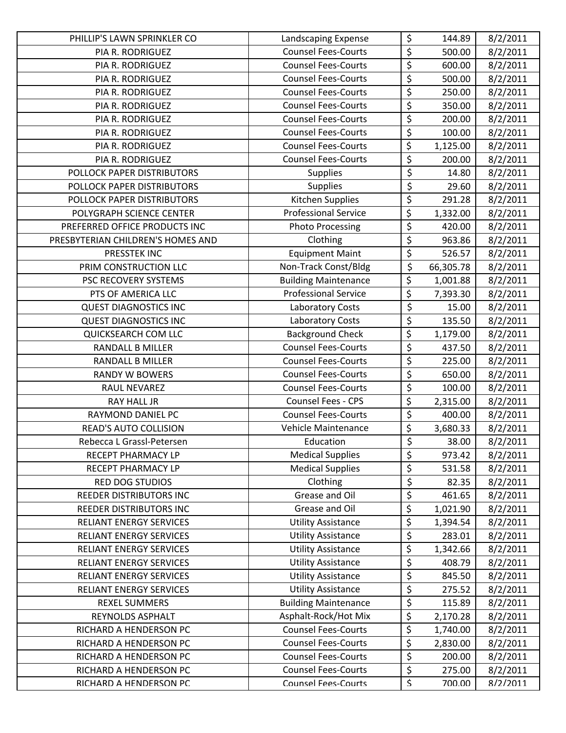| | | | | |
|---|---|---|---|---|
| PHILLIP'S LAWN SPRINKLER CO | Landscaping Expense | $ | 144.89 | 8/2/2011 |
| PIA R. RODRIGUEZ | Counsel Fees-Courts | $ | 500.00 | 8/2/2011 |
| PIA R. RODRIGUEZ | Counsel Fees-Courts | $ | 600.00 | 8/2/2011 |
| PIA R. RODRIGUEZ | Counsel Fees-Courts | $ | 500.00 | 8/2/2011 |
| PIA R. RODRIGUEZ | Counsel Fees-Courts | $ | 250.00 | 8/2/2011 |
| PIA R. RODRIGUEZ | Counsel Fees-Courts | $ | 350.00 | 8/2/2011 |
| PIA R. RODRIGUEZ | Counsel Fees-Courts | $ | 200.00 | 8/2/2011 |
| PIA R. RODRIGUEZ | Counsel Fees-Courts | $ | 100.00 | 8/2/2011 |
| PIA R. RODRIGUEZ | Counsel Fees-Courts | $ | 1,125.00 | 8/2/2011 |
| PIA R. RODRIGUEZ | Counsel Fees-Courts | $ | 200.00 | 8/2/2011 |
| POLLOCK PAPER DISTRIBUTORS | Supplies | $ | 14.80 | 8/2/2011 |
| POLLOCK PAPER DISTRIBUTORS | Supplies | $ | 29.60 | 8/2/2011 |
| POLLOCK PAPER DISTRIBUTORS | Kitchen Supplies | $ | 291.28 | 8/2/2011 |
| POLYGRAPH SCIENCE CENTER | Professional Service | $ | 1,332.00 | 8/2/2011 |
| PREFERRED OFFICE PRODUCTS INC | Photo Processing | $ | 420.00 | 8/2/2011 |
| PRESBYTERIAN CHILDREN'S HOMES AND | Clothing | $ | 963.86 | 8/2/2011 |
| PRESSTEK INC | Equipment Maint | $ | 526.57 | 8/2/2011 |
| PRIM CONSTRUCTION LLC | Non-Track Const/Bldg | $ | 66,305.78 | 8/2/2011 |
| PSC RECOVERY SYSTEMS | Building Maintenance | $ | 1,001.88 | 8/2/2011 |
| PTS OF AMERICA LLC | Professional Service | $ | 7,393.30 | 8/2/2011 |
| QUEST DIAGNOSTICS INC | Laboratory Costs | $ | 15.00 | 8/2/2011 |
| QUEST DIAGNOSTICS INC | Laboratory Costs | $ | 135.50 | 8/2/2011 |
| QUICKSEARCH COM LLC | Background Check | $ | 1,179.00 | 8/2/2011 |
| RANDALL B MILLER | Counsel Fees-Courts | $ | 437.50 | 8/2/2011 |
| RANDALL B MILLER | Counsel Fees-Courts | $ | 225.00 | 8/2/2011 |
| RANDY W BOWERS | Counsel Fees-Courts | $ | 650.00 | 8/2/2011 |
| RAUL NEVAREZ | Counsel Fees-Courts | $ | 100.00 | 8/2/2011 |
| RAY HALL JR | Counsel Fees - CPS | $ | 2,315.00 | 8/2/2011 |
| RAYMOND DANIEL PC | Counsel Fees-Courts | $ | 400.00 | 8/2/2011 |
| READ'S AUTO COLLISION | Vehicle Maintenance | $ | 3,680.33 | 8/2/2011 |
| Rebecca L Grassl-Petersen | Education | $ | 38.00 | 8/2/2011 |
| RECEPT PHARMACY LP | Medical Supplies | $ | 973.42 | 8/2/2011 |
| RECEPT PHARMACY LP | Medical Supplies | $ | 531.58 | 8/2/2011 |
| RED DOG STUDIOS | Clothing | $ | 82.35 | 8/2/2011 |
| REEDER DISTRIBUTORS INC | Grease and Oil | $ | 461.65 | 8/2/2011 |
| REEDER DISTRIBUTORS INC | Grease and Oil | $ | 1,021.90 | 8/2/2011 |
| RELIANT ENERGY SERVICES | Utility Assistance | $ | 1,394.54 | 8/2/2011 |
| RELIANT ENERGY SERVICES | Utility Assistance | $ | 283.01 | 8/2/2011 |
| RELIANT ENERGY SERVICES | Utility Assistance | $ | 1,342.66 | 8/2/2011 |
| RELIANT ENERGY SERVICES | Utility Assistance | $ | 408.79 | 8/2/2011 |
| RELIANT ENERGY SERVICES | Utility Assistance | $ | 845.50 | 8/2/2011 |
| RELIANT ENERGY SERVICES | Utility Assistance | $ | 275.52 | 8/2/2011 |
| REXEL SUMMERS | Building Maintenance | $ | 115.89 | 8/2/2011 |
| REYNOLDS ASPHALT | Asphalt-Rock/Hot Mix | $ | 2,170.28 | 8/2/2011 |
| RICHARD A HENDERSON PC | Counsel Fees-Courts | $ | 1,740.00 | 8/2/2011 |
| RICHARD A HENDERSON PC | Counsel Fees-Courts | $ | 2,830.00 | 8/2/2011 |
| RICHARD A HENDERSON PC | Counsel Fees-Courts | $ | 200.00 | 8/2/2011 |
| RICHARD A HENDERSON PC | Counsel Fees-Courts | $ | 275.00 | 8/2/2011 |
| RICHARD A HENDERSON PC | Counsel Fees-Courts | $ | 700.00 | 8/2/2011 |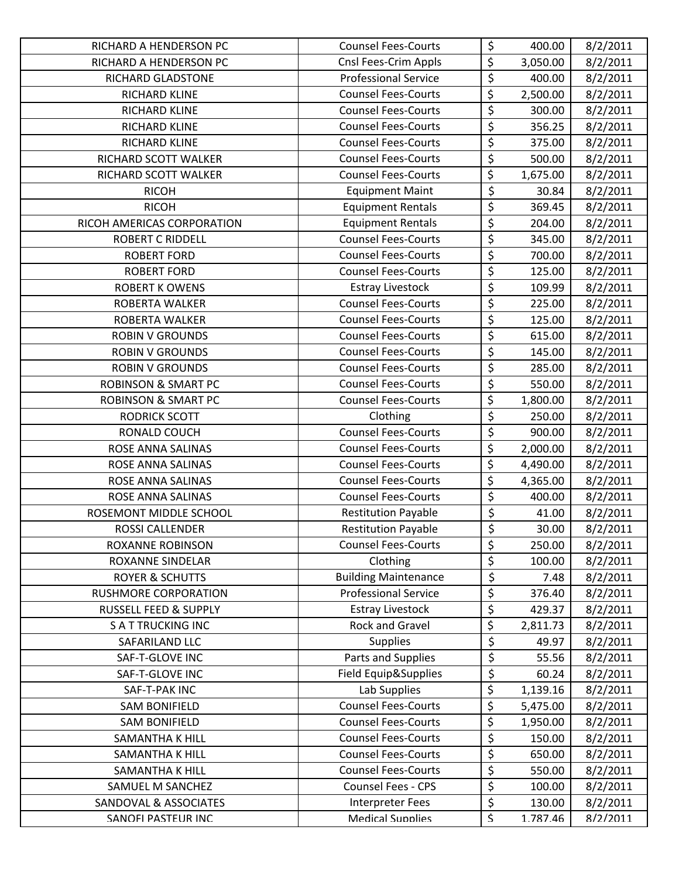| | | | | |
|---|---|---|---|---|
| RICHARD A HENDERSON PC | Counsel Fees-Courts | $ | 400.00 | 8/2/2011 |
| RICHARD A HENDERSON PC | Cnsl Fees-Crim Appls | $ | 3,050.00 | 8/2/2011 |
| RICHARD GLADSTONE | Professional Service | $ | 400.00 | 8/2/2011 |
| RICHARD KLINE | Counsel Fees-Courts | $ | 2,500.00 | 8/2/2011 |
| RICHARD KLINE | Counsel Fees-Courts | $ | 300.00 | 8/2/2011 |
| RICHARD KLINE | Counsel Fees-Courts | $ | 356.25 | 8/2/2011 |
| RICHARD KLINE | Counsel Fees-Courts | $ | 375.00 | 8/2/2011 |
| RICHARD SCOTT WALKER | Counsel Fees-Courts | $ | 500.00 | 8/2/2011 |
| RICHARD SCOTT WALKER | Counsel Fees-Courts | $ | 1,675.00 | 8/2/2011 |
| RICOH | Equipment Maint | $ | 30.84 | 8/2/2011 |
| RICOH | Equipment Rentals | $ | 369.45 | 8/2/2011 |
| RICOH AMERICAS CORPORATION | Equipment Rentals | $ | 204.00 | 8/2/2011 |
| ROBERT C RIDDELL | Counsel Fees-Courts | $ | 345.00 | 8/2/2011 |
| ROBERT FORD | Counsel Fees-Courts | $ | 700.00 | 8/2/2011 |
| ROBERT FORD | Counsel Fees-Courts | $ | 125.00 | 8/2/2011 |
| ROBERT K OWENS | Estray Livestock | $ | 109.99 | 8/2/2011 |
| ROBERTA WALKER | Counsel Fees-Courts | $ | 225.00 | 8/2/2011 |
| ROBERTA WALKER | Counsel Fees-Courts | $ | 125.00 | 8/2/2011 |
| ROBIN V GROUNDS | Counsel Fees-Courts | $ | 615.00 | 8/2/2011 |
| ROBIN V GROUNDS | Counsel Fees-Courts | $ | 145.00 | 8/2/2011 |
| ROBIN V GROUNDS | Counsel Fees-Courts | $ | 285.00 | 8/2/2011 |
| ROBINSON & SMART PC | Counsel Fees-Courts | $ | 550.00 | 8/2/2011 |
| ROBINSON & SMART PC | Counsel Fees-Courts | $ | 1,800.00 | 8/2/2011 |
| RODRICK SCOTT | Clothing | $ | 250.00 | 8/2/2011 |
| RONALD COUCH | Counsel Fees-Courts | $ | 900.00 | 8/2/2011 |
| ROSE ANNA SALINAS | Counsel Fees-Courts | $ | 2,000.00 | 8/2/2011 |
| ROSE ANNA SALINAS | Counsel Fees-Courts | $ | 4,490.00 | 8/2/2011 |
| ROSE ANNA SALINAS | Counsel Fees-Courts | $ | 4,365.00 | 8/2/2011 |
| ROSE ANNA SALINAS | Counsel Fees-Courts | $ | 400.00 | 8/2/2011 |
| ROSEMONT MIDDLE SCHOOL | Restitution Payable | $ | 41.00 | 8/2/2011 |
| ROSSI CALLENDER | Restitution Payable | $ | 30.00 | 8/2/2011 |
| ROXANNE ROBINSON | Counsel Fees-Courts | $ | 250.00 | 8/2/2011 |
| ROXANNE SINDELAR | Clothing | $ | 100.00 | 8/2/2011 |
| ROYER & SCHUTTS | Building Maintenance | $ | 7.48 | 8/2/2011 |
| RUSHMORE CORPORATION | Professional Service | $ | 376.40 | 8/2/2011 |
| RUSSELL FEED & SUPPLY | Estray Livestock | $ | 429.37 | 8/2/2011 |
| S A T TRUCKING INC | Rock and Gravel | $ | 2,811.73 | 8/2/2011 |
| SAFARILAND LLC | Supplies | $ | 49.97 | 8/2/2011 |
| SAF-T-GLOVE INC | Parts and Supplies | $ | 55.56 | 8/2/2011 |
| SAF-T-GLOVE INC | Field Equip&Supplies | $ | 60.24 | 8/2/2011 |
| SAF-T-PAK INC | Lab Supplies | $ | 1,139.16 | 8/2/2011 |
| SAM BONIFIELD | Counsel Fees-Courts | $ | 5,475.00 | 8/2/2011 |
| SAM BONIFIELD | Counsel Fees-Courts | $ | 1,950.00 | 8/2/2011 |
| SAMANTHA K HILL | Counsel Fees-Courts | $ | 150.00 | 8/2/2011 |
| SAMANTHA K HILL | Counsel Fees-Courts | $ | 650.00 | 8/2/2011 |
| SAMANTHA K HILL | Counsel Fees-Courts | $ | 550.00 | 8/2/2011 |
| SAMUEL M SANCHEZ | Counsel Fees - CPS | $ | 100.00 | 8/2/2011 |
| SANDOVAL & ASSOCIATES | Interpreter Fees | $ | 130.00 | 8/2/2011 |
| SANOFI PASTEUR INC | Medical Supplies | $ | 1,787.46 | 8/2/2011 |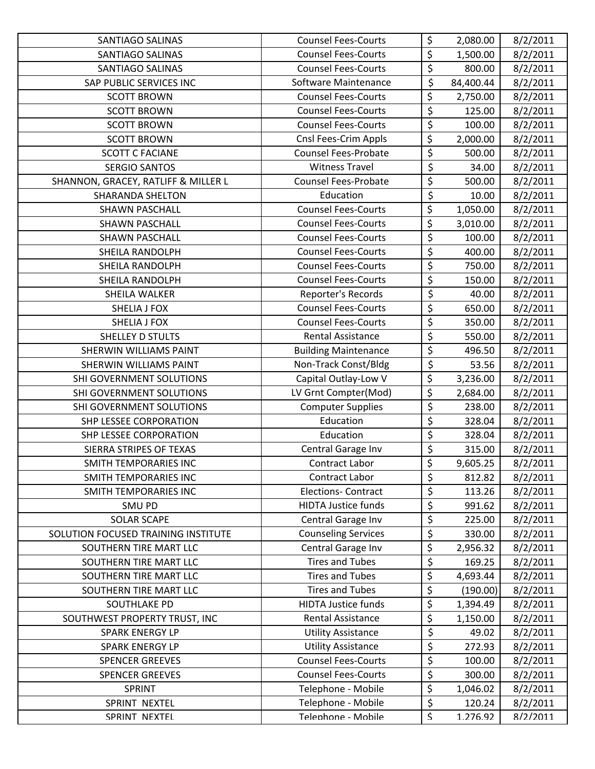| | | | | |
|---|---|---|---|---|
| SANTIAGO SALINAS | Counsel Fees-Courts | $ | 2,080.00 | 8/2/2011 |
| SANTIAGO SALINAS | Counsel Fees-Courts | $ | 1,500.00 | 8/2/2011 |
| SANTIAGO SALINAS | Counsel Fees-Courts | $ | 800.00 | 8/2/2011 |
| SAP PUBLIC SERVICES INC | Software Maintenance | $ | 84,400.44 | 8/2/2011 |
| SCOTT BROWN | Counsel Fees-Courts | $ | 2,750.00 | 8/2/2011 |
| SCOTT BROWN | Counsel Fees-Courts | $ | 125.00 | 8/2/2011 |
| SCOTT BROWN | Counsel Fees-Courts | $ | 100.00 | 8/2/2011 |
| SCOTT BROWN | Cnsl Fees-Crim Appls | $ | 2,000.00 | 8/2/2011 |
| SCOTT C FACIANE | Counsel Fees-Probate | $ | 500.00 | 8/2/2011 |
| SERGIO SANTOS | Witness Travel | $ | 34.00 | 8/2/2011 |
| SHANNON, GRACEY, RATLIFF & MILLER L | Counsel Fees-Probate | $ | 500.00 | 8/2/2011 |
| SHARANDA SHELTON | Education | $ | 10.00 | 8/2/2011 |
| SHAWN PASCHALL | Counsel Fees-Courts | $ | 1,050.00 | 8/2/2011 |
| SHAWN PASCHALL | Counsel Fees-Courts | $ | 3,010.00 | 8/2/2011 |
| SHAWN PASCHALL | Counsel Fees-Courts | $ | 100.00 | 8/2/2011 |
| SHEILA RANDOLPH | Counsel Fees-Courts | $ | 400.00 | 8/2/2011 |
| SHEILA RANDOLPH | Counsel Fees-Courts | $ | 750.00 | 8/2/2011 |
| SHEILA RANDOLPH | Counsel Fees-Courts | $ | 150.00 | 8/2/2011 |
| SHEILA WALKER | Reporter's Records | $ | 40.00 | 8/2/2011 |
| SHELIA J FOX | Counsel Fees-Courts | $ | 650.00 | 8/2/2011 |
| SHELIA J FOX | Counsel Fees-Courts | $ | 350.00 | 8/2/2011 |
| SHELLEY D STULTS | Rental Assistance | $ | 550.00 | 8/2/2011 |
| SHERWIN WILLIAMS PAINT | Building Maintenance | $ | 496.50 | 8/2/2011 |
| SHERWIN WILLIAMS PAINT | Non-Track Const/Bldg | $ | 53.56 | 8/2/2011 |
| SHI GOVERNMENT SOLUTIONS | Capital Outlay-Low V | $ | 3,236.00 | 8/2/2011 |
| SHI GOVERNMENT SOLUTIONS | LV Grnt Compter(Mod) | $ | 2,684.00 | 8/2/2011 |
| SHI GOVERNMENT SOLUTIONS | Computer Supplies | $ | 238.00 | 8/2/2011 |
| SHP LESSEE CORPORATION | Education | $ | 328.04 | 8/2/2011 |
| SHP LESSEE CORPORATION | Education | $ | 328.04 | 8/2/2011 |
| SIERRA STRIPES OF TEXAS | Central Garage Inv | $ | 315.00 | 8/2/2011 |
| SMITH TEMPORARIES INC | Contract Labor | $ | 9,605.25 | 8/2/2011 |
| SMITH TEMPORARIES INC | Contract Labor | $ | 812.82 | 8/2/2011 |
| SMITH TEMPORARIES INC | Elections- Contract | $ | 113.26 | 8/2/2011 |
| SMU PD | HIDTA Justice funds | $ | 991.62 | 8/2/2011 |
| SOLAR SCAPE | Central Garage Inv | $ | 225.00 | 8/2/2011 |
| SOLUTION FOCUSED TRAINING INSTITUTE | Counseling Services | $ | 330.00 | 8/2/2011 |
| SOUTHERN TIRE MART LLC | Central Garage Inv | $ | 2,956.32 | 8/2/2011 |
| SOUTHERN TIRE MART LLC | Tires and Tubes | $ | 169.25 | 8/2/2011 |
| SOUTHERN TIRE MART LLC | Tires and Tubes | $ | 4,693.44 | 8/2/2011 |
| SOUTHERN TIRE MART LLC | Tires and Tubes | $ | (190.00) | 8/2/2011 |
| SOUTHLAKE PD | HIDTA Justice funds | $ | 1,394.49 | 8/2/2011 |
| SOUTHWEST PROPERTY TRUST, INC | Rental Assistance | $ | 1,150.00 | 8/2/2011 |
| SPARK ENERGY LP | Utility Assistance | $ | 49.02 | 8/2/2011 |
| SPARK ENERGY LP | Utility Assistance | $ | 272.93 | 8/2/2011 |
| SPENCER GREEVES | Counsel Fees-Courts | $ | 100.00 | 8/2/2011 |
| SPENCER GREEVES | Counsel Fees-Courts | $ | 300.00 | 8/2/2011 |
| SPRINT | Telephone - Mobile | $ | 1,046.02 | 8/2/2011 |
| SPRINT NEXTEL | Telephone - Mobile | $ | 120.24 | 8/2/2011 |
| SPRINT NEXTEL | Telephone - Mobile | $ | 1,276.92 | 8/2/2011 |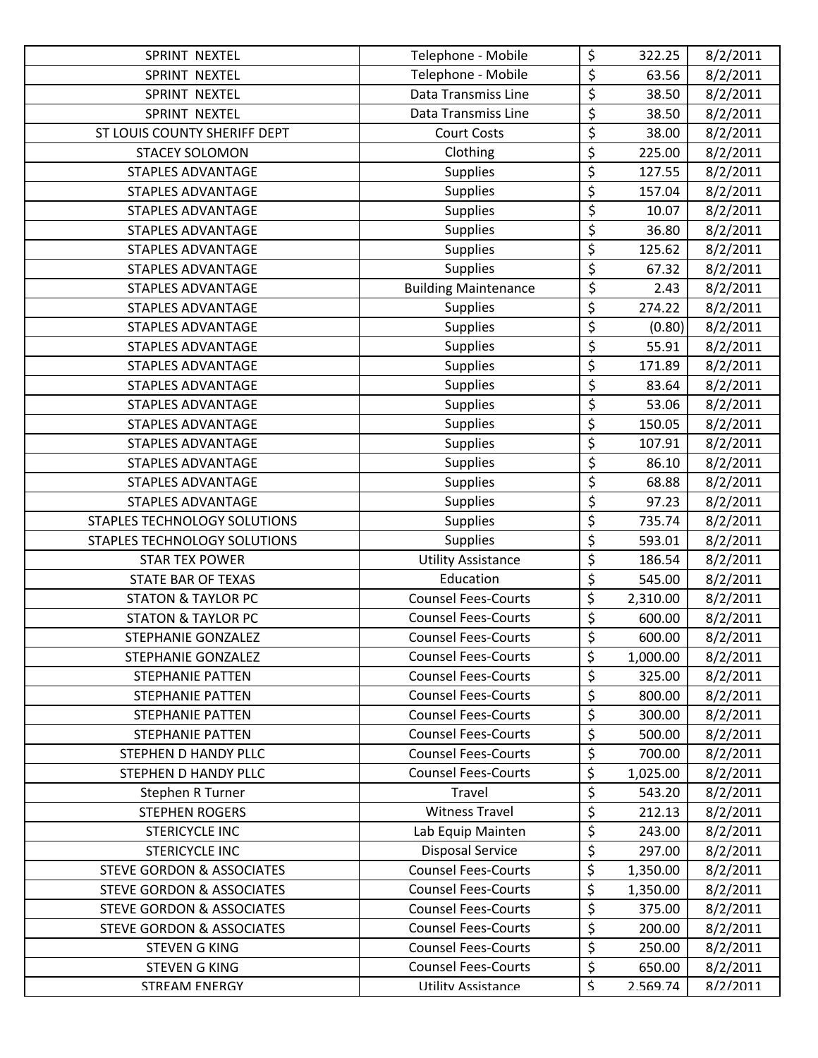| SPRINT NEXTEL | Telephone - Mobile | $ | 322.25 | 8/2/2011 |
|---|---|---|---|---|
| SPRINT NEXTEL | Telephone - Mobile | $ | 63.56 | 8/2/2011 |
| SPRINT NEXTEL | Data Transmiss Line | $ | 38.50 | 8/2/2011 |
| SPRINT NEXTEL | Data Transmiss Line | $ | 38.50 | 8/2/2011 |
| ST LOUIS COUNTY SHERIFF DEPT | Court Costs | $ | 38.00 | 8/2/2011 |
| STACEY SOLOMON | Clothing | $ | 225.00 | 8/2/2011 |
| STAPLES ADVANTAGE | Supplies | $ | 127.55 | 8/2/2011 |
| STAPLES ADVANTAGE | Supplies | $ | 157.04 | 8/2/2011 |
| STAPLES ADVANTAGE | Supplies | $ | 10.07 | 8/2/2011 |
| STAPLES ADVANTAGE | Supplies | $ | 36.80 | 8/2/2011 |
| STAPLES ADVANTAGE | Supplies | $ | 125.62 | 8/2/2011 |
| STAPLES ADVANTAGE | Supplies | $ | 67.32 | 8/2/2011 |
| STAPLES ADVANTAGE | Building Maintenance | $ | 2.43 | 8/2/2011 |
| STAPLES ADVANTAGE | Supplies | $ | 274.22 | 8/2/2011 |
| STAPLES ADVANTAGE | Supplies | $ | (0.80) | 8/2/2011 |
| STAPLES ADVANTAGE | Supplies | $ | 55.91 | 8/2/2011 |
| STAPLES ADVANTAGE | Supplies | $ | 171.89 | 8/2/2011 |
| STAPLES ADVANTAGE | Supplies | $ | 83.64 | 8/2/2011 |
| STAPLES ADVANTAGE | Supplies | $ | 53.06 | 8/2/2011 |
| STAPLES ADVANTAGE | Supplies | $ | 150.05 | 8/2/2011 |
| STAPLES ADVANTAGE | Supplies | $ | 107.91 | 8/2/2011 |
| STAPLES ADVANTAGE | Supplies | $ | 86.10 | 8/2/2011 |
| STAPLES ADVANTAGE | Supplies | $ | 68.88 | 8/2/2011 |
| STAPLES ADVANTAGE | Supplies | $ | 97.23 | 8/2/2011 |
| STAPLES TECHNOLOGY SOLUTIONS | Supplies | $ | 735.74 | 8/2/2011 |
| STAPLES TECHNOLOGY SOLUTIONS | Supplies | $ | 593.01 | 8/2/2011 |
| STAR TEX POWER | Utility Assistance | $ | 186.54 | 8/2/2011 |
| STATE BAR OF TEXAS | Education | $ | 545.00 | 8/2/2011 |
| STATON & TAYLOR PC | Counsel Fees-Courts | $ | 2,310.00 | 8/2/2011 |
| STATON & TAYLOR PC | Counsel Fees-Courts | $ | 600.00 | 8/2/2011 |
| STEPHANIE GONZALEZ | Counsel Fees-Courts | $ | 600.00 | 8/2/2011 |
| STEPHANIE GONZALEZ | Counsel Fees-Courts | $ | 1,000.00 | 8/2/2011 |
| STEPHANIE PATTEN | Counsel Fees-Courts | $ | 325.00 | 8/2/2011 |
| STEPHANIE PATTEN | Counsel Fees-Courts | $ | 800.00 | 8/2/2011 |
| STEPHANIE PATTEN | Counsel Fees-Courts | $ | 300.00 | 8/2/2011 |
| STEPHANIE PATTEN | Counsel Fees-Courts | $ | 500.00 | 8/2/2011 |
| STEPHEN D HANDY PLLC | Counsel Fees-Courts | $ | 700.00 | 8/2/2011 |
| STEPHEN D HANDY PLLC | Counsel Fees-Courts | $ | 1,025.00 | 8/2/2011 |
| Stephen R Turner | Travel | $ | 543.20 | 8/2/2011 |
| STEPHEN ROGERS | Witness Travel | $ | 212.13 | 8/2/2011 |
| STERICYCLE INC | Lab Equip Mainten | $ | 243.00 | 8/2/2011 |
| STERICYCLE INC | Disposal Service | $ | 297.00 | 8/2/2011 |
| STEVE GORDON & ASSOCIATES | Counsel Fees-Courts | $ | 1,350.00 | 8/2/2011 |
| STEVE GORDON & ASSOCIATES | Counsel Fees-Courts | $ | 1,350.00 | 8/2/2011 |
| STEVE GORDON & ASSOCIATES | Counsel Fees-Courts | $ | 375.00 | 8/2/2011 |
| STEVE GORDON & ASSOCIATES | Counsel Fees-Courts | $ | 200.00 | 8/2/2011 |
| STEVEN G KING | Counsel Fees-Courts | $ | 250.00 | 8/2/2011 |
| STEVEN G KING | Counsel Fees-Courts | $ | 650.00 | 8/2/2011 |
| STREAM ENERGY | Utility Assistance | $ | 2,569.74 | 8/2/2011 |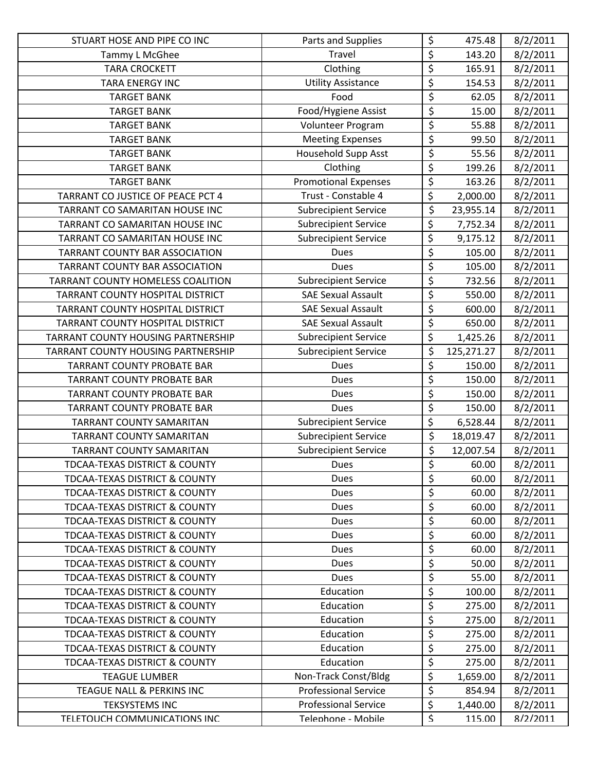| | | | |
|---|---|---|---|
| STUART HOSE AND PIPE CO INC | Parts and Supplies | $ 475.48 | 8/2/2011 |
| Tammy L McGhee | Travel | $ 143.20 | 8/2/2011 |
| TARA CROCKETT | Clothing | $ 165.91 | 8/2/2011 |
| TARA ENERGY INC | Utility Assistance | $ 154.53 | 8/2/2011 |
| TARGET BANK | Food | $ 62.05 | 8/2/2011 |
| TARGET BANK | Food/Hygiene Assist | $ 15.00 | 8/2/2011 |
| TARGET BANK | Volunteer Program | $ 55.88 | 8/2/2011 |
| TARGET BANK | Meeting Expenses | $ 99.50 | 8/2/2011 |
| TARGET BANK | Household Supp Asst | $ 55.56 | 8/2/2011 |
| TARGET BANK | Clothing | $ 199.26 | 8/2/2011 |
| TARGET BANK | Promotional Expenses | $ 163.26 | 8/2/2011 |
| TARRANT CO JUSTICE OF PEACE PCT 4 | Trust - Constable 4 | $ 2,000.00 | 8/2/2011 |
| TARRANT CO SAMARITAN HOUSE INC | Subrecipient Service | $ 23,955.14 | 8/2/2011 |
| TARRANT CO SAMARITAN HOUSE INC | Subrecipient Service | $ 7,752.34 | 8/2/2011 |
| TARRANT CO SAMARITAN HOUSE INC | Subrecipient Service | $ 9,175.12 | 8/2/2011 |
| TARRANT COUNTY BAR ASSOCIATION | Dues | $ 105.00 | 8/2/2011 |
| TARRANT COUNTY BAR ASSOCIATION | Dues | $ 105.00 | 8/2/2011 |
| TARRANT COUNTY HOMELESS COALITION | Subrecipient Service | $ 732.56 | 8/2/2011 |
| TARRANT COUNTY HOSPITAL DISTRICT | SAE Sexual Assault | $ 550.00 | 8/2/2011 |
| TARRANT COUNTY HOSPITAL DISTRICT | SAE Sexual Assault | $ 600.00 | 8/2/2011 |
| TARRANT COUNTY HOSPITAL DISTRICT | SAE Sexual Assault | $ 650.00 | 8/2/2011 |
| TARRANT COUNTY HOUSING PARTNERSHIP | Subrecipient Service | $ 1,425.26 | 8/2/2011 |
| TARRANT COUNTY HOUSING PARTNERSHIP | Subrecipient Service | $ 125,271.27 | 8/2/2011 |
| TARRANT COUNTY PROBATE BAR | Dues | $ 150.00 | 8/2/2011 |
| TARRANT COUNTY PROBATE BAR | Dues | $ 150.00 | 8/2/2011 |
| TARRANT COUNTY PROBATE BAR | Dues | $ 150.00 | 8/2/2011 |
| TARRANT COUNTY PROBATE BAR | Dues | $ 150.00 | 8/2/2011 |
| TARRANT COUNTY SAMARITAN | Subrecipient Service | $ 6,528.44 | 8/2/2011 |
| TARRANT COUNTY SAMARITAN | Subrecipient Service | $ 18,019.47 | 8/2/2011 |
| TARRANT COUNTY SAMARITAN | Subrecipient Service | $ 12,007.54 | 8/2/2011 |
| TDCAA-TEXAS DISTRICT & COUNTY | Dues | $ 60.00 | 8/2/2011 |
| TDCAA-TEXAS DISTRICT & COUNTY | Dues | $ 60.00 | 8/2/2011 |
| TDCAA-TEXAS DISTRICT & COUNTY | Dues | $ 60.00 | 8/2/2011 |
| TDCAA-TEXAS DISTRICT & COUNTY | Dues | $ 60.00 | 8/2/2011 |
| TDCAA-TEXAS DISTRICT & COUNTY | Dues | $ 60.00 | 8/2/2011 |
| TDCAA-TEXAS DISTRICT & COUNTY | Dues | $ 60.00 | 8/2/2011 |
| TDCAA-TEXAS DISTRICT & COUNTY | Dues | $ 60.00 | 8/2/2011 |
| TDCAA-TEXAS DISTRICT & COUNTY | Dues | $ 50.00 | 8/2/2011 |
| TDCAA-TEXAS DISTRICT & COUNTY | Dues | $ 55.00 | 8/2/2011 |
| TDCAA-TEXAS DISTRICT & COUNTY | Education | $ 100.00 | 8/2/2011 |
| TDCAA-TEXAS DISTRICT & COUNTY | Education | $ 275.00 | 8/2/2011 |
| TDCAA-TEXAS DISTRICT & COUNTY | Education | $ 275.00 | 8/2/2011 |
| TDCAA-TEXAS DISTRICT & COUNTY | Education | $ 275.00 | 8/2/2011 |
| TDCAA-TEXAS DISTRICT & COUNTY | Education | $ 275.00 | 8/2/2011 |
| TDCAA-TEXAS DISTRICT & COUNTY | Education | $ 275.00 | 8/2/2011 |
| TEAGUE LUMBER | Non-Track Const/Bldg | $ 1,659.00 | 8/2/2011 |
| TEAGUE NALL & PERKINS INC | Professional Service | $ 854.94 | 8/2/2011 |
| TEKSYSTEMS INC | Professional Service | $ 1,440.00 | 8/2/2011 |
| TELETOUCH COMMUNICATIONS INC | Telephone - Mobile | $ 115.00 | 8/2/2011 |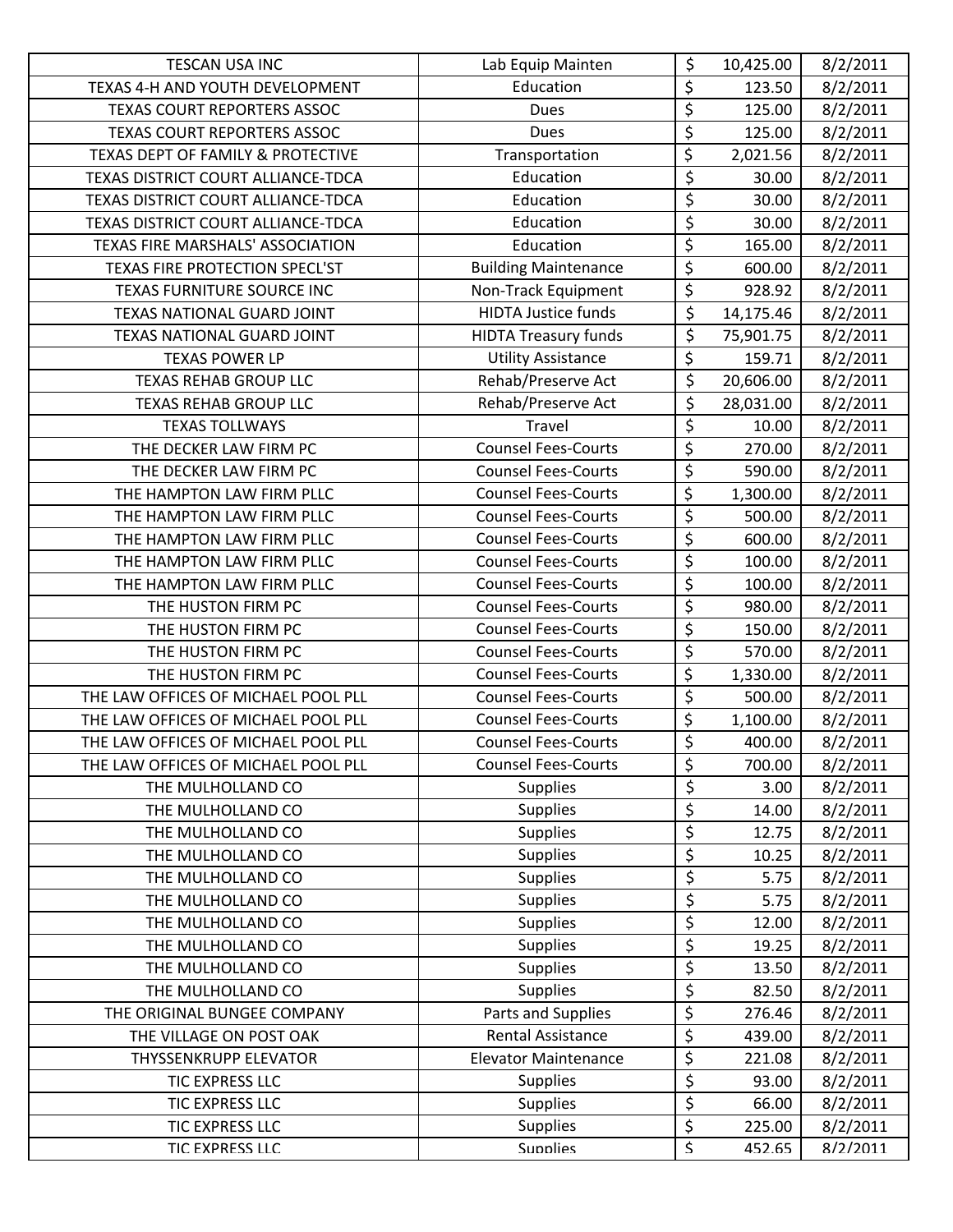| TESCAN USA INC | Lab Equip Mainten | $ | 10,425.00 | 8/2/2011 |
|---|---|---|---|---|
| TEXAS 4-H AND YOUTH DEVELOPMENT | Education | $ | 123.50 | 8/2/2011 |
| TEXAS COURT REPORTERS ASSOC | Dues | $ | 125.00 | 8/2/2011 |
| TEXAS COURT REPORTERS ASSOC | Dues | $ | 125.00 | 8/2/2011 |
| TEXAS DEPT OF FAMILY & PROTECTIVE | Transportation | $ | 2,021.56 | 8/2/2011 |
| TEXAS DISTRICT COURT ALLIANCE-TDCA | Education | $ | 30.00 | 8/2/2011 |
| TEXAS DISTRICT COURT ALLIANCE-TDCA | Education | $ | 30.00 | 8/2/2011 |
| TEXAS DISTRICT COURT ALLIANCE-TDCA | Education | $ | 30.00 | 8/2/2011 |
| TEXAS FIRE MARSHALS' ASSOCIATION | Education | $ | 165.00 | 8/2/2011 |
| TEXAS FIRE PROTECTION SPECL'ST | Building Maintenance | $ | 600.00 | 8/2/2011 |
| TEXAS FURNITURE SOURCE INC | Non-Track Equipment | $ | 928.92 | 8/2/2011 |
| TEXAS NATIONAL GUARD JOINT | HIDTA Justice funds | $ | 14,175.46 | 8/2/2011 |
| TEXAS NATIONAL GUARD JOINT | HIDTA Treasury funds | $ | 75,901.75 | 8/2/2011 |
| TEXAS POWER LP | Utility Assistance | $ | 159.71 | 8/2/2011 |
| TEXAS REHAB GROUP LLC | Rehab/Preserve Act | $ | 20,606.00 | 8/2/2011 |
| TEXAS REHAB GROUP LLC | Rehab/Preserve Act | $ | 28,031.00 | 8/2/2011 |
| TEXAS TOLLWAYS | Travel | $ | 10.00 | 8/2/2011 |
| THE DECKER LAW FIRM PC | Counsel Fees-Courts | $ | 270.00 | 8/2/2011 |
| THE DECKER LAW FIRM PC | Counsel Fees-Courts | $ | 590.00 | 8/2/2011 |
| THE HAMPTON LAW FIRM PLLC | Counsel Fees-Courts | $ | 1,300.00 | 8/2/2011 |
| THE HAMPTON LAW FIRM PLLC | Counsel Fees-Courts | $ | 500.00 | 8/2/2011 |
| THE HAMPTON LAW FIRM PLLC | Counsel Fees-Courts | $ | 600.00 | 8/2/2011 |
| THE HAMPTON LAW FIRM PLLC | Counsel Fees-Courts | $ | 100.00 | 8/2/2011 |
| THE HAMPTON LAW FIRM PLLC | Counsel Fees-Courts | $ | 100.00 | 8/2/2011 |
| THE HUSTON FIRM PC | Counsel Fees-Courts | $ | 980.00 | 8/2/2011 |
| THE HUSTON FIRM PC | Counsel Fees-Courts | $ | 150.00 | 8/2/2011 |
| THE HUSTON FIRM PC | Counsel Fees-Courts | $ | 570.00 | 8/2/2011 |
| THE HUSTON FIRM PC | Counsel Fees-Courts | $ | 1,330.00 | 8/2/2011 |
| THE LAW OFFICES OF MICHAEL POOL PLL | Counsel Fees-Courts | $ | 500.00 | 8/2/2011 |
| THE LAW OFFICES OF MICHAEL POOL PLL | Counsel Fees-Courts | $ | 1,100.00 | 8/2/2011 |
| THE LAW OFFICES OF MICHAEL POOL PLL | Counsel Fees-Courts | $ | 400.00 | 8/2/2011 |
| THE LAW OFFICES OF MICHAEL POOL PLL | Counsel Fees-Courts | $ | 700.00 | 8/2/2011 |
| THE MULHOLLAND CO | Supplies | $ | 3.00 | 8/2/2011 |
| THE MULHOLLAND CO | Supplies | $ | 14.00 | 8/2/2011 |
| THE MULHOLLAND CO | Supplies | $ | 12.75 | 8/2/2011 |
| THE MULHOLLAND CO | Supplies | $ | 10.25 | 8/2/2011 |
| THE MULHOLLAND CO | Supplies | $ | 5.75 | 8/2/2011 |
| THE MULHOLLAND CO | Supplies | $ | 5.75 | 8/2/2011 |
| THE MULHOLLAND CO | Supplies | $ | 12.00 | 8/2/2011 |
| THE MULHOLLAND CO | Supplies | $ | 19.25 | 8/2/2011 |
| THE MULHOLLAND CO | Supplies | $ | 13.50 | 8/2/2011 |
| THE MULHOLLAND CO | Supplies | $ | 82.50 | 8/2/2011 |
| THE ORIGINAL BUNGEE COMPANY | Parts and Supplies | $ | 276.46 | 8/2/2011 |
| THE VILLAGE ON POST OAK | Rental Assistance | $ | 439.00 | 8/2/2011 |
| THYSSENKRUPP ELEVATOR | Elevator Maintenance | $ | 221.08 | 8/2/2011 |
| TIC EXPRESS LLC | Supplies | $ | 93.00 | 8/2/2011 |
| TIC EXPRESS LLC | Supplies | $ | 66.00 | 8/2/2011 |
| TIC EXPRESS LLC | Supplies | $ | 225.00 | 8/2/2011 |
| TIC EXPRESS LLC | Supplies | $ | 452.65 | 8/2/2011 |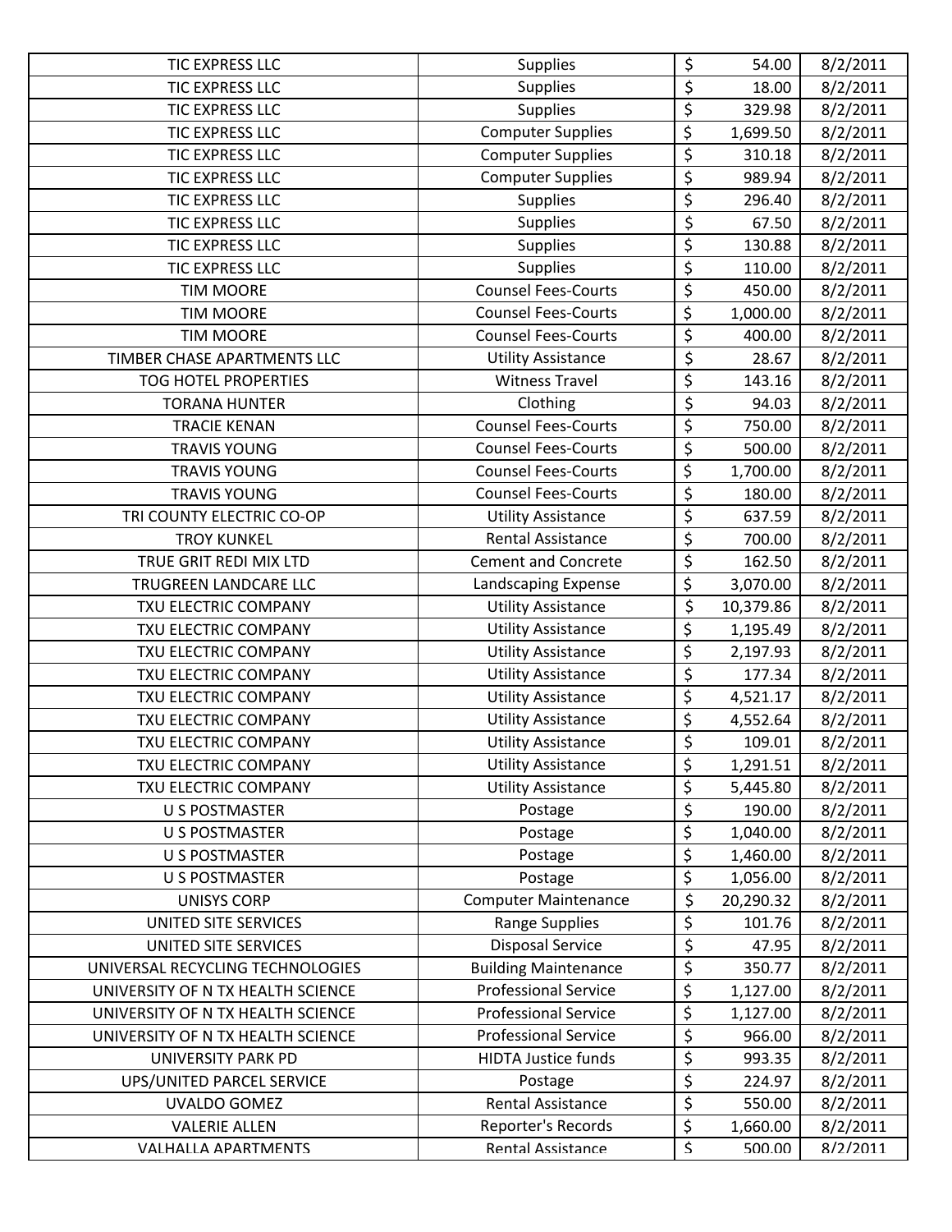| | | | | |
|---|---|---|---|---|
| TIC EXPRESS LLC | Supplies | $ | 54.00 | 8/2/2011 |
| TIC EXPRESS LLC | Supplies | $ | 18.00 | 8/2/2011 |
| TIC EXPRESS LLC | Supplies | $ | 329.98 | 8/2/2011 |
| TIC EXPRESS LLC | Computer Supplies | $ | 1,699.50 | 8/2/2011 |
| TIC EXPRESS LLC | Computer Supplies | $ | 310.18 | 8/2/2011 |
| TIC EXPRESS LLC | Computer Supplies | $ | 989.94 | 8/2/2011 |
| TIC EXPRESS LLC | Supplies | $ | 296.40 | 8/2/2011 |
| TIC EXPRESS LLC | Supplies | $ | 67.50 | 8/2/2011 |
| TIC EXPRESS LLC | Supplies | $ | 130.88 | 8/2/2011 |
| TIC EXPRESS LLC | Supplies | $ | 110.00 | 8/2/2011 |
| TIM MOORE | Counsel Fees-Courts | $ | 450.00 | 8/2/2011 |
| TIM MOORE | Counsel Fees-Courts | $ | 1,000.00 | 8/2/2011 |
| TIM MOORE | Counsel Fees-Courts | $ | 400.00 | 8/2/2011 |
| TIMBER CHASE APARTMENTS LLC | Utility Assistance | $ | 28.67 | 8/2/2011 |
| TOG HOTEL PROPERTIES | Witness Travel | $ | 143.16 | 8/2/2011 |
| TORANA HUNTER | Clothing | $ | 94.03 | 8/2/2011 |
| TRACIE KENAN | Counsel Fees-Courts | $ | 750.00 | 8/2/2011 |
| TRAVIS YOUNG | Counsel Fees-Courts | $ | 500.00 | 8/2/2011 |
| TRAVIS YOUNG | Counsel Fees-Courts | $ | 1,700.00 | 8/2/2011 |
| TRAVIS YOUNG | Counsel Fees-Courts | $ | 180.00 | 8/2/2011 |
| TRI COUNTY ELECTRIC CO-OP | Utility Assistance | $ | 637.59 | 8/2/2011 |
| TROY KUNKEL | Rental Assistance | $ | 700.00 | 8/2/2011 |
| TRUE GRIT REDI MIX LTD | Cement and Concrete | $ | 162.50 | 8/2/2011 |
| TRUGREEN LANDCARE LLC | Landscaping Expense | $ | 3,070.00 | 8/2/2011 |
| TXU ELECTRIC COMPANY | Utility Assistance | $ | 10,379.86 | 8/2/2011 |
| TXU ELECTRIC COMPANY | Utility Assistance | $ | 1,195.49 | 8/2/2011 |
| TXU ELECTRIC COMPANY | Utility Assistance | $ | 2,197.93 | 8/2/2011 |
| TXU ELECTRIC COMPANY | Utility Assistance | $ | 177.34 | 8/2/2011 |
| TXU ELECTRIC COMPANY | Utility Assistance | $ | 4,521.17 | 8/2/2011 |
| TXU ELECTRIC COMPANY | Utility Assistance | $ | 4,552.64 | 8/2/2011 |
| TXU ELECTRIC COMPANY | Utility Assistance | $ | 109.01 | 8/2/2011 |
| TXU ELECTRIC COMPANY | Utility Assistance | $ | 1,291.51 | 8/2/2011 |
| TXU ELECTRIC COMPANY | Utility Assistance | $ | 5,445.80 | 8/2/2011 |
| U S POSTMASTER | Postage | $ | 190.00 | 8/2/2011 |
| U S POSTMASTER | Postage | $ | 1,040.00 | 8/2/2011 |
| U S POSTMASTER | Postage | $ | 1,460.00 | 8/2/2011 |
| U S POSTMASTER | Postage | $ | 1,056.00 | 8/2/2011 |
| UNISYS CORP | Computer Maintenance | $ | 20,290.32 | 8/2/2011 |
| UNITED SITE SERVICES | Range Supplies | $ | 101.76 | 8/2/2011 |
| UNITED SITE SERVICES | Disposal Service | $ | 47.95 | 8/2/2011 |
| UNIVERSAL RECYCLING TECHNOLOGIES | Building Maintenance | $ | 350.77 | 8/2/2011 |
| UNIVERSITY OF N TX HEALTH SCIENCE | Professional Service | $ | 1,127.00 | 8/2/2011 |
| UNIVERSITY OF N TX HEALTH SCIENCE | Professional Service | $ | 1,127.00 | 8/2/2011 |
| UNIVERSITY OF N TX HEALTH SCIENCE | Professional Service | $ | 966.00 | 8/2/2011 |
| UNIVERSITY PARK PD | HIDTA Justice funds | $ | 993.35 | 8/2/2011 |
| UPS/UNITED PARCEL SERVICE | Postage | $ | 224.97 | 8/2/2011 |
| UVALDO GOMEZ | Rental Assistance | $ | 550.00 | 8/2/2011 |
| VALERIE ALLEN | Reporter's Records | $ | 1,660.00 | 8/2/2011 |
| VALHALLA APARTMENTS | Rental Assistance | $ | 500.00 | 8/2/2011 |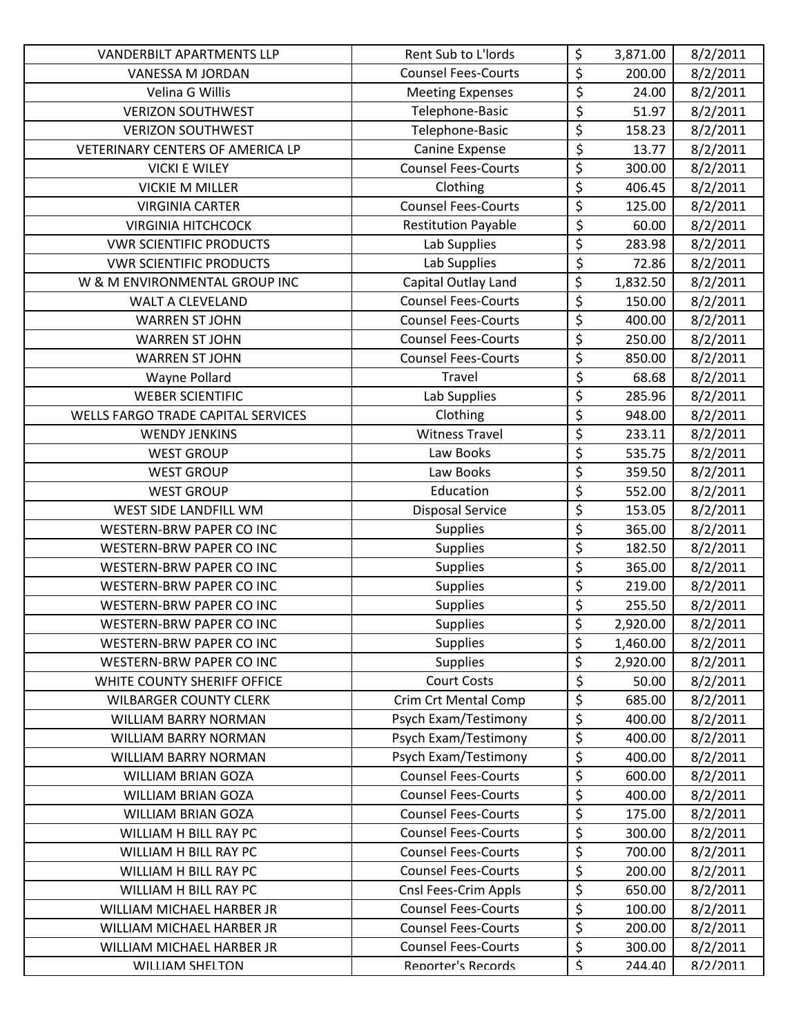| | | | | |
|---|---|---|---|---|
| VANDERBILT APARTMENTS LLP | Rent Sub to L'lords | $ | 3,871.00 | 8/2/2011 |
| VANESSA M JORDAN | Counsel Fees-Courts | $ | 200.00 | 8/2/2011 |
| Velina G Willis | Meeting Expenses | $ | 24.00 | 8/2/2011 |
| VERIZON SOUTHWEST | Telephone-Basic | $ | 51.97 | 8/2/2011 |
| VERIZON SOUTHWEST | Telephone-Basic | $ | 158.23 | 8/2/2011 |
| VETERINARY CENTERS OF AMERICA LP | Canine Expense | $ | 13.77 | 8/2/2011 |
| VICKI E WILEY | Counsel Fees-Courts | $ | 300.00 | 8/2/2011 |
| VICKIE M MILLER | Clothing | $ | 406.45 | 8/2/2011 |
| VIRGINIA CARTER | Counsel Fees-Courts | $ | 125.00 | 8/2/2011 |
| VIRGINIA HITCHCOCK | Restitution Payable | $ | 60.00 | 8/2/2011 |
| VWR SCIENTIFIC PRODUCTS | Lab Supplies | $ | 283.98 | 8/2/2011 |
| VWR SCIENTIFIC PRODUCTS | Lab Supplies | $ | 72.86 | 8/2/2011 |
| W & M ENVIRONMENTAL GROUP INC | Capital Outlay Land | $ | 1,832.50 | 8/2/2011 |
| WALT A CLEVELAND | Counsel Fees-Courts | $ | 150.00 | 8/2/2011 |
| WARREN ST JOHN | Counsel Fees-Courts | $ | 400.00 | 8/2/2011 |
| WARREN ST JOHN | Counsel Fees-Courts | $ | 250.00 | 8/2/2011 |
| WARREN ST JOHN | Counsel Fees-Courts | $ | 850.00 | 8/2/2011 |
| Wayne Pollard | Travel | $ | 68.68 | 8/2/2011 |
| WEBER SCIENTIFIC | Lab Supplies | $ | 285.96 | 8/2/2011 |
| WELLS FARGO TRADE CAPITAL SERVICES | Clothing | $ | 948.00 | 8/2/2011 |
| WENDY JENKINS | Witness Travel | $ | 233.11 | 8/2/2011 |
| WEST GROUP | Law Books | $ | 535.75 | 8/2/2011 |
| WEST GROUP | Law Books | $ | 359.50 | 8/2/2011 |
| WEST GROUP | Education | $ | 552.00 | 8/2/2011 |
| WEST SIDE LANDFILL WM | Disposal Service | $ | 153.05 | 8/2/2011 |
| WESTERN-BRW PAPER CO INC | Supplies | $ | 365.00 | 8/2/2011 |
| WESTERN-BRW PAPER CO INC | Supplies | $ | 182.50 | 8/2/2011 |
| WESTERN-BRW PAPER CO INC | Supplies | $ | 365.00 | 8/2/2011 |
| WESTERN-BRW PAPER CO INC | Supplies | $ | 219.00 | 8/2/2011 |
| WESTERN-BRW PAPER CO INC | Supplies | $ | 255.50 | 8/2/2011 |
| WESTERN-BRW PAPER CO INC | Supplies | $ | 2,920.00 | 8/2/2011 |
| WESTERN-BRW PAPER CO INC | Supplies | $ | 1,460.00 | 8/2/2011 |
| WESTERN-BRW PAPER CO INC | Supplies | $ | 2,920.00 | 8/2/2011 |
| WHITE COUNTY SHERIFF OFFICE | Court Costs | $ | 50.00 | 8/2/2011 |
| WILBARGER COUNTY CLERK | Crim Crt Mental Comp | $ | 685.00 | 8/2/2011 |
| WILLIAM BARRY NORMAN | Psych Exam/Testimony | $ | 400.00 | 8/2/2011 |
| WILLIAM BARRY NORMAN | Psych Exam/Testimony | $ | 400.00 | 8/2/2011 |
| WILLIAM BARRY NORMAN | Psych Exam/Testimony | $ | 400.00 | 8/2/2011 |
| WILLIAM BRIAN GOZA | Counsel Fees-Courts | $ | 600.00 | 8/2/2011 |
| WILLIAM BRIAN GOZA | Counsel Fees-Courts | $ | 400.00 | 8/2/2011 |
| WILLIAM BRIAN GOZA | Counsel Fees-Courts | $ | 175.00 | 8/2/2011 |
| WILLIAM H BILL RAY PC | Counsel Fees-Courts | $ | 300.00 | 8/2/2011 |
| WILLIAM H BILL RAY PC | Counsel Fees-Courts | $ | 700.00 | 8/2/2011 |
| WILLIAM H BILL RAY PC | Counsel Fees-Courts | $ | 200.00 | 8/2/2011 |
| WILLIAM H BILL RAY PC | Cnsl Fees-Crim Appls | $ | 650.00 | 8/2/2011 |
| WILLIAM MICHAEL HARBER JR | Counsel Fees-Courts | $ | 100.00 | 8/2/2011 |
| WILLIAM MICHAEL HARBER JR | Counsel Fees-Courts | $ | 200.00 | 8/2/2011 |
| WILLIAM MICHAEL HARBER JR | Counsel Fees-Courts | $ | 300.00 | 8/2/2011 |
| WILLIAM SHELTON | Reporter's Records | $ | 244.40 | 8/2/2011 |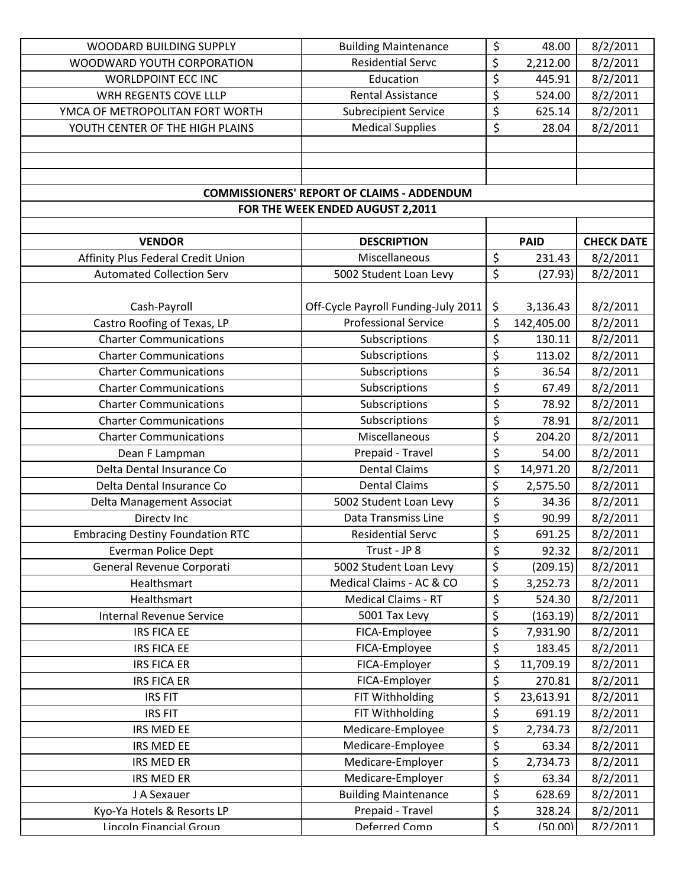| | | | |
|---|---|---|---|
| WOODARD BUILDING SUPPLY | Building Maintenance | $ 48.00 | 8/2/2011 |
| WOODWARD YOUTH CORPORATION | Residential Servc | $ 2,212.00 | 8/2/2011 |
| WORLDPOINT ECC INC | Education | $ 445.91 | 8/2/2011 |
| WRH REGENTS COVE LLLP | Rental Assistance | $ 524.00 | 8/2/2011 |
| YMCA OF METROPOLITAN FORT WORTH | Subrecipient Service | $ 625.14 | 8/2/2011 |
| YOUTH CENTER OF THE HIGH PLAINS | Medical Supplies | $ 28.04 | 8/2/2011 |

**COMMISSIONERS' REPORT OF CLAIMS - ADDENDUM**

**FOR THE WEEK ENDED AUGUST 2,2011**

| VENDOR | DESCRIPTION | PAID | CHECK DATE |
|---|---|---|---|
| Affinity Plus Federal Credit Union | Miscellaneous | $ 231.43 | 8/2/2011 |
| Automated Collection Serv | 5002 Student Loan Levy | $ (27.93) | 8/2/2011 |
| Cash-Payroll | Off-Cycle Payroll Funding-July 2011 | $ 3,136.43 | 8/2/2011 |
| Castro Roofing of Texas, LP | Professional Service | $ 142,405.00 | 8/2/2011 |
| Charter Communications | Subscriptions | $ 130.11 | 8/2/2011 |
| Charter Communications | Subscriptions | $ 113.02 | 8/2/2011 |
| Charter Communications | Subscriptions | $ 36.54 | 8/2/2011 |
| Charter Communications | Subscriptions | $ 67.49 | 8/2/2011 |
| Charter Communications | Subscriptions | $ 78.92 | 8/2/2011 |
| Charter Communications | Subscriptions | $ 78.91 | 8/2/2011 |
| Charter Communications | Miscellaneous | $ 204.20 | 8/2/2011 |
| Dean F Lampman | Prepaid - Travel | $ 54.00 | 8/2/2011 |
| Delta Dental Insurance Co | Dental Claims | $ 14,971.20 | 8/2/2011 |
| Delta Dental Insurance Co | Dental Claims | $ 2,575.50 | 8/2/2011 |
| Delta Management Associat | 5002 Student Loan Levy | $ 34.36 | 8/2/2011 |
| Directv Inc | Data Transmiss Line | $ 90.99 | 8/2/2011 |
| Embracing Destiny Foundation RTC | Residential Servc | $ 691.25 | 8/2/2011 |
| Everman Police Dept | Trust - JP 8 | $ 92.32 | 8/2/2011 |
| General Revenue Corporati | 5002 Student Loan Levy | $ (209.15) | 8/2/2011 |
| Healthsmart | Medical Claims - AC & CO | $ 3,252.73 | 8/2/2011 |
| Healthsmart | Medical Claims - RT | $ 524.30 | 8/2/2011 |
| Internal Revenue Service | 5001 Tax Levy | $ (163.19) | 8/2/2011 |
| IRS FICA EE | FICA-Employee | $ 7,931.90 | 8/2/2011 |
| IRS FICA EE | FICA-Employee | $ 183.45 | 8/2/2011 |
| IRS FICA ER | FICA-Employer | $ 11,709.19 | 8/2/2011 |
| IRS FICA ER | FICA-Employer | $ 270.81 | 8/2/2011 |
| IRS FIT | FIT Withholding | $ 23,613.91 | 8/2/2011 |
| IRS FIT | FIT Withholding | $ 691.19 | 8/2/2011 |
| IRS MED EE | Medicare-Employee | $ 2,734.73 | 8/2/2011 |
| IRS MED EE | Medicare-Employee | $ 63.34 | 8/2/2011 |
| IRS MED ER | Medicare-Employer | $ 2,734.73 | 8/2/2011 |
| IRS MED ER | Medicare-Employer | $ 63.34 | 8/2/2011 |
| J A Sexauer | Building Maintenance | $ 628.69 | 8/2/2011 |
| Kyo-Ya Hotels & Resorts LP | Prepaid - Travel | $ 328.24 | 8/2/2011 |
| Lincoln Financial Group | Deferred Comp | $ (50.00) | 8/2/2011 |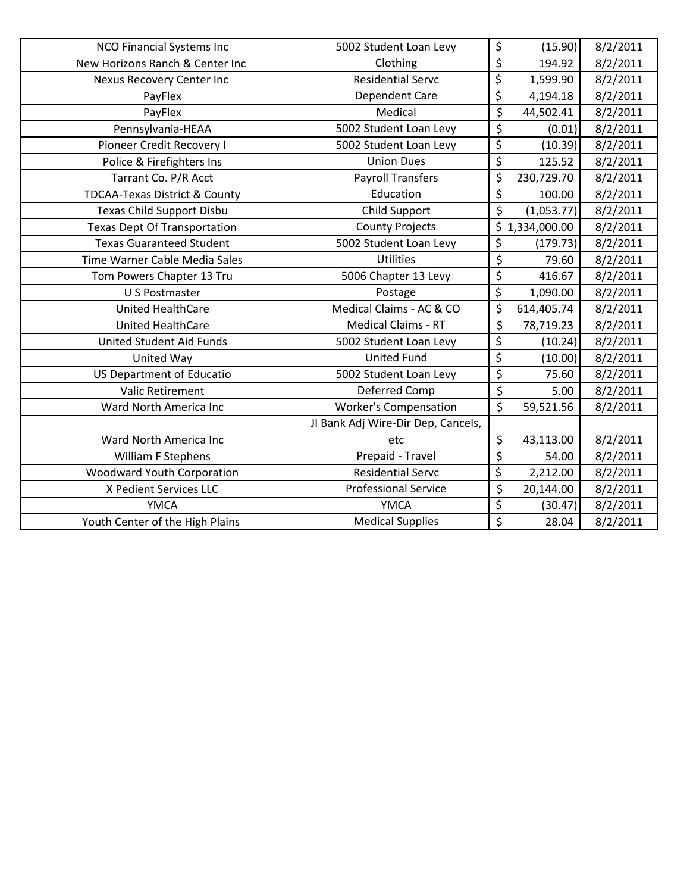| | | | |
|---|---|---|---|
| NCO Financial Systems Inc | 5002 Student Loan Levy | $ (15.90) | 8/2/2011 |
| New Horizons Ranch & Center Inc | Clothing | $ 194.92 | 8/2/2011 |
| Nexus Recovery Center Inc | Residential Servc | $ 1,599.90 | 8/2/2011 |
| PayFlex | Dependent Care | $ 4,194.18 | 8/2/2011 |
| PayFlex | Medical | $ 44,502.41 | 8/2/2011 |
| Pennsylvania-HEAA | 5002 Student Loan Levy | $ (0.01) | 8/2/2011 |
| Pioneer Credit Recovery I | 5002 Student Loan Levy | $ (10.39) | 8/2/2011 |
| Police & Firefighters Ins | Union Dues | $ 125.52 | 8/2/2011 |
| Tarrant Co. P/R Acct | Payroll Transfers | $ 230,729.70 | 8/2/2011 |
| TDCAA-Texas District & County | Education | $ 100.00 | 8/2/2011 |
| Texas Child Support Disbu | Child Support | $ (1,053.77) | 8/2/2011 |
| Texas Dept Of Transportation | County Projects | $ 1,334,000.00 | 8/2/2011 |
| Texas Guaranteed Student | 5002 Student Loan Levy | $ (179.73) | 8/2/2011 |
| Time Warner Cable Media Sales | Utilities | $ 79.60 | 8/2/2011 |
| Tom Powers Chapter 13 Tru | 5006 Chapter 13 Levy | $ 416.67 | 8/2/2011 |
| U S Postmaster | Postage | $ 1,090.00 | 8/2/2011 |
| United HealthCare | Medical Claims - AC & CO | $ 614,405.74 | 8/2/2011 |
| United HealthCare | Medical Claims - RT | $ 78,719.23 | 8/2/2011 |
| United Student Aid Funds | 5002 Student Loan Levy | $ (10.24) | 8/2/2011 |
| United Way | United Fund | $ (10.00) | 8/2/2011 |
| US Department of Educatio | 5002 Student Loan Levy | $ 75.60 | 8/2/2011 |
| Valic Retirement | Deferred Comp | $ 5.00 | 8/2/2011 |
| Ward North America Inc | Worker's Compensation | $ 59,521.56 | 8/2/2011 |
| Ward North America Inc | JI Bank Adj Wire-Dir Dep, Cancels, etc | $ 43,113.00 | 8/2/2011 |
| William F Stephens | Prepaid - Travel | $ 54.00 | 8/2/2011 |
| Woodward Youth Corporation | Residential Servc | $ 2,212.00 | 8/2/2011 |
| X Pedient Services LLC | Professional Service | $ 20,144.00 | 8/2/2011 |
| YMCA | YMCA | $ (30.47) | 8/2/2011 |
| Youth Center of the High Plains | Medical Supplies | $ 28.04 | 8/2/2011 |